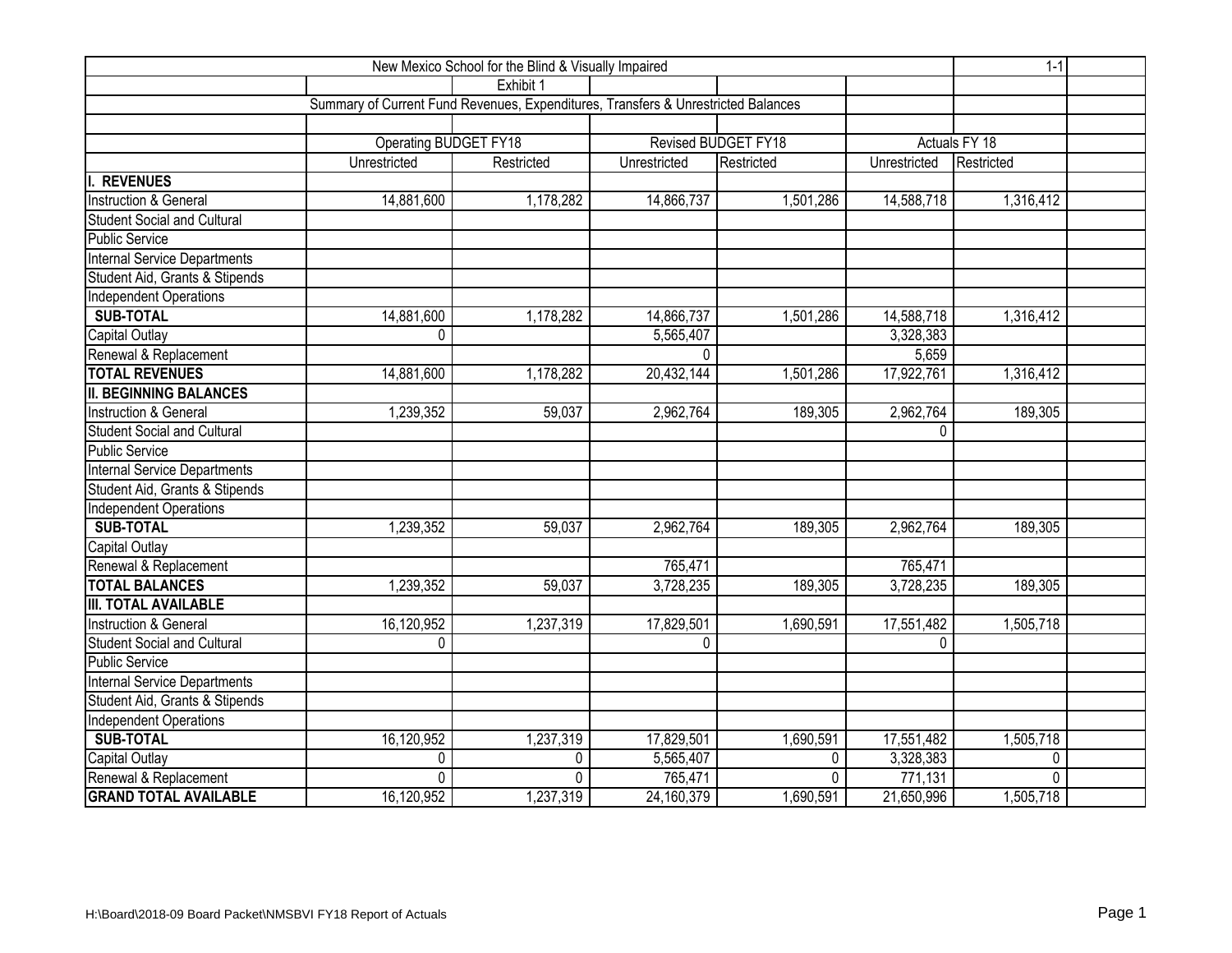New Mexico School for the Blind & Visually Impaired

Exhibit 1

Summary of Current Fund Revenues, Expenditures, Transfers & Unrestricted Balances

| | Operating BUDGET FY18 | | Revised BUDGET FY18 | | Actuals FY 18 | |
|---|---|---|---|---|---|---|
| | Unrestricted | Restricted | Unrestricted | Restricted | Unrestricted | Restricted |
| **I. REVENUES** | | | | | | |
| Instruction & General | 14,881,600 | 1,178,282 | 14,866,737 | 1,501,286 | 14,588,718 | 1,316,412 |
| Student Social and Cultural | | | | | | |
| Public Service | | | | | | |
| Internal Service Departments | | | | | | |
| Student Aid, Grants & Stipends | | | | | | |
| Independent Operations | | | | | | |
| **SUB-TOTAL** | 14,881,600 | 1,178,282 | 14,866,737 | 1,501,286 | 14,588,718 | 1,316,412 |
| Capital Outlay | 0 | | 5,565,407 | | 3,328,383 | |
| Renewal & Replacement | | | 0 | | 5,659 | |
| **TOTAL REVENUES** | 14,881,600 | 1,178,282 | 20,432,144 | 1,501,286 | 17,922,761 | 1,316,412 |
| **II. BEGINNING BALANCES** | | | | | | |
| Instruction & General | 1,239,352 | 59,037 | 2,962,764 | 189,305 | 2,962,764 | 189,305 |
| Student Social and Cultural | | | | | 0 | |
| Public Service | | | | | | |
| Internal Service Departments | | | | | | |
| Student Aid, Grants & Stipends | | | | | | |
| Independent Operations | | | | | | |
| **SUB-TOTAL** | 1,239,352 | 59,037 | 2,962,764 | 189,305 | 2,962,764 | 189,305 |
| Capital Outlay | | | | | | |
| Renewal & Replacement | | | 765,471 | | 765,471 | |
| **TOTAL BALANCES** | 1,239,352 | 59,037 | 3,728,235 | 189,305 | 3,728,235 | 189,305 |
| **III. TOTAL AVAILABLE** | | | | | | |
| Instruction & General | 16,120,952 | 1,237,319 | 17,829,501 | 1,690,591 | 17,551,482 | 1,505,718 |
| Student Social and Cultural | 0 | | 0 | | 0 | |
| Public Service | | | | | | |
| Internal Service Departments | | | | | | |
| Student Aid, Grants & Stipends | | | | | | |
| Independent Operations | | | | | | |
| **SUB-TOTAL** | 16,120,952 | 1,237,319 | 17,829,501 | 1,690,591 | 17,551,482 | 1,505,718 |
| Capital Outlay | 0 | 0 | 5,565,407 | 0 | 3,328,383 | 0 |
| Renewal & Replacement | 0 | 0 | 765,471 | 0 | 771,131 | 0 |
| **GRAND TOTAL AVAILABLE** | 16,120,952 | 1,237,319 | 24,160,379 | 1,690,591 | 21,650,996 | 1,505,718 |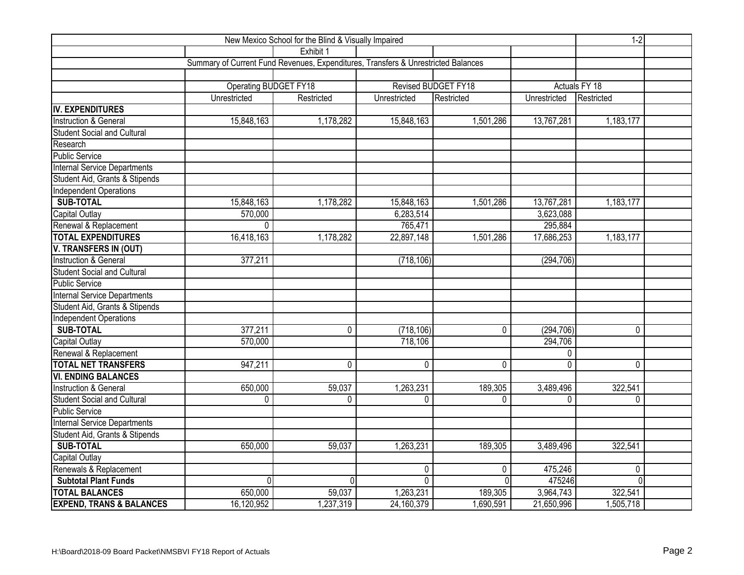| New Mexico School for the Blind & Visually Impaired | | | | | | | 1-2 |
|---|---|---|---|---|---|---|---|
| | | Exhibit 1 | | | | | |
| | Summary of Current Fund Revenues, Expenditures, Transfers & Unrestricted Balances | | | | | | |
| | | | | | | | |
| | Operating BUDGET FY18 | | Revised BUDGET FY18 | | Actuals FY 18 | | |
| | Unrestricted | Restricted | Unrestricted | Restricted | Unrestricted | Restricted | |
| **IV. EXPENDITURES** | | | | | | | |
| Instruction & General | 15,848,163 | 1,178,282 | 15,848,163 | 1,501,286 | 13,767,281 | 1,183,177 | |
| Student Social and Cultural | | | | | | | |
| Research | | | | | | | |
| Public Service | | | | | | | |
| Internal Service Departments | | | | | | | |
| Student Aid, Grants & Stipends | | | | | | | |
| Independent Operations | | | | | | | |
| **SUB-TOTAL** | 15,848,163 | 1,178,282 | 15,848,163 | 1,501,286 | 13,767,281 | 1,183,177 | |
| Capital Outlay | 570,000 | | 6,283,514 | | 3,623,088 | | |
| Renewal & Replacement | 0 | | 765,471 | | 295,884 | | |
| **TOTAL EXPENDITURES** | 16,418,163 | 1,178,282 | 22,897,148 | 1,501,286 | 17,686,253 | 1,183,177 | |
| **V. TRANSFERS IN (OUT)** | | | | | | | |
| Instruction & General | 377,211 | | (718,106) | | (294,706) | | |
| Student Social and Cultural | | | | | | | |
| Public Service | | | | | | | |
| Internal Service Departments | | | | | | | |
| Student Aid, Grants & Stipends | | | | | | | |
| Independent Operations | | | | | | | |
| **SUB-TOTAL** | 377,211 | 0 | (718,106) | 0 | (294,706) | 0 | |
| Capital Outlay | 570,000 | | 718,106 | | 294,706 | | |
| Renewal & Replacement | | | | | 0 | | |
| **TOTAL NET TRANSFERS** | 947,211 | 0 | 0 | 0 | 0 | 0 | |
| **VI. ENDING BALANCES** | | | | | | | |
| Instruction & General | 650,000 | 59,037 | 1,263,231 | 189,305 | 3,489,496 | 322,541 | |
| Student Social and Cultural | 0 | 0 | 0 | 0 | 0 | 0 | |
| Public Service | | | | | | | |
| Internal Service Departments | | | | | | | |
| Student Aid, Grants & Stipends | | | | | | | |
| **SUB-TOTAL** | 650,000 | 59,037 | 1,263,231 | 189,305 | 3,489,496 | 322,541 | |
| Capital Outlay | | | | | | | |
| Renewals & Replacement | | | 0 | 0 | 475,246 | 0 | |
| **Subtotal Plant Funds** | 0 | 0 | 0 | 0 | 475246 | 0 | |
| **TOTAL BALANCES** | 650,000 | 59,037 | 1,263,231 | 189,305 | 3,964,743 | 322,541 | |
| **EXPEND, TRANS & BALANCES** | 16,120,952 | 1,237,319 | 24,160,379 | 1,690,591 | 21,650,996 | 1,505,718 | |

H:\Board\2018-09 Board Packet\NMSBVI FY18 Report of Actuals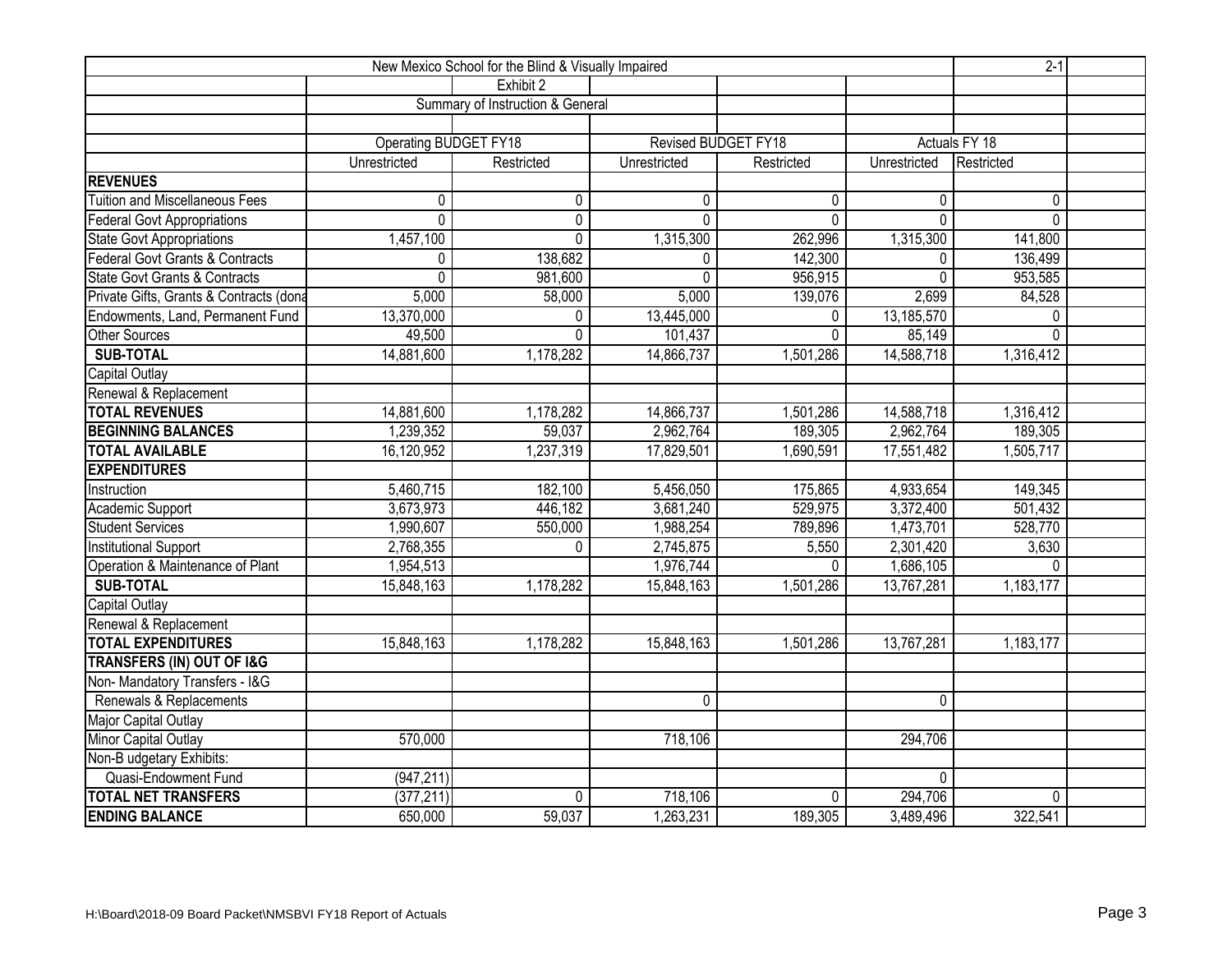New Mexico School for the Blind & Visually Impaired — 2-1

Exhibit 2

Summary of Instruction & General

| | Operating BUDGET FY18 | | Revised BUDGET FY18 | | Actuals FY 18 | |
|---|---|---|---|---|---|---|
| | Unrestricted | Restricted | Unrestricted | Restricted | Unrestricted | Restricted |
| **REVENUES** | | | | | | |
| Tuition and Miscellaneous Fees | 0 | 0 | 0 | 0 | 0 | 0 |
| Federal Govt Appropriations | 0 | 0 | 0 | 0 | 0 | 0 |
| State Govt Appropriations | 1,457,100 | 0 | 1,315,300 | 262,996 | 1,315,300 | 141,800 |
| Federal Govt Grants & Contracts | 0 | 138,682 | 0 | 142,300 | 0 | 136,499 |
| State Govt Grants & Contracts | 0 | 981,600 | 0 | 956,915 | 0 | 953,585 |
| Private Gifts, Grants & Contracts (dona | 5,000 | 58,000 | 5,000 | 139,076 | 2,699 | 84,528 |
| Endowments, Land, Permanent Fund | 13,370,000 | 0 | 13,445,000 | 0 | 13,185,570 | 0 |
| Other Sources | 49,500 | 0 | 101,437 | 0 | 85,149 | 0 |
| **SUB-TOTAL** | 14,881,600 | 1,178,282 | 14,866,737 | 1,501,286 | 14,588,718 | 1,316,412 |
| Capital Outlay | | | | | | |
| Renewal & Replacement | | | | | | |
| **TOTAL REVENUES** | 14,881,600 | 1,178,282 | 14,866,737 | 1,501,286 | 14,588,718 | 1,316,412 |
| **BEGINNING BALANCES** | 1,239,352 | 59,037 | 2,962,764 | 189,305 | 2,962,764 | 189,305 |
| **TOTAL AVAILABLE** | 16,120,952 | 1,237,319 | 17,829,501 | 1,690,591 | 17,551,482 | 1,505,717 |
| **EXPENDITURES** | | | | | | |
| Instruction | 5,460,715 | 182,100 | 5,456,050 | 175,865 | 4,933,654 | 149,345 |
| Academic Support | 3,673,973 | 446,182 | 3,681,240 | 529,975 | 3,372,400 | 501,432 |
| Student Services | 1,990,607 | 550,000 | 1,988,254 | 789,896 | 1,473,701 | 528,770 |
| Institutional Support | 2,768,355 | 0 | 2,745,875 | 5,550 | 2,301,420 | 3,630 |
| Operation & Maintenance of Plant | 1,954,513 | | 1,976,744 | 0 | 1,686,105 | 0 |
| **SUB-TOTAL** | 15,848,163 | 1,178,282 | 15,848,163 | 1,501,286 | 13,767,281 | 1,183,177 |
| Capital Outlay | | | | | | |
| Renewal & Replacement | | | | | | |
| **TOTAL EXPENDITURES** | 15,848,163 | 1,178,282 | 15,848,163 | 1,501,286 | 13,767,281 | 1,183,177 |
| **TRANSFERS (IN) OUT OF I&G** | | | | | | |
| Non- Mandatory Transfers - I&G | | | | | | |
| Renewals & Replacements | | | 0 | | 0 | |
| Major Capital Outlay | | | | | | |
| Minor Capital Outlay | 570,000 | | 718,106 | | 294,706 | |
| Non-B udgetary Exhibits: | | | | | | |
| Quasi-Endowment Fund | (947,211) | | | | 0 | |
| **TOTAL NET TRANSFERS** | (377,211) | 0 | 718,106 | 0 | 294,706 | 0 |
| **ENDING BALANCE** | 650,000 | 59,037 | 1,263,231 | 189,305 | 3,489,496 | 322,541 |

H:\Board\2018-09 Board Packet\NMSBVI FY18 Report of Actuals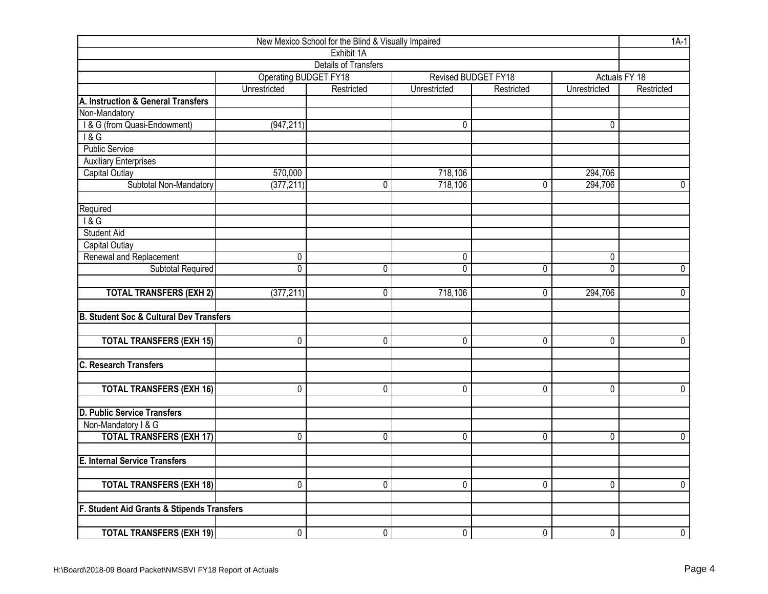| New Mexico School for the Blind & Visually Impaired | | | | | | 1A-1 |
|---|---|---|---|---|---|---|
| Exhibit 1A | | | | | | |
| Details of Transfers | | | | | | |
| | Operating BUDGET FY18 | | Revised BUDGET FY18 | | Actuals FY 18 | |
| | Unrestricted | Restricted | Unrestricted | Restricted | Unrestricted | Restricted |
| **A. Instruction & General Transfers** | | | | | | |
| Non-Mandatory | | | | | | |
| I & G (from Quasi-Endowment) | (947,211) | | 0 | | 0 | |
| I & G | | | | | | |
| Public Service | | | | | | |
| Auxiliary Enterprises | | | | | | |
| Capital Outlay | 570,000 | | 718,106 | | 294,706 | |
| Subtotal Non-Mandatory | (377,211) | 0 | 718,106 | 0 | 294,706 | 0 |
| | | | | | | |
| Required | | | | | | |
| I & G | | | | | | |
| Student Aid | | | | | | |
| Capital Outlay | | | | | | |
| Renewal and Replacement | 0 | | 0 | | 0 | |
| Subtotal Required | 0 | 0 | 0 | 0 | 0 | 0 |
| | | | | | | |
| **TOTAL TRANSFERS (EXH 2)** | (377,211) | 0 | 718,106 | 0 | 294,706 | 0 |
| | | | | | | |
| **B. Student Soc & Cultural Dev Transfers** | | | | | | |
| | | | | | | |
| **TOTAL TRANSFERS (EXH 15)** | 0 | 0 | 0 | 0 | 0 | 0 |
| | | | | | | |
| **C. Research Transfers** | | | | | | |
| | | | | | | |
| **TOTAL TRANSFERS (EXH 16)** | 0 | 0 | 0 | 0 | 0 | 0 |
| | | | | | | |
| **D. Public Service Transfers** | | | | | | |
| Non-Mandatory I & G | | | | | | |
| **TOTAL TRANSFERS (EXH 17)** | 0 | 0 | 0 | 0 | 0 | 0 |
| | | | | | | |
| **E. Internal Service Transfers** | | | | | | |
| | | | | | | |
| **TOTAL TRANSFERS (EXH 18)** | 0 | 0 | 0 | 0 | 0 | 0 |
| | | | | | | |
| **F. Student Aid Grants & Stipends Transfers** | | | | | | |
| | | | | | | |
| **TOTAL TRANSFERS (EXH 19)** | 0 | 0 | 0 | 0 | 0 | 0 |

H:\Board\2018-09 Board Packet\NMSBVI FY18 Report of Actuals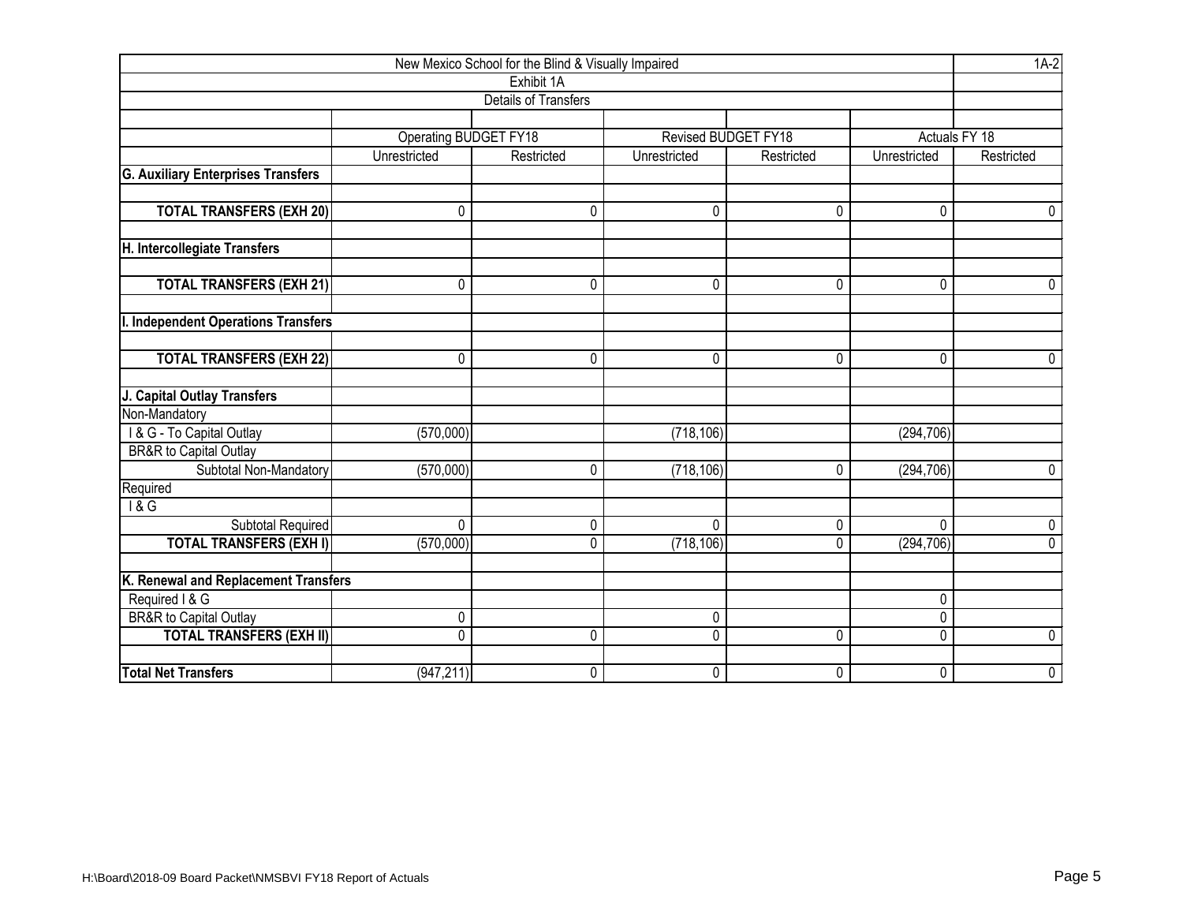New Mexico School for the Blind & Visually Impaired

Exhibit 1A

Details of Transfers

1A-2

| | Operating BUDGET FY18 | | Revised BUDGET FY18 | | Actuals FY 18 | |
|---|---|---|---|---|---|---|
| | Unrestricted | Restricted | Unrestricted | Restricted | Unrestricted | Restricted |
| **G. Auxiliary Enterprises Transfers** | | | | | | |
| | | | | | | |
| **TOTAL TRANSFERS (EXH 20)** | 0 | 0 | 0 | 0 | 0 | 0 |
| | | | | | | |
| **H. Intercollegiate Transfers** | | | | | | |
| | | | | | | |
| **TOTAL TRANSFERS (EXH 21)** | 0 | 0 | 0 | 0 | 0 | 0 |
| | | | | | | |
| **I. Independent Operations Transfers** | | | | | | |
| | | | | | | |
| **TOTAL TRANSFERS (EXH 22)** | 0 | 0 | 0 | 0 | 0 | 0 |
| | | | | | | |
| **J. Capital Outlay Transfers** | | | | | | |
| Non-Mandatory | | | | | | |
| I & G - To Capital Outlay | (570,000) | | (718,106) | | (294,706) | |
| BR&R to Capital Outlay | | | | | | |
| Subtotal Non-Mandatory | (570,000) | 0 | (718,106) | 0 | (294,706) | 0 |
| Required | | | | | | |
| I & G | | | | | | |
| Subtotal Required | 0 | 0 | 0 | 0 | 0 | 0 |
| **TOTAL TRANSFERS (EXH I)** | (570,000) | 0 | (718,106) | 0 | (294,706) | 0 |
| | | | | | | |
| **K. Renewal and Replacement Transfers** | | | | | | |
| Required I & G | | | | | 0 | |
| BR&R to Capital Outlay | 0 | | 0 | | 0 | |
| **TOTAL TRANSFERS (EXH II)** | 0 | 0 | 0 | 0 | 0 | 0 |
| | | | | | | |
| **Total Net Transfers** | (947,211) | 0 | 0 | 0 | 0 | 0 |

H:\Board\2018-09 Board Packet\NMSBVI FY18 Report of Actuals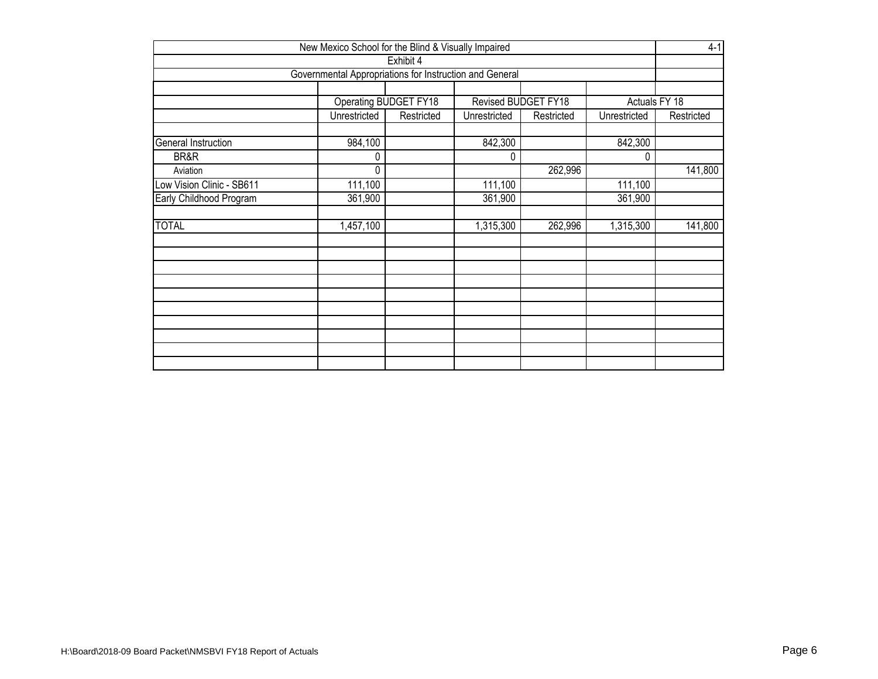New Mexico School for the Blind & Visually Impaired

4-1

Exhibit 4

Governmental Appropriations for Instruction and General

| | Operating BUDGET FY18 | | Revised BUDGET FY18 | | Actuals FY 18 | |
|---|---|---|---|---|---|---|
| | Unrestricted | Restricted | Unrestricted | Restricted | Unrestricted | Restricted |
| General Instruction | 984,100 | | 842,300 | | 842,300 | |
| BR&R | 0 | | 0 | | 0 | |
| Aviation | 0 | | | 262,996 | | 141,800 |
| Low Vision Clinic - SB611 | 111,100 | | 111,100 | | 111,100 | |
| Early Childhood Program | 361,900 | | 361,900 | | 361,900 | |
| TOTAL | 1,457,100 | | 1,315,300 | 262,996 | 1,315,300 | 141,800 |

H:\Board\2018-09 Board Packet\NMSBVI FY18 Report of Actuals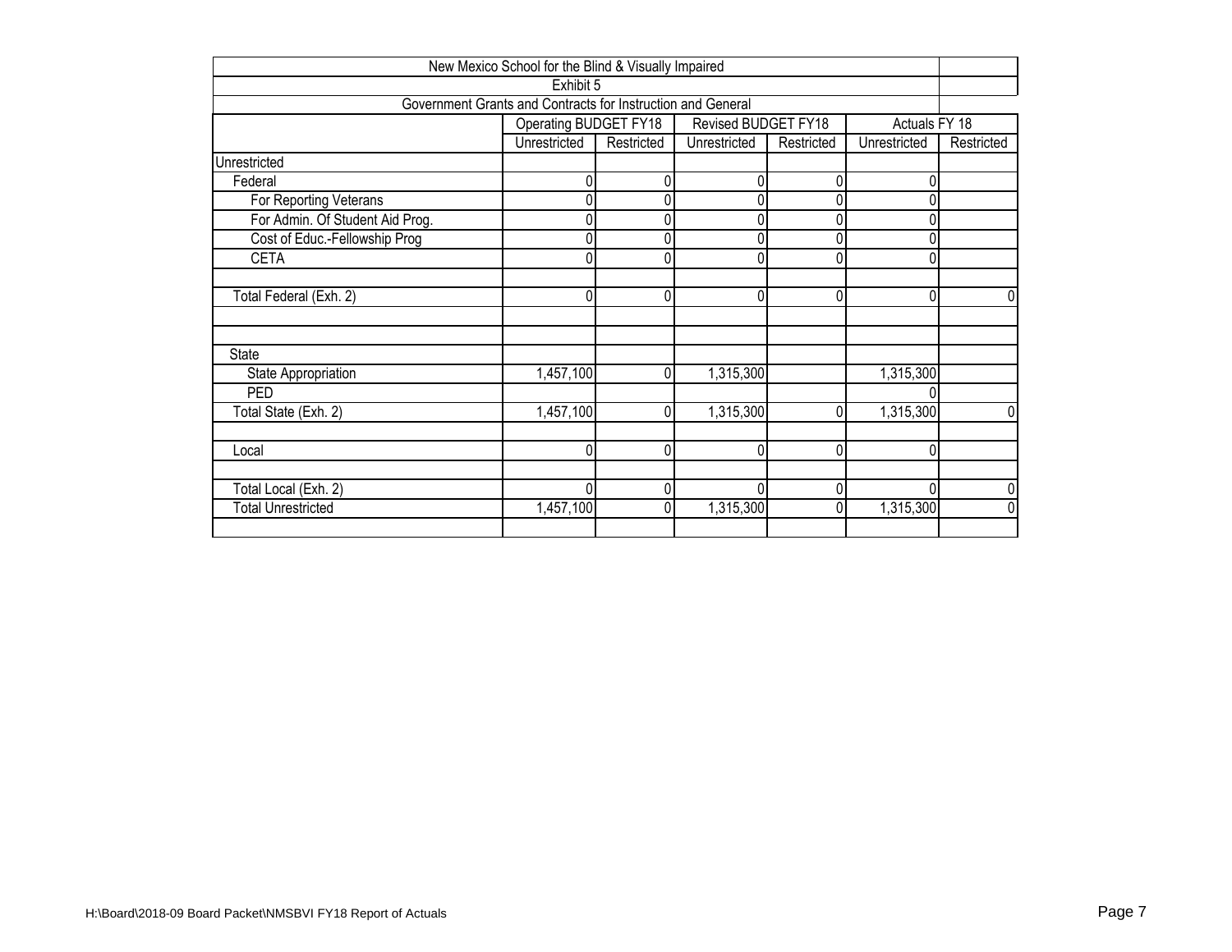New Mexico School for the Blind & Visually Impaired

Exhibit 5

Government Grants and Contracts for Instruction and General

| | Operating BUDGET FY18 | | Revised BUDGET FY18 | | Actuals FY 18 | |
|---|---|---|---|---|---|---|
| | Unrestricted | Restricted | Unrestricted | Restricted | Unrestricted | Restricted |
| Unrestricted | | | | | | |
| Federal | 0 | 0 | 0 | 0 | 0 | |
| For Reporting Veterans | 0 | 0 | 0 | 0 | 0 | |
| For Admin. Of Student Aid Prog. | 0 | 0 | 0 | 0 | 0 | |
| Cost of Educ.-Fellowship Prog | 0 | 0 | 0 | 0 | 0 | |
| CETA | 0 | 0 | 0 | 0 | 0 | |
| | | | | | | |
| Total Federal (Exh. 2) | 0 | 0 | 0 | 0 | 0 | 0 |
| | | | | | | |
| | | | | | | |
| State | | | | | | |
| State Appropriation | 1,457,100 | 0 | 1,315,300 | | 1,315,300 | |
| PED | | | | | 0 | |
| Total State (Exh. 2) | 1,457,100 | 0 | 1,315,300 | 0 | 1,315,300 | 0 |
| | | | | | | |
| Local | 0 | 0 | 0 | 0 | 0 | |
| | | | | | | |
| Total Local (Exh. 2) | 0 | 0 | 0 | 0 | 0 | 0 |
| Total Unrestricted | 1,457,100 | 0 | 1,315,300 | 0 | 1,315,300 | 0 |
| | | | | | | |

H:\Board\2018-09 Board Packet\NMSBVI FY18 Report of Actuals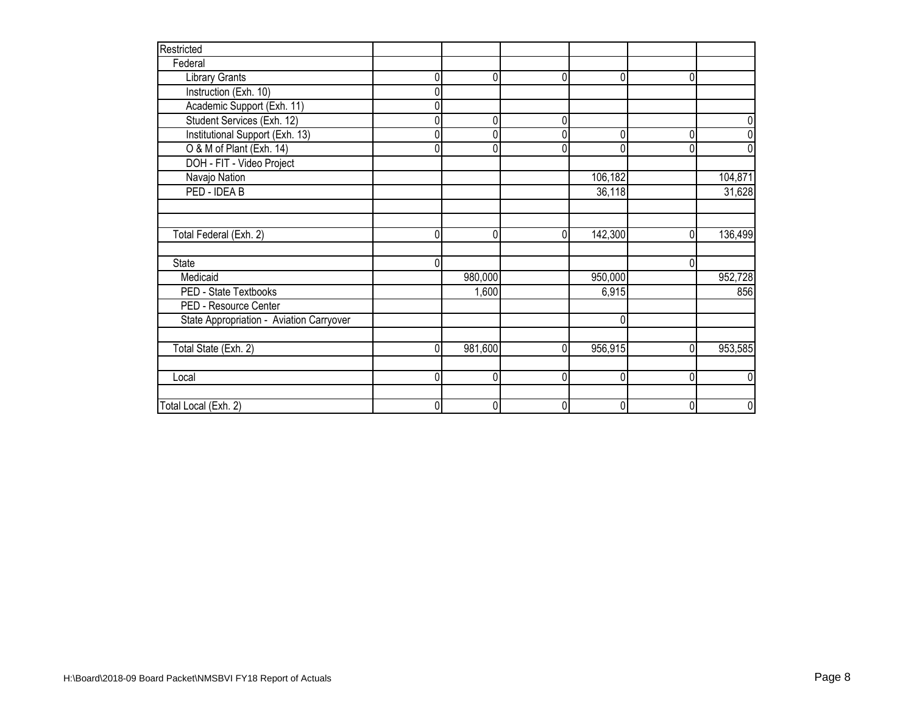| | | | | | | |
|---|---|---|---|---|---|---|
| Restricted | | | | | | |
| Federal | | | | | | |
| Library Grants | 0 | 0 | 0 | 0 | 0 | |
| Instruction (Exh. 10) | 0 | | | | | |
| Academic Support (Exh. 11) | 0 | | | | | |
| Student Services (Exh. 12) | 0 | 0 | 0 | | | 0 |
| Institutional Support (Exh. 13) | 0 | 0 | 0 | 0 | 0 | 0 |
| O & M of Plant (Exh. 14) | 0 | 0 | 0 | 0 | 0 | 0 |
| DOH - FIT - Video Project | | | | | | |
| Navajo Nation | | | | 106,182 | | 104,871 |
| PED - IDEA B | | | | 36,118 | | 31,628 |
| | | | | | | |
| | | | | | | |
| Total Federal (Exh. 2) | 0 | 0 | 0 | 142,300 | 0 | 136,499 |
| | | | | | | |
| State | 0 | | | | 0 | |
| Medicaid | | 980,000 | | 950,000 | | 952,728 |
| PED - State Textbooks | | 1,600 | | 6,915 | | 856 |
| PED - Resource Center | | | | | | |
| State Appropriation - Aviation Carryover | | | | 0 | | |
| | | | | | | |
| Total State (Exh. 2) | 0 | 981,600 | 0 | 956,915 | 0 | 953,585 |
| | | | | | | |
| Local | 0 | 0 | 0 | 0 | 0 | 0 |
| | | | | | | |
| Total Local (Exh. 2) | 0 | 0 | 0 | 0 | 0 | 0 |

H:\Board\2018-09 Board Packet\NMSBVI FY18 Report of Actuals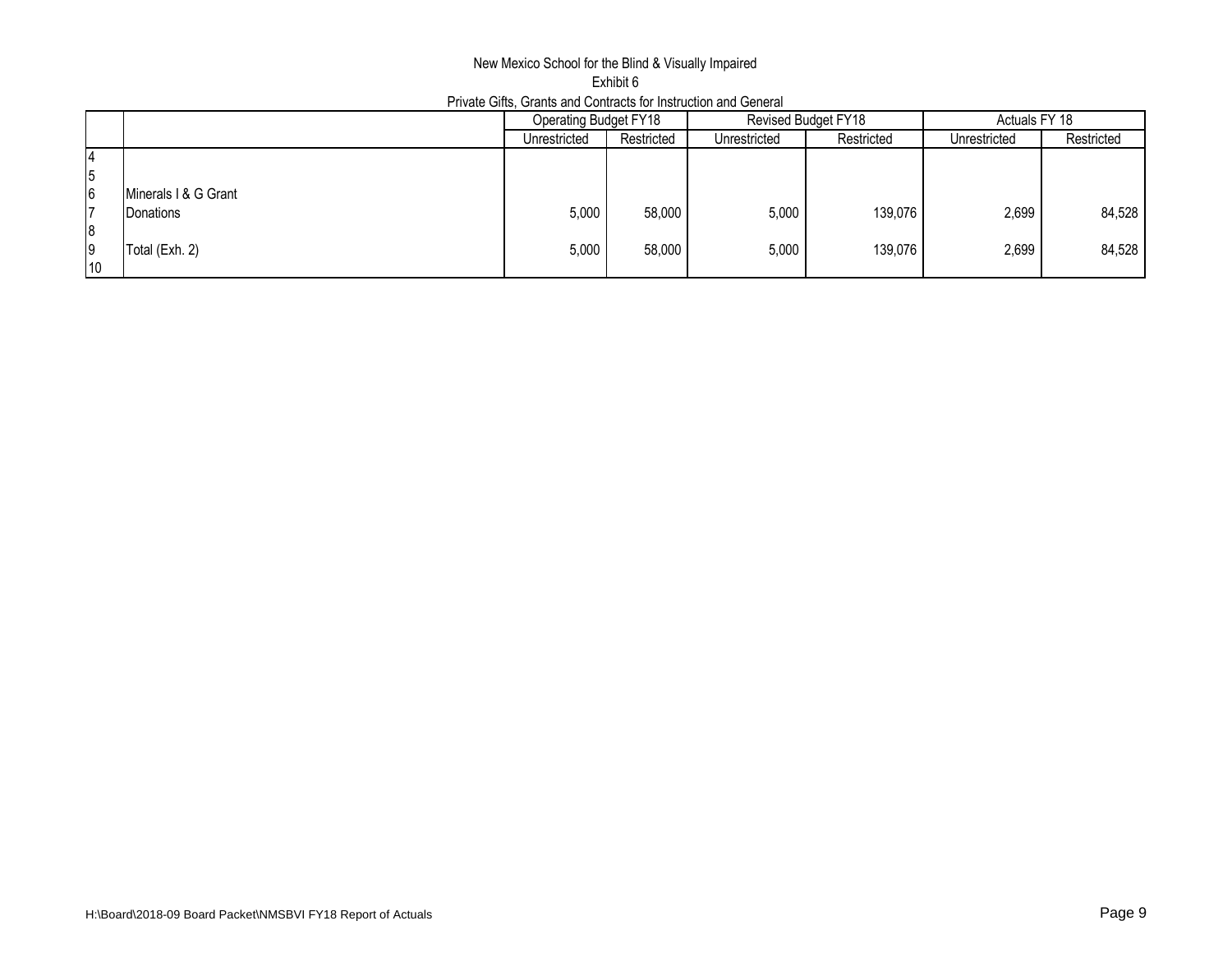New Mexico School for the Blind & Visually Impaired

Exhibit 6

Private Gifts, Grants and Contracts for Instruction and General

| | | Operating Budget FY18 | | Revised Budget FY18 | | Actuals FY 18 | |
|---|---|---|---|---|---|---|---|
| | | Unrestricted | Restricted | Unrestricted | Restricted | Unrestricted | Restricted |
| 4 | | | | | | | |
| 5 | | | | | | | |
| 6 | Minerals I & G Grant | | | | | | |
| 7 | Donations | 5,000 | 58,000 | 5,000 | 139,076 | 2,699 | 84,528 |
| 8 | | | | | | | |
| 9 | Total (Exh. 2) | 5,000 | 58,000 | 5,000 | 139,076 | 2,699 | 84,528 |
| 10 | | | | | | | |

H:\Board\2018-09 Board Packet\NMSBVI FY18 Report of Actuals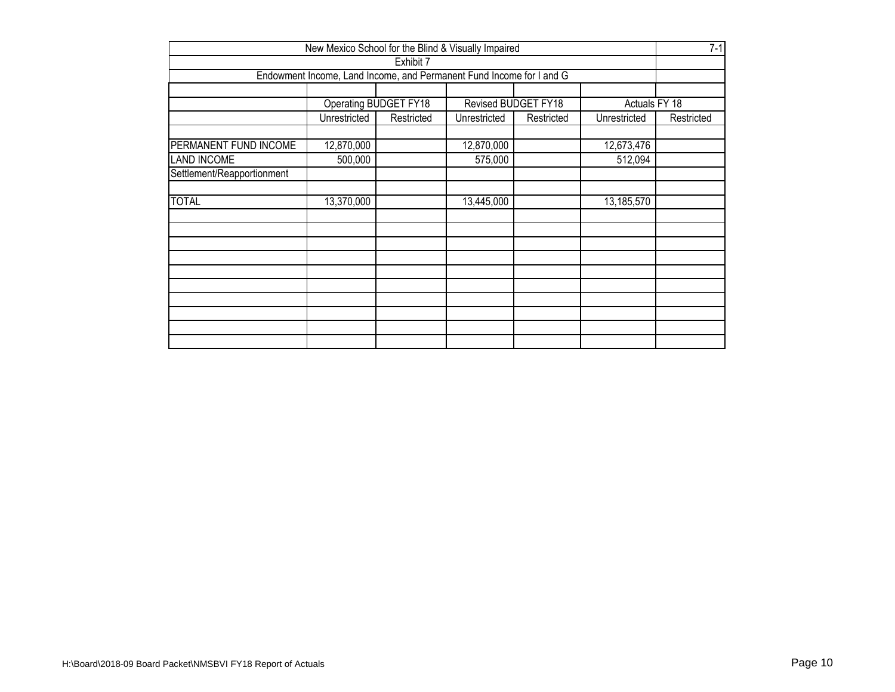New Mexico School for the Blind & Visually Impaired

7-1

Exhibit 7

Endowment Income, Land Income, and Permanent Fund Income for I and G

| | Operating BUDGET FY18 | | Revised BUDGET FY18 | | Actuals FY 18 | |
|---|---|---|---|---|---|---|
| | Unrestricted | Restricted | Unrestricted | Restricted | Unrestricted | Restricted |
| PERMANENT FUND INCOME | 12,870,000 | | 12,870,000 | | 12,673,476 | |
| LAND INCOME | 500,000 | | 575,000 | | 512,094 | |
| Settlement/Reapportionment | | | | | | |
| TOTAL | 13,370,000 | | 13,445,000 | | 13,185,570 | |

H:\Board\2018-09 Board Packet\NMSBVI FY18 Report of Actuals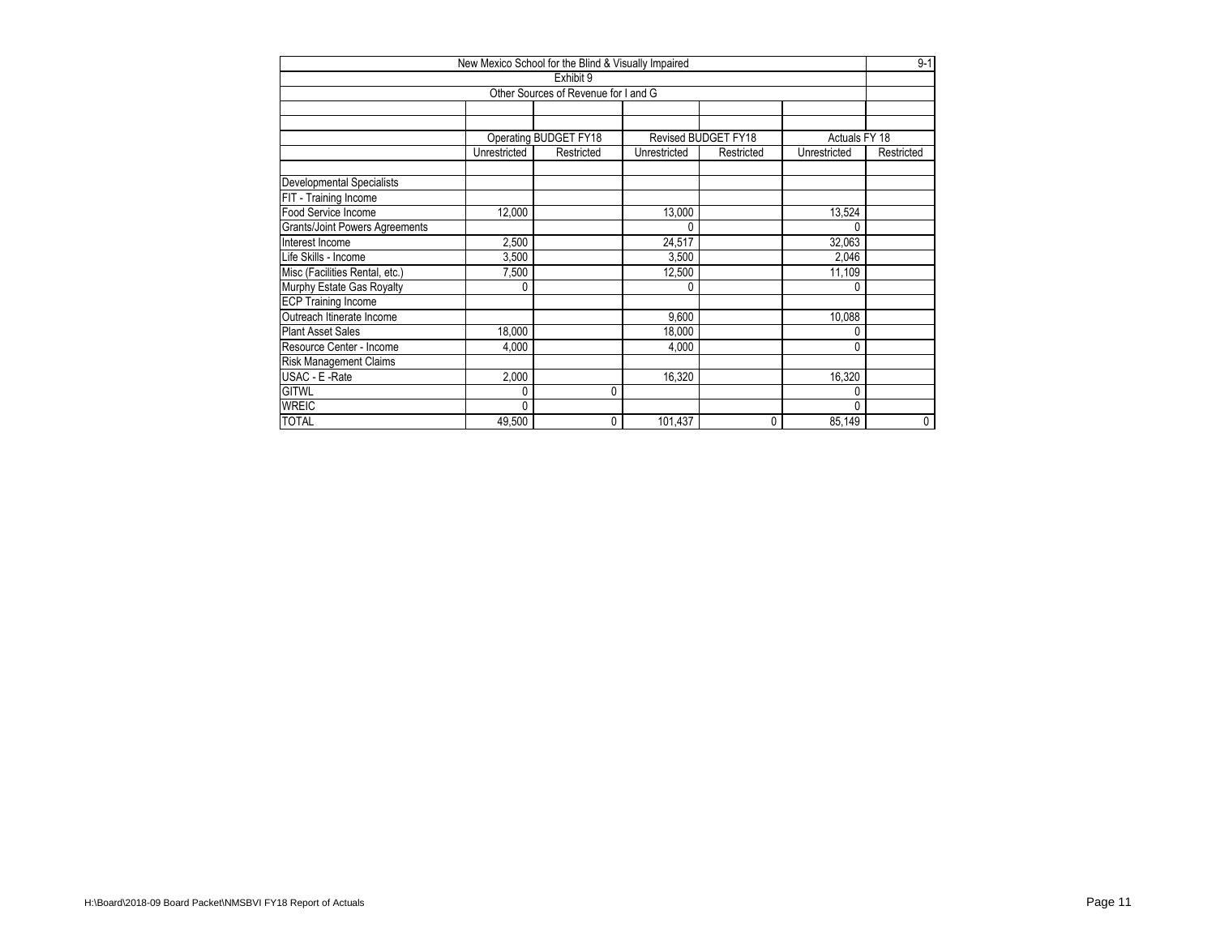New Mexico School for the Blind & Visually Impaired

9-1

Exhibit 9

Other Sources of Revenue for I and G

| | Operating BUDGET FY18 | | Revised BUDGET FY18 | | Actuals FY 18 | |
|---|---|---|---|---|---|---|
| | Unrestricted | Restricted | Unrestricted | Restricted | Unrestricted | Restricted |
| Developmental Specialists | | | | | | |
| FIT - Training Income | | | | | | |
| Food Service Income | 12,000 | | 13,000 | | 13,524 | |
| Grants/Joint Powers Agreements | | | 0 | | 0 | |
| Interest Income | 2,500 | | 24,517 | | 32,063 | |
| Life Skills - Income | 3,500 | | 3,500 | | 2,046 | |
| Misc (Facilities Rental, etc.) | 7,500 | | 12,500 | | 11,109 | |
| Murphy Estate Gas Royalty | 0 | | 0 | | 0 | |
| ECP Training Income | | | | | | |
| Outreach Itinerate Income | | | 9,600 | | 10,088 | |
| Plant Asset Sales | 18,000 | | 18,000 | | 0 | |
| Resource Center - Income | 4,000 | | 4,000 | | 0 | |
| Risk Management Claims | | | | | | |
| USAC - E -Rate | 2,000 | | 16,320 | | 16,320 | |
| GITWL | 0 | 0 | | | 0 | |
| WREIC | 0 | | | | 0 | |
| TOTAL | 49,500 | 0 | 101,437 | 0 | 85,149 | 0 |

H:\Board\2018-09 Board Packet\NMSBVI FY18 Report of Actuals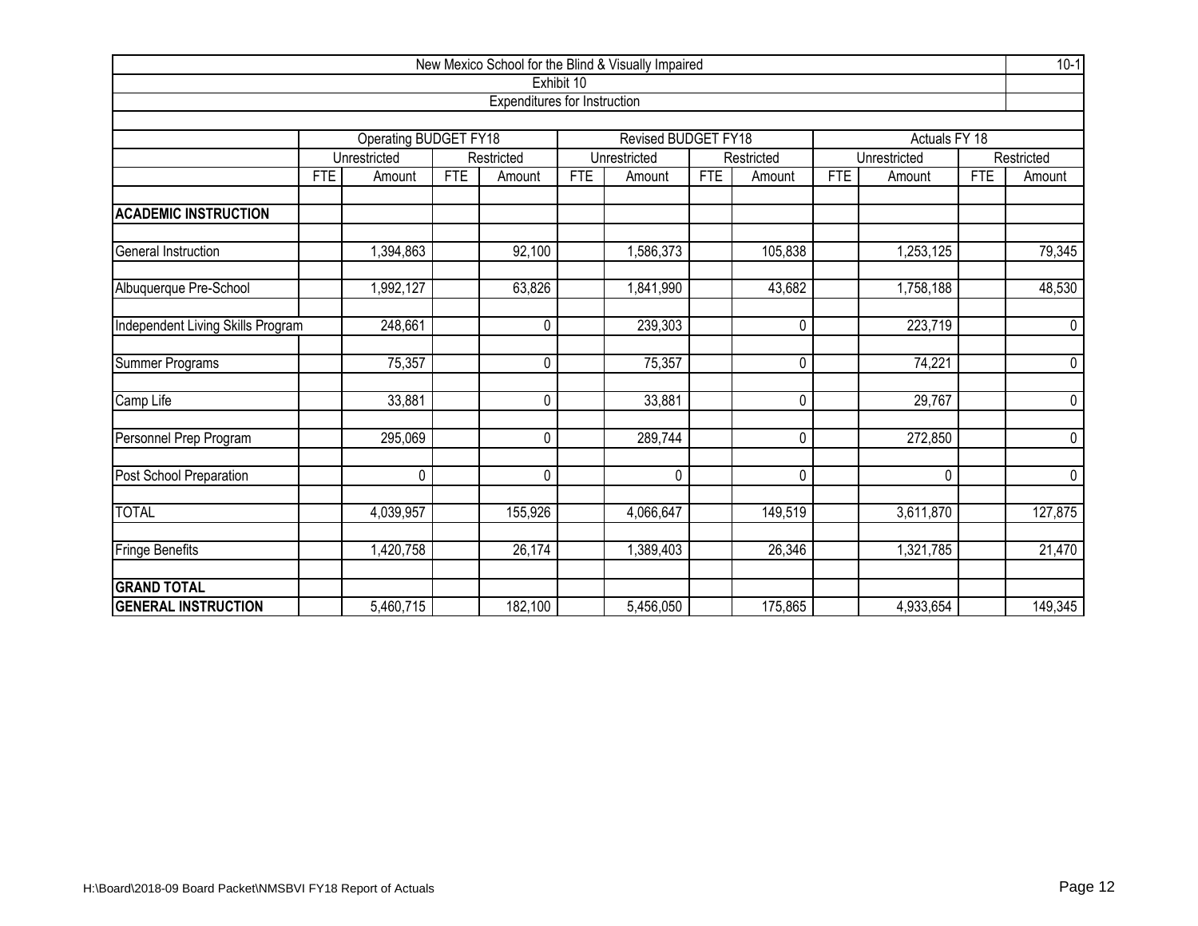| New Mexico School for the Blind & Visually Impaired | | | | | | | | | | | | |
|---|---|---|---|---|---|---|---|---|---|---|---|---|
| Exhibit 10 | | | | | | | | | | | | |
| Expenditures for Instruction | | | | | | | | | | | | |
| | Operating BUDGET FY18 | | | | Revised BUDGET FY18 | | | | Actuals FY 18 | | | |
| | Unrestricted | | Restricted | | Unrestricted | | Restricted | | Unrestricted | | Restricted | |
| | FTE | Amount | FTE | Amount | FTE | Amount | FTE | Amount | FTE | Amount | FTE | Amount |
| **ACADEMIC INSTRUCTION** | | | | | | | | | | | | |
| General Instruction | | 1,394,863 | | 92,100 | | 1,586,373 | | 105,838 | | 1,253,125 | | 79,345 |
| Albuquerque Pre-School | | 1,992,127 | | 63,826 | | 1,841,990 | | 43,682 | | 1,758,188 | | 48,530 |
| Independent Living Skills Program | | 248,661 | | 0 | | 239,303 | | 0 | | 223,719 | | 0 |
| Summer Programs | | 75,357 | | 0 | | 75,357 | | 0 | | 74,221 | | 0 |
| Camp Life | | 33,881 | | 0 | | 33,881 | | 0 | | 29,767 | | 0 |
| Personnel Prep Program | | 295,069 | | 0 | | 289,744 | | 0 | | 272,850 | | 0 |
| Post School Preparation | | 0 | | 0 | | 0 | | 0 | | 0 | | 0 |
| TOTAL | | 4,039,957 | | 155,926 | | 4,066,647 | | 149,519 | | 3,611,870 | | 127,875 |
| Fringe Benefits | | 1,420,758 | | 26,174 | | 1,389,403 | | 26,346 | | 1,321,785 | | 21,470 |
| **GRAND TOTAL** | | | | | | | | | | | | |
| **GENERAL INSTRUCTION** | | 5,460,715 | | 182,100 | | 5,456,050 | | 175,865 | | 4,933,654 | | 149,345 |

H:\Board\2018-09 Board Packet\NMSBVI FY18 Report of Actuals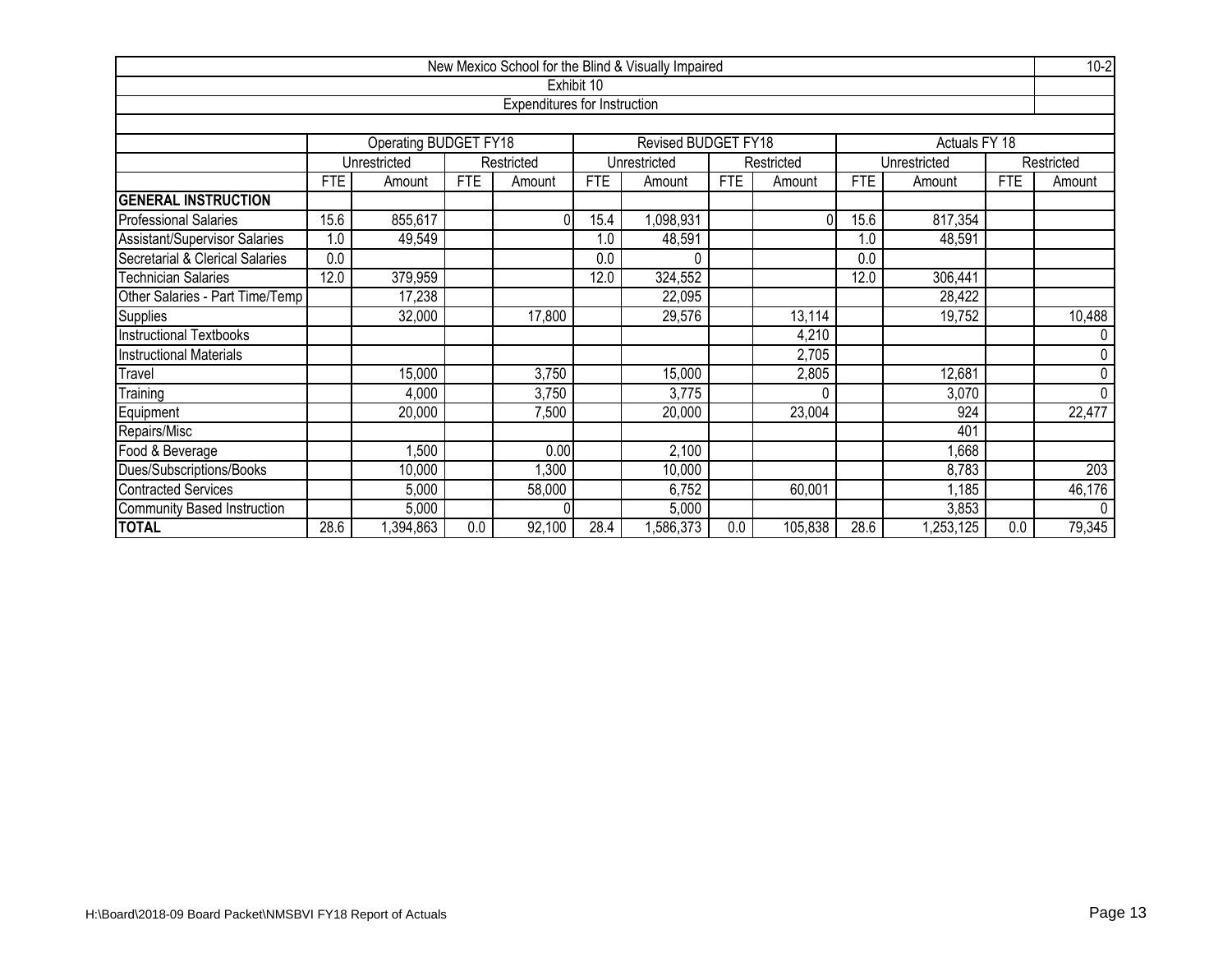# New Mexico School for the Blind & Visually Impaired

## Exhibit 10

### Expenditures for Instruction

| | Operating BUDGET FY18 | | | | Revised BUDGET FY18 | | | | Actuals FY 18 | | | |
|---|---|---|---|---|---|---|---|---|---|---|---|---|
| | Unrestricted | | Restricted | | Unrestricted | | Restricted | | Unrestricted | | Restricted | |
| | FTE | Amount | FTE | Amount | FTE | Amount | FTE | Amount | FTE | Amount | FTE | Amount |
| **GENERAL INSTRUCTION** | | | | | | | | | | | | |
| Professional Salaries | 15.6 | 855,617 | | 0 | 15.4 | 1,098,931 | | 0 | 15.6 | 817,354 | | |
| Assistant/Supervisor Salaries | 1.0 | 49,549 | | | 1.0 | 48,591 | | | 1.0 | 48,591 | | |
| Secretarial & Clerical Salaries | 0.0 | | | | 0.0 | 0 | | | 0.0 | | | |
| Technician Salaries | 12.0 | 379,959 | | | 12.0 | 324,552 | | | 12.0 | 306,441 | | |
| Other Salaries - Part Time/Temp | | 17,238 | | | | 22,095 | | | | 28,422 | | |
| Supplies | | 32,000 | | 17,800 | | 29,576 | | 13,114 | | 19,752 | | 10,488 |
| Instructional Textbooks | | | | | | | | 4,210 | | | | 0 |
| Instructional Materials | | | | | | | | 2,705 | | | | 0 |
| Travel | | 15,000 | | 3,750 | | 15,000 | | 2,805 | | 12,681 | | 0 |
| Training | | 4,000 | | 3,750 | | 3,775 | | 0 | | 3,070 | | 0 |
| Equipment | | 20,000 | | 7,500 | | 20,000 | | 23,004 | | 924 | | 22,477 |
| Repairs/Misc | | | | | | | | | | 401 | | |
| Food & Beverage | | 1,500 | | 0.00 | | 2,100 | | | | 1,668 | | |
| Dues/Subscriptions/Books | | 10,000 | | 1,300 | | 10,000 | | | | 8,783 | | 203 |
| Contracted Services | | 5,000 | | 58,000 | | 6,752 | | 60,001 | | 1,185 | | 46,176 |
| Community Based Instruction | | 5,000 | | 0 | | 5,000 | | | | 3,853 | | 0 |
| **TOTAL** | 28.6 | 1,394,863 | 0.0 | 92,100 | 28.4 | 1,586,373 | 0.0 | 105,838 | 28.6 | 1,253,125 | 0.0 | 79,345 |

H:\Board\2018-09 Board Packet\NMSBVI FY18 Report of Actuals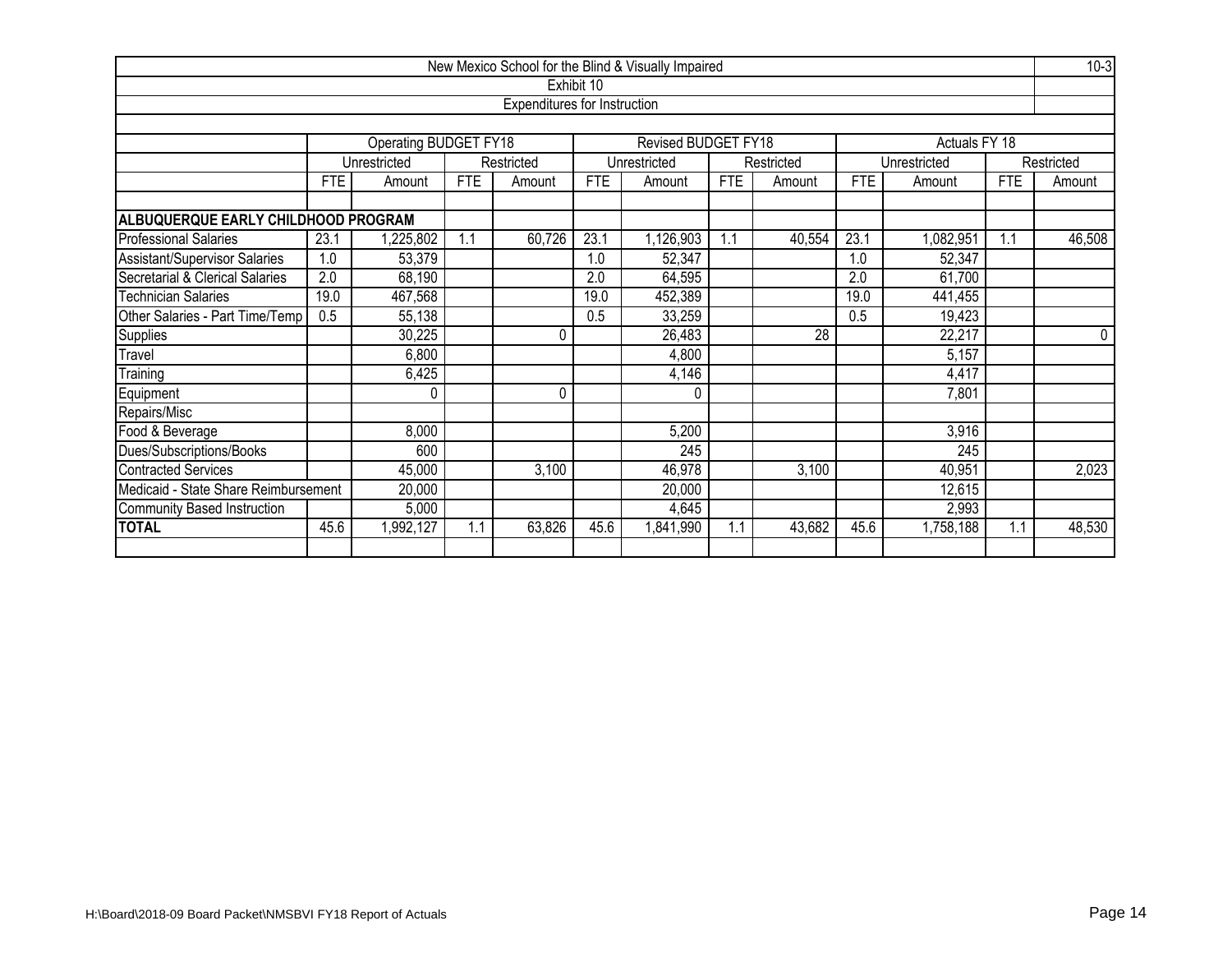| New Mexico School for the Blind & Visually Impaired | | | | | | | | | | | | | 10-3 |
|---|---|---|---|---|---|---|---|---|---|---|---|---|---|
| Exhibit 10 | | | | | | | | | | | | | |
| Expenditures for Instruction | | | | | | | | | | | | | |
| | Operating BUDGET FY18 | | | | Revised BUDGET FY18 | | | | Actuals FY 18 | | | | |
| | Unrestricted | | Restricted | | Unrestricted | | Restricted | | Unrestricted | | Restricted | | |
| | FTE | Amount | FTE | Amount | FTE | Amount | FTE | Amount | FTE | Amount | FTE | Amount | |
| **ALBUQUERQUE EARLY CHILDHOOD PROGRAM** | | | | | | | | | | | | | |
| Professional Salaries | 23.1 | 1,225,802 | 1.1 | 60,726 | 23.1 | 1,126,903 | 1.1 | 40,554 | 23.1 | 1,082,951 | 1.1 | 46,508 | |
| Assistant/Supervisor Salaries | 1.0 | 53,379 | | | 1.0 | 52,347 | | | 1.0 | 52,347 | | | |
| Secretarial & Clerical Salaries | 2.0 | 68,190 | | | 2.0 | 64,595 | | | 2.0 | 61,700 | | | |
| Technician Salaries | 19.0 | 467,568 | | | 19.0 | 452,389 | | | 19.0 | 441,455 | | | |
| Other Salaries - Part Time/Temp | 0.5 | 55,138 | | | 0.5 | 33,259 | | | 0.5 | 19,423 | | | |
| Supplies | | 30,225 | | 0 | | 26,483 | | 28 | | 22,217 | | 0 | |
| Travel | | 6,800 | | | | 4,800 | | | | 5,157 | | | |
| Training | | 6,425 | | | | 4,146 | | | | 4,417 | | | |
| Equipment | | 0 | | 0 | | 0 | | | | 7,801 | | | |
| Repairs/Misc | | | | | | | | | | | | | |
| Food & Beverage | | 8,000 | | | | 5,200 | | | | 3,916 | | | |
| Dues/Subscriptions/Books | | 600 | | | | 245 | | | | 245 | | | |
| Contracted Services | | 45,000 | | 3,100 | | 46,978 | | 3,100 | | 40,951 | | 2,023 | |
| Medicaid - State Share Reimbursement | | 20,000 | | | | 20,000 | | | | 12,615 | | | |
| Community Based Instruction | | 5,000 | | | | 4,645 | | | | 2,993 | | | |
| **TOTAL** | 45.6 | 1,992,127 | 1.1 | 63,826 | 45.6 | 1,841,990 | 1.1 | 43,682 | 45.6 | 1,758,188 | 1.1 | 48,530 | |

H:\Board\2018-09 Board Packet\NMSBVI FY18 Report of Actuals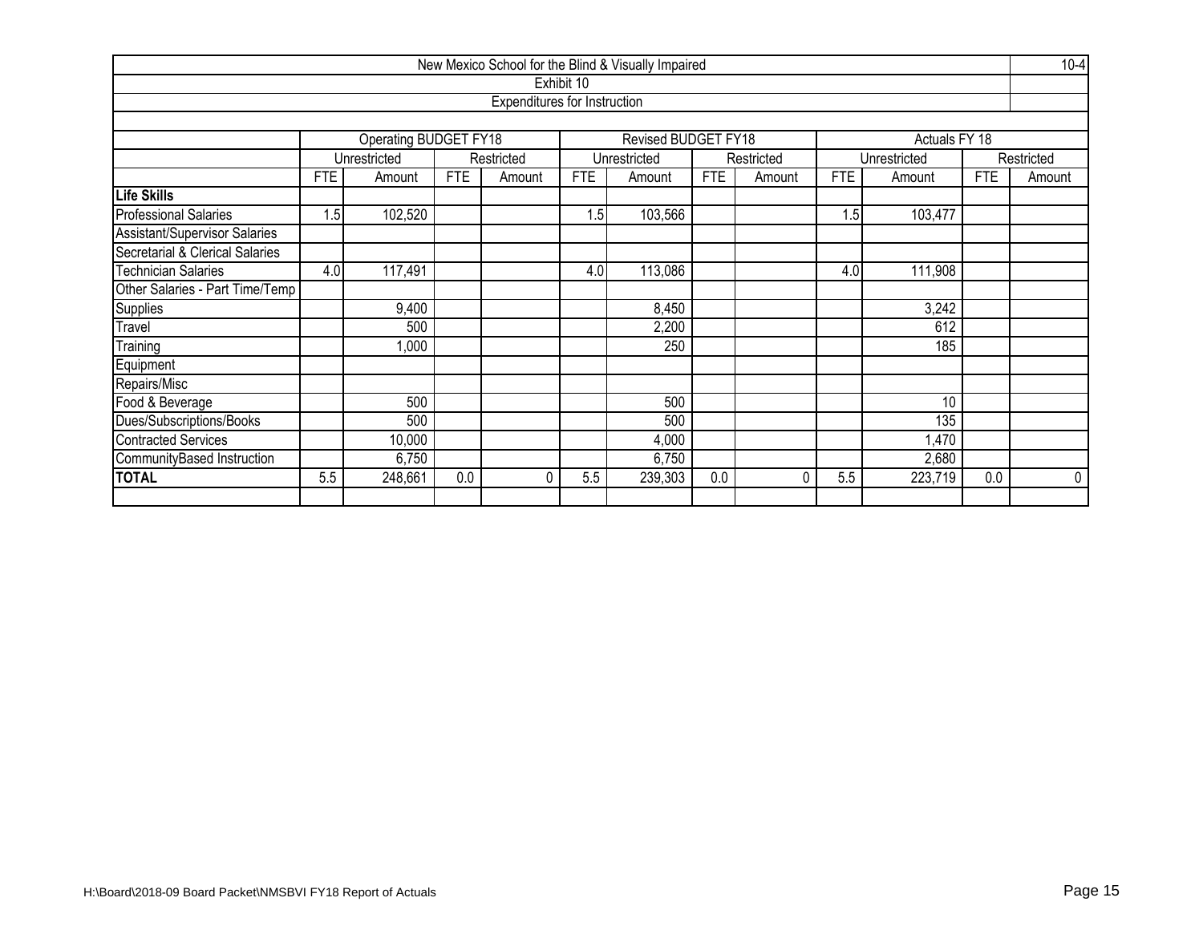# New Mexico School for the Blind & Visually Impaired

## Exhibit 10

### Expenditures for Instruction

| | Operating BUDGET FY18 | | | | Revised BUDGET FY18 | | | | Actuals FY 18 | | | |
|---|---|---|---|---|---|---|---|---|---|---|---|---|
| | Unrestricted | | Restricted | | Unrestricted | | Restricted | | Unrestricted | | Restricted | |
| | FTE | Amount | FTE | Amount | FTE | Amount | FTE | Amount | FTE | Amount | FTE | Amount |
| **Life Skills** | | | | | | | | | | | | |
| Professional Salaries | 1.5 | 102,520 | | | 1.5 | 103,566 | | | 1.5 | 103,477 | | |
| Assistant/Supervisor Salaries | | | | | | | | | | | | |
| Secretarial & Clerical Salaries | | | | | | | | | | | | |
| Technician Salaries | 4.0 | 117,491 | | | 4.0 | 113,086 | | | 4.0 | 111,908 | | |
| Other Salaries - Part Time/Temp | | | | | | | | | | | | |
| Supplies | | 9,400 | | | | 8,450 | | | | 3,242 | | |
| Travel | | 500 | | | | 2,200 | | | | 612 | | |
| Training | | 1,000 | | | | 250 | | | | 185 | | |
| Equipment | | | | | | | | | | | | |
| Repairs/Misc | | | | | | | | | | | | |
| Food & Beverage | | 500 | | | | 500 | | | | 10 | | |
| Dues/Subscriptions/Books | | 500 | | | | 500 | | | | 135 | | |
| Contracted Services | | 10,000 | | | | 4,000 | | | | 1,470 | | |
| CommunityBased Instruction | | 6,750 | | | | 6,750 | | | | 2,680 | | |
| **TOTAL** | 5.5 | 248,661 | 0.0 | 0 | 5.5 | 239,303 | 0.0 | 0 | 5.5 | 223,719 | 0.0 | 0 |

H:\Board\2018-09 Board Packet\NMSBVI FY18 Report of Actuals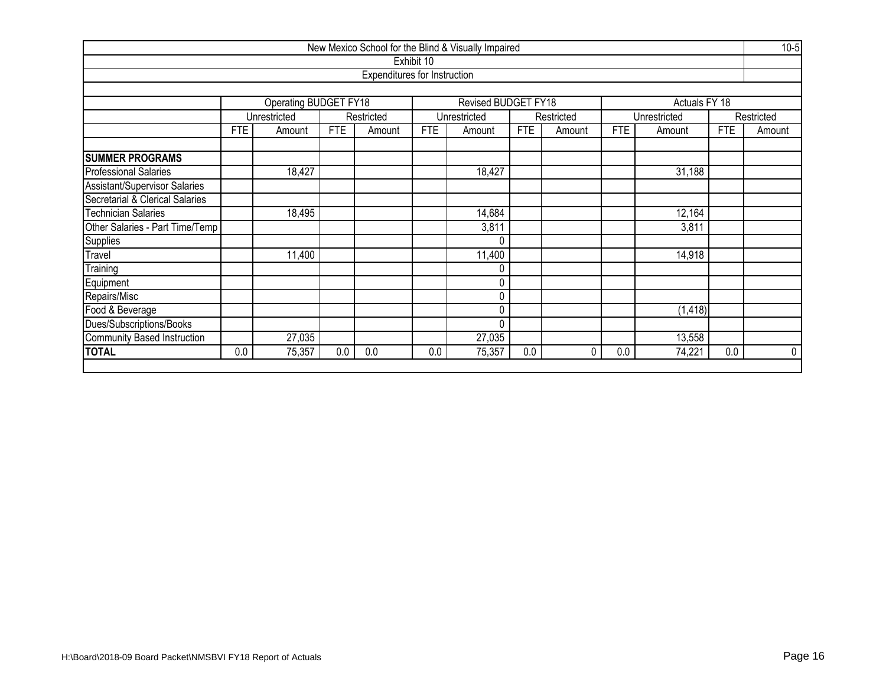New Mexico School for the Blind & Visually Impaired

10-5

Exhibit 10

Expenditures for Instruction

| | Operating BUDGET FY18 | | | | Revised BUDGET FY18 | | | | Actuals FY 18 | | | |
|---|---|---|---|---|---|---|---|---|---|---|---|---|
| | Unrestricted | | Restricted | | Unrestricted | | Restricted | | Unrestricted | | Restricted | |
| | FTE | Amount | FTE | Amount | FTE | Amount | FTE | Amount | FTE | Amount | FTE | Amount |
| | | | | | | | | | | | | |
| **SUMMER PROGRAMS** | | | | | | | | | | | | |
| Professional Salaries | | 18,427 | | | | 18,427 | | | | 31,188 | | |
| Assistant/Supervisor Salaries | | | | | | | | | | | | |
| Secretarial & Clerical Salaries | | | | | | | | | | | | |
| Technician Salaries | | 18,495 | | | | 14,684 | | | | 12,164 | | |
| Other Salaries - Part Time/Temp | | | | | | 3,811 | | | | 3,811 | | |
| Supplies | | | | | | 0 | | | | | | |
| Travel | | 11,400 | | | | 11,400 | | | | 14,918 | | |
| Training | | | | | | 0 | | | | | | |
| Equipment | | | | | | 0 | | | | | | |
| Repairs/Misc | | | | | | 0 | | | | | | |
| Food & Beverage | | | | | | 0 | | | | (1,418) | | |
| Dues/Subscriptions/Books | | | | | | 0 | | | | | | |
| Community Based Instruction | | 27,035 | | | | 27,035 | | | | 13,558 | | |
| **TOTAL** | 0.0 | 75,357 | 0.0 | 0.0 | 0.0 | 75,357 | 0.0 | 0 | 0.0 | 74,221 | 0.0 | 0 |

H:\Board\2018-09 Board Packet\NMSBVI FY18 Report of Actuals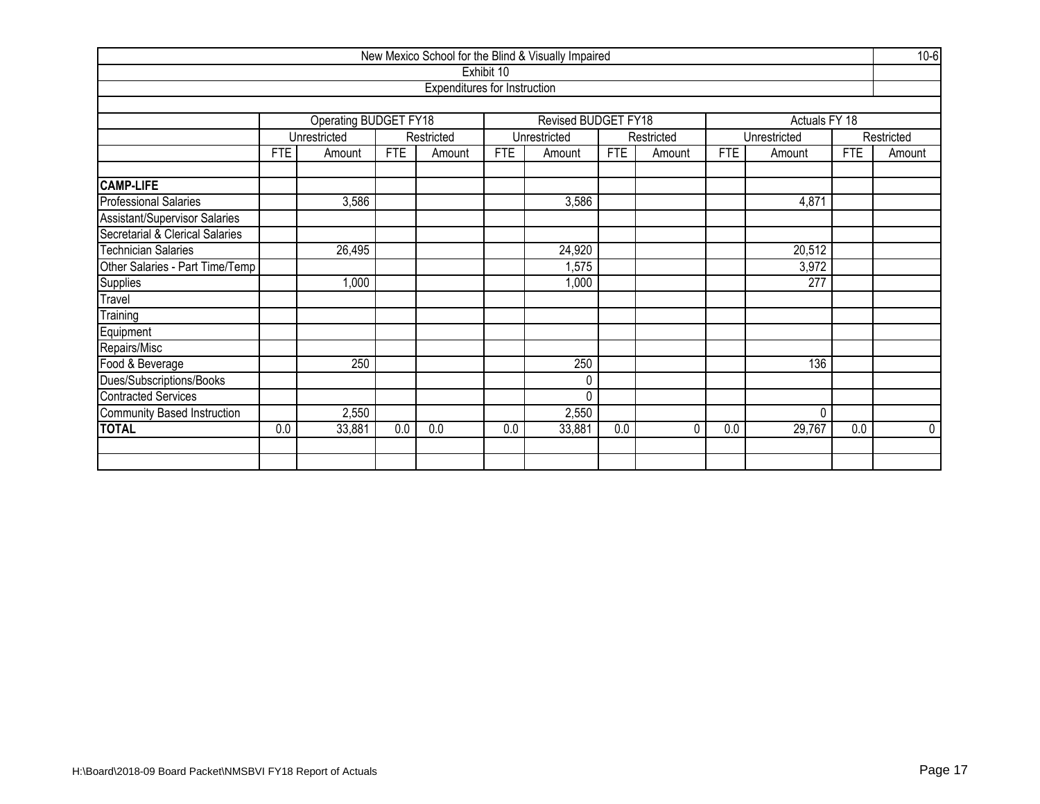| New Mexico School for the Blind & Visually Impaired | | | | | | | | | | | | | 10-6 |
|---|---|---|---|---|---|---|---|---|---|---|---|---|---|
| Exhibit 10 | | | | | | | | | | | | | |
| Expenditures for Instruction | | | | | | | | | | | | | |
| | Operating BUDGET FY18 | | | | Revised BUDGET FY18 | | | | Actuals FY 18 | | | | |
| | Unrestricted | | Restricted | | Unrestricted | | Restricted | | Unrestricted | | Restricted | | |
| | FTE | Amount | FTE | Amount | FTE | Amount | FTE | Amount | FTE | Amount | FTE | Amount | |
| **CAMP-LIFE** | | | | | | | | | | | | | |
| Professional Salaries | | 3,586 | | | | 3,586 | | | | 4,871 | | | |
| Assistant/Supervisor Salaries | | | | | | | | | | | | | |
| Secretarial & Clerical Salaries | | | | | | | | | | | | | |
| Technician Salaries | | 26,495 | | | | 24,920 | | | | 20,512 | | | |
| Other Salaries - Part Time/Temp | | | | | | 1,575 | | | | 3,972 | | | |
| Supplies | | 1,000 | | | | 1,000 | | | | 277 | | | |
| Travel | | | | | | | | | | | | | |
| Training | | | | | | | | | | | | | |
| Equipment | | | | | | | | | | | | | |
| Repairs/Misc | | | | | | | | | | | | | |
| Food & Beverage | | 250 | | | | 250 | | | | 136 | | | |
| Dues/Subscriptions/Books | | | | | | 0 | | | | | | | |
| Contracted Services | | | | | | 0 | | | | | | | |
| Community Based Instruction | | 2,550 | | | | 2,550 | | | | 0 | | | |
| **TOTAL** | 0.0 | 33,881 | 0.0 | 0.0 | 0.0 | 33,881 | 0.0 | 0 | 0.0 | 29,767 | 0.0 | 0 | |

H:\Board\2018-09 Board Packet\NMSBVI FY18 Report of Actuals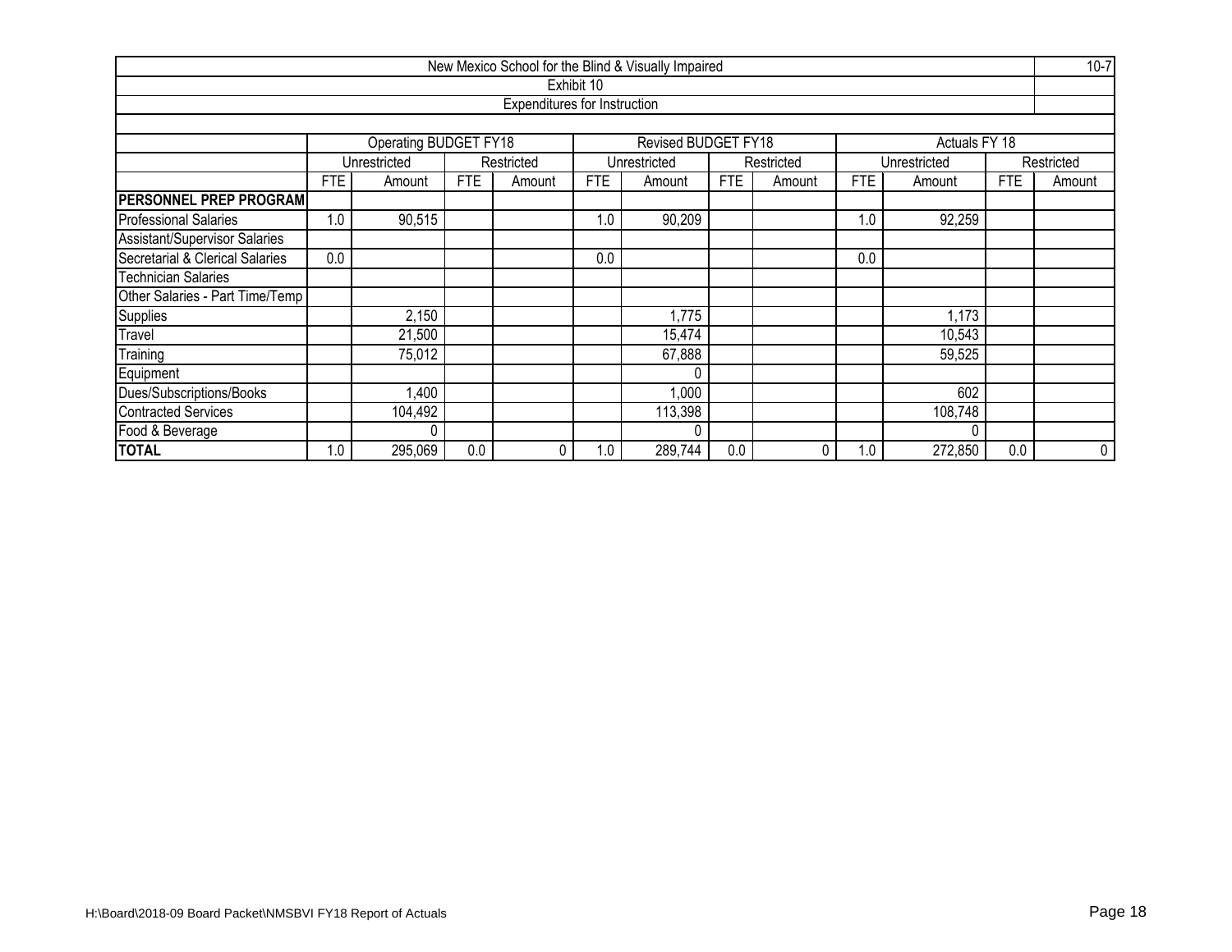| | | | | | | | | | | | | |
|---|---|---|---|---|---|---|---|---|---|---|---|---|
| New Mexico School for the Blind & Visually Impaired | | | | | | | | | | | | 10-7 |
| Exhibit 10 | | | | | | | | | | | | |
| Expenditures for Instruction | | | | | | | | | | | | |
| | Operating BUDGET FY18 | | | | Revised BUDGET FY18 | | | | Actuals FY 18 | | | |
| | Unrestricted | | Restricted | | Unrestricted | | Restricted | | Unrestricted | | Restricted | |
| | FTE | Amount | FTE | Amount | FTE | Amount | FTE | Amount | FTE | Amount | FTE | Amount |
| **PERSONNEL PREP PROGRAM** | | | | | | | | | | | | |
| Professional Salaries | 1.0 | 90,515 | | | 1.0 | 90,209 | | | 1.0 | 92,259 | | |
| Assistant/Supervisor Salaries | | | | | | | | | | | | |
| Secretarial & Clerical Salaries | 0.0 | | | | 0.0 | | | | 0.0 | | | |
| Technician Salaries | | | | | | | | | | | | |
| Other Salaries - Part Time/Temp | | | | | | | | | | | | |
| Supplies | | 2,150 | | | | 1,775 | | | | 1,173 | | |
| Travel | | 21,500 | | | | 15,474 | | | | 10,543 | | |
| Training | | 75,012 | | | | 67,888 | | | | 59,525 | | |
| Equipment | | | | | | 0 | | | | | | |
| Dues/Subscriptions/Books | | 1,400 | | | | 1,000 | | | | 602 | | |
| Contracted Services | | 104,492 | | | | 113,398 | | | | 108,748 | | |
| Food & Beverage | | 0 | | | | 0 | | | | 0 | | |
| **TOTAL** | 1.0 | 295,069 | 0.0 | 0 | 1.0 | 289,744 | 0.0 | 0 | 1.0 | 272,850 | 0.0 | 0 |

H:\Board\2018-09 Board Packet\NMSBVI FY18 Report of Actuals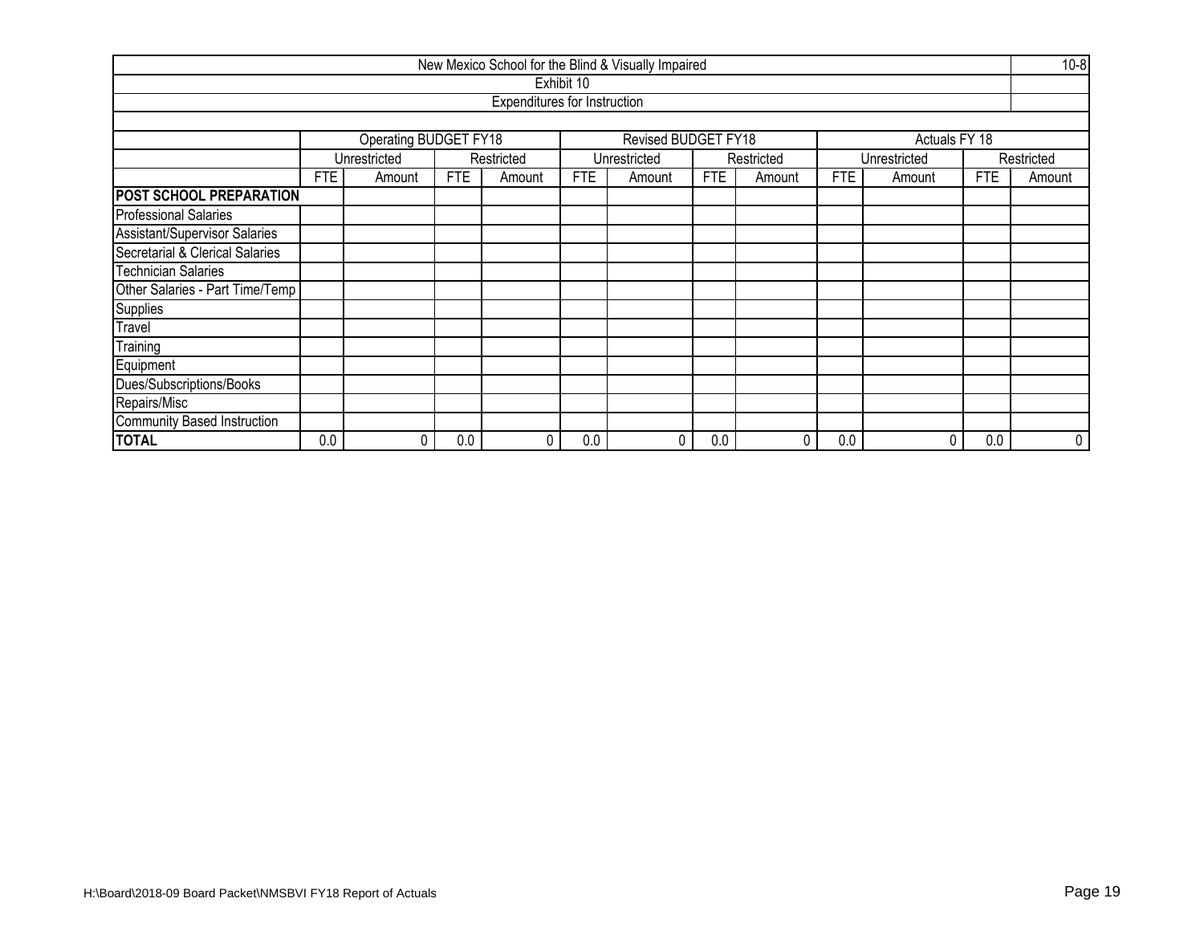| New Mexico School for the Blind & Visually Impaired | | | | | | | | | | | | | 10-8 |
|---|---|---|---|---|---|---|---|---|---|---|---|---|---|
| Exhibit 10 | | | | | | | | | | | | | |
| Expenditures for Instruction | | | | | | | | | | | | | |
| | Operating BUDGET FY18 | | | | Revised BUDGET FY18 | | | | Actuals FY 18 | | | | |
| | Unrestricted | | Restricted | | Unrestricted | | Restricted | | Unrestricted | | Restricted | | |
| | FTE | Amount | FTE | Amount | FTE | Amount | FTE | Amount | FTE | Amount | FTE | Amount | |
| **POST SCHOOL PREPARATION** | | | | | | | | | | | | | |
| Professional Salaries | | | | | | | | | | | | | |
| Assistant/Supervisor Salaries | | | | | | | | | | | | | |
| Secretarial & Clerical Salaries | | | | | | | | | | | | | |
| Technician Salaries | | | | | | | | | | | | | |
| Other Salaries - Part Time/Temp | | | | | | | | | | | | | |
| Supplies | | | | | | | | | | | | | |
| Travel | | | | | | | | | | | | | |
| Training | | | | | | | | | | | | | |
| Equipment | | | | | | | | | | | | | |
| Dues/Subscriptions/Books | | | | | | | | | | | | | |
| Repairs/Misc | | | | | | | | | | | | | |
| Community Based Instruction | | | | | | | | | | | | | |
| **TOTAL** | 0.0 | 0 | 0.0 | 0 | 0.0 | 0 | 0.0 | 0 | 0.0 | 0 | 0.0 | 0 | |

H:\Board\2018-09 Board Packet\NMSBVI FY18 Report of Actuals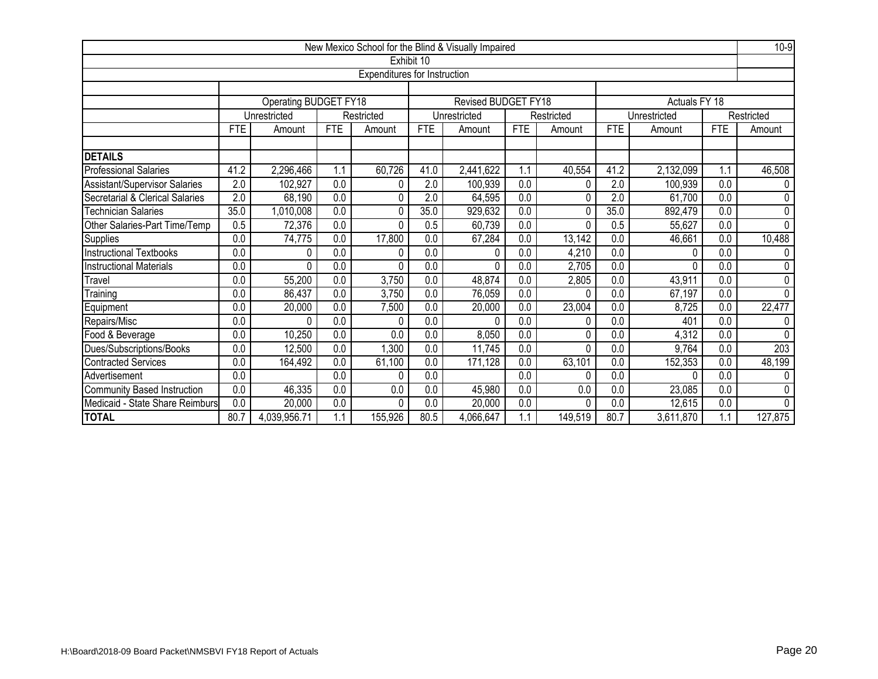| New Mexico School for the Blind & Visually Impaired | | | | | | | | | | | | | 10-9 |
|---|---|---|---|---|---|---|---|---|---|---|---|---|---|
| Exhibit 10 | | | | | | | | | | | | | |
| Expenditures for Instruction | | | | | | | | | | | | | |
| | Operating BUDGET FY18 | | | | Revised BUDGET FY18 | | | | Actuals FY 18 | | | | |
| | Unrestricted | | Restricted | | Unrestricted | | Restricted | | Unrestricted | | Restricted | | |
| | FTE | Amount | FTE | Amount | FTE | Amount | FTE | Amount | FTE | Amount | FTE | Amount | |
| **DETAILS** | | | | | | | | | | | | | |
| Professional Salaries | 41.2 | 2,296,466 | 1.1 | 60,726 | 41.0 | 2,441,622 | 1.1 | 40,554 | 41.2 | 2,132,099 | 1.1 | 46,508 | |
| Assistant/Supervisor Salaries | 2.0 | 102,927 | 0.0 | 0 | 2.0 | 100,939 | 0.0 | 0 | 2.0 | 100,939 | 0.0 | 0 | |
| Secretarial & Clerical Salaries | 2.0 | 68,190 | 0.0 | 0 | 2.0 | 64,595 | 0.0 | 0 | 2.0 | 61,700 | 0.0 | 0 | |
| Technician Salaries | 35.0 | 1,010,008 | 0.0 | 0 | 35.0 | 929,632 | 0.0 | 0 | 35.0 | 892,479 | 0.0 | 0 | |
| Other Salaries-Part Time/Temp | 0.5 | 72,376 | 0.0 | 0 | 0.5 | 60,739 | 0.0 | 0 | 0.5 | 55,627 | 0.0 | 0 | |
| Supplies | 0.0 | 74,775 | 0.0 | 17,800 | 0.0 | 67,284 | 0.0 | 13,142 | 0.0 | 46,661 | 0.0 | 10,488 | |
| Instructional Textbooks | 0.0 | 0 | 0.0 | 0 | 0.0 | 0 | 0.0 | 4,210 | 0.0 | 0 | 0.0 | 0 | |
| Instructional Materials | 0.0 | 0 | 0.0 | 0 | 0.0 | 0 | 0.0 | 2,705 | 0.0 | 0 | 0.0 | 0 | |
| Travel | 0.0 | 55,200 | 0.0 | 3,750 | 0.0 | 48,874 | 0.0 | 2,805 | 0.0 | 43,911 | 0.0 | 0 | |
| Training | 0.0 | 86,437 | 0.0 | 3,750 | 0.0 | 76,059 | 0.0 | 0 | 0.0 | 67,197 | 0.0 | 0 | |
| Equipment | 0.0 | 20,000 | 0.0 | 7,500 | 0.0 | 20,000 | 0.0 | 23,004 | 0.0 | 8,725 | 0.0 | 22,477 | |
| Repairs/Misc | 0.0 | 0 | 0.0 | 0 | 0.0 | 0 | 0.0 | 0 | 0.0 | 401 | 0.0 | 0 | |
| Food & Beverage | 0.0 | 10,250 | 0.0 | 0.0 | 0.0 | 8,050 | 0.0 | 0 | 0.0 | 4,312 | 0.0 | 0 | |
| Dues/Subscriptions/Books | 0.0 | 12,500 | 0.0 | 1,300 | 0.0 | 11,745 | 0.0 | 0 | 0.0 | 9,764 | 0.0 | 203 | |
| Contracted Services | 0.0 | 164,492 | 0.0 | 61,100 | 0.0 | 171,128 | 0.0 | 63,101 | 0.0 | 152,353 | 0.0 | 48,199 | |
| Advertisement | 0.0 | | 0.0 | 0 | 0.0 | | 0.0 | 0 | 0.0 | 0 | 0.0 | 0 | |
| Community Based Instruction | 0.0 | 46,335 | 0.0 | 0.0 | 0.0 | 45,980 | 0.0 | 0.0 | 0.0 | 23,085 | 0.0 | 0 | |
| Medicaid - State Share Reimburs | 0.0 | 20,000 | 0.0 | 0 | 0.0 | 20,000 | 0.0 | 0 | 0.0 | 12,615 | 0.0 | 0 | |
| **TOTAL** | 80.7 | 4,039,956.71 | 1.1 | 155,926 | 80.5 | 4,066,647 | 1.1 | 149,519 | 80.7 | 3,611,870 | 1.1 | 127,875 | |

H:\Board\2018-09 Board Packet\NMSBVI FY18 Report of Actuals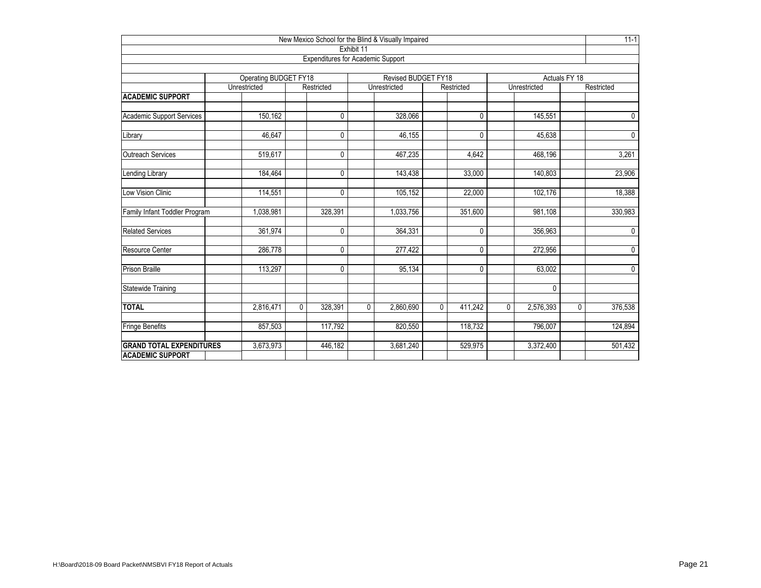New Mexico School for the Blind & Visually Impaired

11-1

Exhibit 11

Expenditures for Academic Support

| | Operating BUDGET FY18 | | | | Revised BUDGET FY18 | | | | Actuals FY 18 | | | |
|---|---|---|---|---|---|---|---|---|---|---|---|---|
| | Unrestricted | | Restricted | | Unrestricted | | Restricted | | Unrestricted | | Restricted | |
| **ACADEMIC SUPPORT** | | | | | | | | | | | | |
| Academic Support Services | 150,162 | | 0 | | 328,066 | | 0 | | 145,551 | | 0 | |
| Library | 46,647 | | 0 | | 46,155 | | 0 | | 45,638 | | 0 | |
| Outreach Services | 519,617 | | 0 | | 467,235 | | 4,642 | | 468,196 | | 3,261 | |
| Lending Library | 184,464 | | 0 | | 143,438 | | 33,000 | | 140,803 | | 23,906 | |
| Low Vision Clinic | 114,551 | | 0 | | 105,152 | | 22,000 | | 102,176 | | 18,388 | |
| Family Infant Toddler Program | 1,038,981 | | 328,391 | | 1,033,756 | | 351,600 | | 981,108 | | 330,983 | |
| Related Services | 361,974 | | 0 | | 364,331 | | 0 | | 356,963 | | 0 | |
| Resource Center | 286,778 | | 0 | | 277,422 | | 0 | | 272,956 | | 0 | |
| Prison Braille | 113,297 | | 0 | | 95,134 | | 0 | | 63,002 | | 0 | |
| Statewide Training | | | | | | | | | 0 | | | |
| **TOTAL** | 2,816,471 | 0 | 328,391 | 0 | 2,860,690 | 0 | 411,242 | 0 | 2,576,393 | 0 | 376,538 | |
| Fringe Benefits | 857,503 | | 117,792 | | 820,550 | | 118,732 | | 796,007 | | 124,894 | |
| **GRAND TOTAL EXPENDITURES ACADEMIC SUPPORT** | 3,673,973 | | 446,182 | | 3,681,240 | | 529,975 | | 3,372,400 | | 501,432 | |

H:\Board\2018-09 Board Packet\NMSBVI FY18 Report of Actuals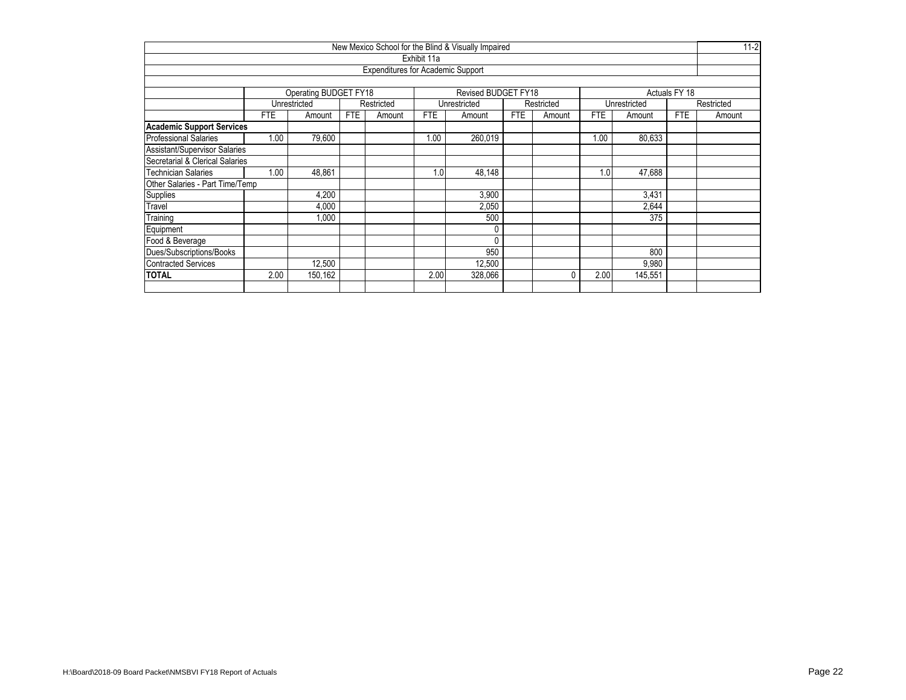New Mexico School for the Blind & Visually Impaired

Exhibit 11a

Expenditures for Academic Support

| | Operating BUDGET FY18 | | | | Revised BUDGET FY18 | | | | Actuals FY 18 | | | |
|---|---|---|---|---|---|---|---|---|---|---|---|---|
| | Unrestricted | | Restricted | | Unrestricted | | Restricted | | Unrestricted | | Restricted | |
| | FTE | Amount | FTE | Amount | FTE | Amount | FTE | Amount | FTE | Amount | FTE | Amount |
| **Academic Support Services** | | | | | | | | | | | | |
| Professional Salaries | 1.00 | 79,600 | | | 1.00 | 260,019 | | | 1.00 | 80,633 | | |
| Assistant/Supervisor Salaries | | | | | | | | | | | | |
| Secretarial & Clerical Salaries | | | | | | | | | | | | |
| Technician Salaries | 1.00 | 48,861 | | | 1.0 | 48,148 | | | 1.0 | 47,688 | | |
| Other Salaries - Part Time/Temp | | | | | | | | | | | | |
| Supplies | | 4,200 | | | | 3,900 | | | | 3,431 | | |
| Travel | | 4,000 | | | | 2,050 | | | | 2,644 | | |
| Training | | 1,000 | | | | 500 | | | | 375 | | |
| Equipment | | | | | | 0 | | | | | | |
| Food & Beverage | | | | | | 0 | | | | | | |
| Dues/Subscriptions/Books | | | | | | 950 | | | | 800 | | |
| Contracted Services | | 12,500 | | | | 12,500 | | | | 9,980 | | |
| **TOTAL** | 2.00 | 150,162 | | | 2.00 | 328,066 | | 0 | 2.00 | 145,551 | | |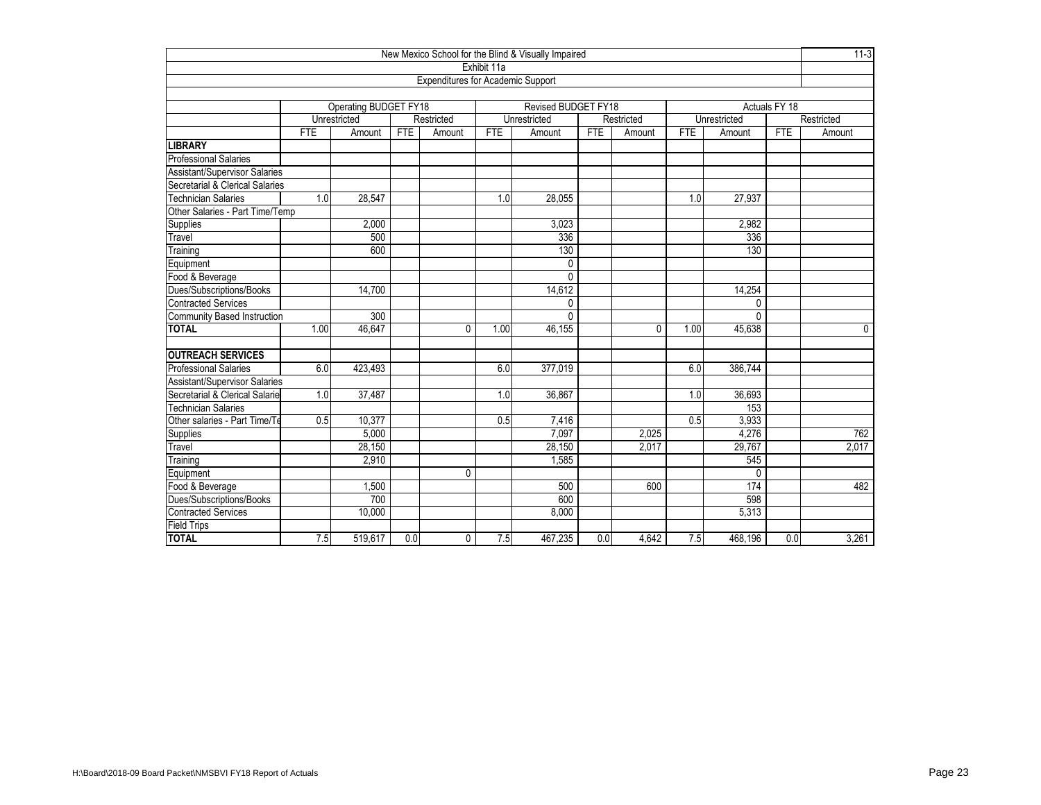# New Mexico School for the Blind & Visually Impaired

## Exhibit 11a

### Expenditures for Academic Support

| | Operating BUDGET FY18 | | | | Revised BUDGET FY18 | | | | Actuals FY 18 | | | |
|---|---|---|---|---|---|---|---|---|---|---|---|---|
| | Unrestricted | | Restricted | | Unrestricted | | Restricted | | Unrestricted | | Restricted | |
| | FTE | Amount | FTE | Amount | FTE | Amount | FTE | Amount | FTE | Amount | FTE | Amount |
| **LIBRARY** | | | | | | | | | | | | |
| Professional Salaries | | | | | | | | | | | | |
| Assistant/Supervisor Salaries | | | | | | | | | | | | |
| Secretarial & Clerical Salaries | | | | | | | | | | | | |
| Technician Salaries | 1.0 | 28,547 | | | 1.0 | 28,055 | | | 1.0 | 27,937 | | |
| Other Salaries - Part Time/Temp | | | | | | | | | | | | |
| Supplies | | 2,000 | | | | 3,023 | | | | 2,982 | | |
| Travel | | 500 | | | | 336 | | | | 336 | | |
| Training | | 600 | | | | 130 | | | | 130 | | |
| Equipment | | | | | | 0 | | | | | | |
| Food & Beverage | | | | | | 0 | | | | | | |
| Dues/Subscriptions/Books | | 14,700 | | | | 14,612 | | | | 14,254 | | |
| Contracted Services | | | | | | 0 | | | | 0 | | |
| Community Based Instruction | | 300 | | | | 0 | | | | 0 | | |
| **TOTAL** | 1.00 | 46,647 | | 0 | 1.00 | 46,155 | | 0 | 1.00 | 45,638 | | 0 |
| | | | | | | | | | | | | |
| **OUTREACH SERVICES** | | | | | | | | | | | | |
| Professional Salaries | 6.0 | 423,493 | | | 6.0 | 377,019 | | | 6.0 | 386,744 | | |
| Assistant/Supervisor Salaries | | | | | | | | | | | | |
| Secretarial & Clerical Salarie | 1.0 | 37,487 | | | 1.0 | 36,867 | | | 1.0 | 36,693 | | |
| Technician Salaries | | | | | | | | | | 153 | | |
| Other salaries - Part Time/Te | 0.5 | 10,377 | | | 0.5 | 7,416 | | | 0.5 | 3,933 | | |
| Supplies | | 5,000 | | | | 7,097 | | 2,025 | | 4,276 | | 762 |
| Travel | | 28,150 | | | | 28,150 | | 2,017 | | 29,767 | | 2,017 |
| Training | | 2,910 | | | | 1,585 | | | | 545 | | |
| Equipment | | | | 0 | | | | | | 0 | | |
| Food & Beverage | | 1,500 | | | | 500 | | 600 | | 174 | | 482 |
| Dues/Subscriptions/Books | | 700 | | | | 600 | | | | 598 | | |
| Contracted Services | | 10,000 | | | | 8,000 | | | | 5,313 | | |
| Field Trips | | | | | | | | | | | | |
| **TOTAL** | 7.5 | 519,617 | 0.0 | 0 | 7.5 | 467,235 | 0.0 | 4,642 | 7.5 | 468,196 | 0.0 | 3,261 |

H:\Board\2018-09 Board Packet\NMSBVI FY18 Report of Actuals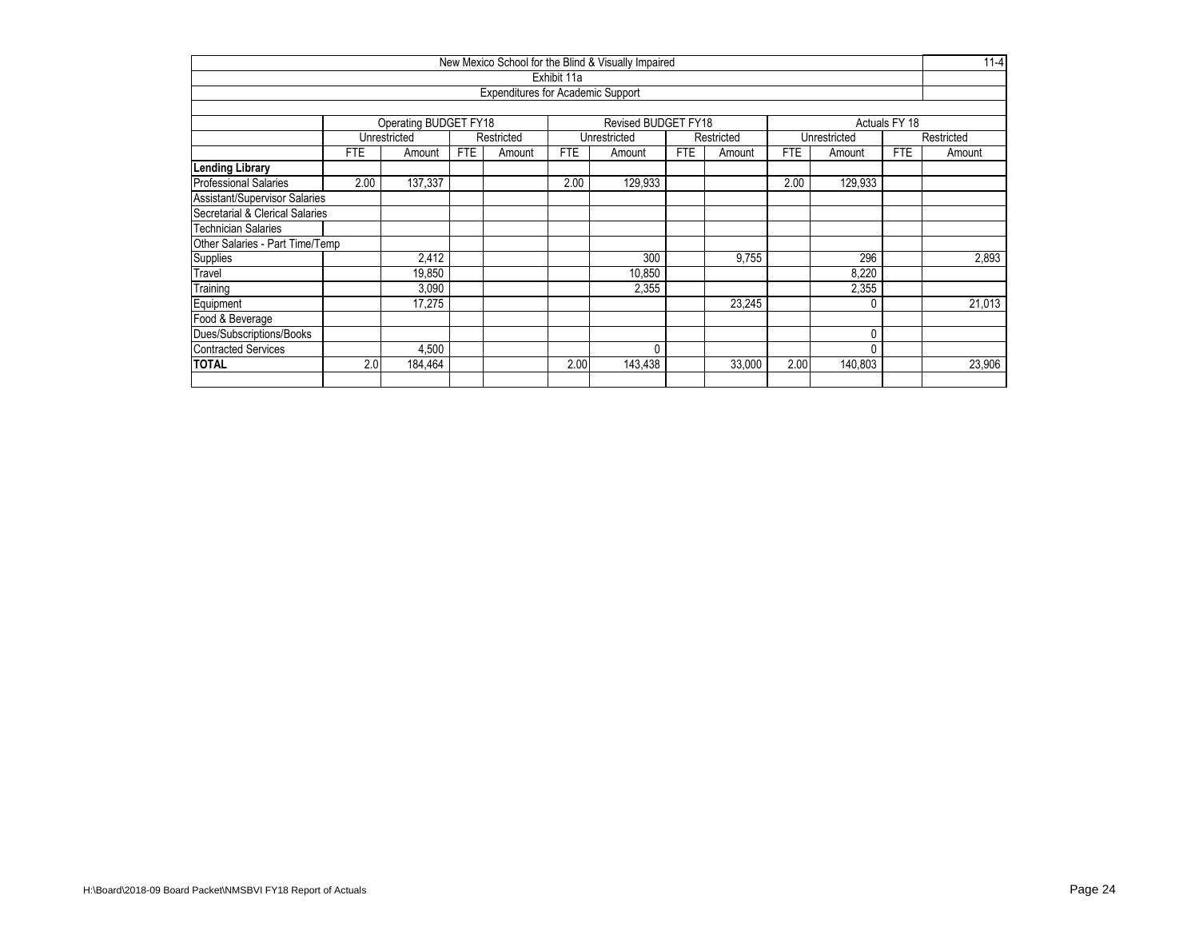New Mexico School for the Blind & Visually Impaired

11-4

Exhibit 11a

Expenditures for Academic Support

| | Operating BUDGET FY18 | | | | Revised BUDGET FY18 | | | | Actuals FY 18 | | | |
|---|---|---|---|---|---|---|---|---|---|---|---|---|
| | Unrestricted | | Restricted | | Unrestricted | | Restricted | | Unrestricted | | Restricted | |
| | FTE | Amount | FTE | Amount | FTE | Amount | FTE | Amount | FTE | Amount | FTE | Amount |
| **Lending Library** | | | | | | | | | | | | |
| Professional Salaries | 2.00 | 137,337 | | | 2.00 | 129,933 | | | 2.00 | 129,933 | | |
| Assistant/Supervisor Salaries | | | | | | | | | | | | |
| Secretarial & Clerical Salaries | | | | | | | | | | | | |
| Technician Salaries | | | | | | | | | | | | |
| Other Salaries - Part Time/Temp | | | | | | | | | | | | |
| Supplies | | 2,412 | | | | 300 | | 9,755 | | 296 | | 2,893 |
| Travel | | 19,850 | | | | 10,850 | | | | 8,220 | | |
| Training | | 3,090 | | | | 2,355 | | | | 2,355 | | |
| Equipment | | 17,275 | | | | | | 23,245 | | 0 | | 21,013 |
| Food & Beverage | | | | | | | | | | | | |
| Dues/Subscriptions/Books | | | | | | | | | | 0 | | |
| Contracted Services | | 4,500 | | | | 0 | | | | 0 | | |
| **TOTAL** | 2.0 | 184,464 | | | 2.00 | 143,438 | | 33,000 | 2.00 | 140,803 | | 23,906 |

H:\Board\2018-09 Board Packet\NMSBVI FY18 Report of Actuals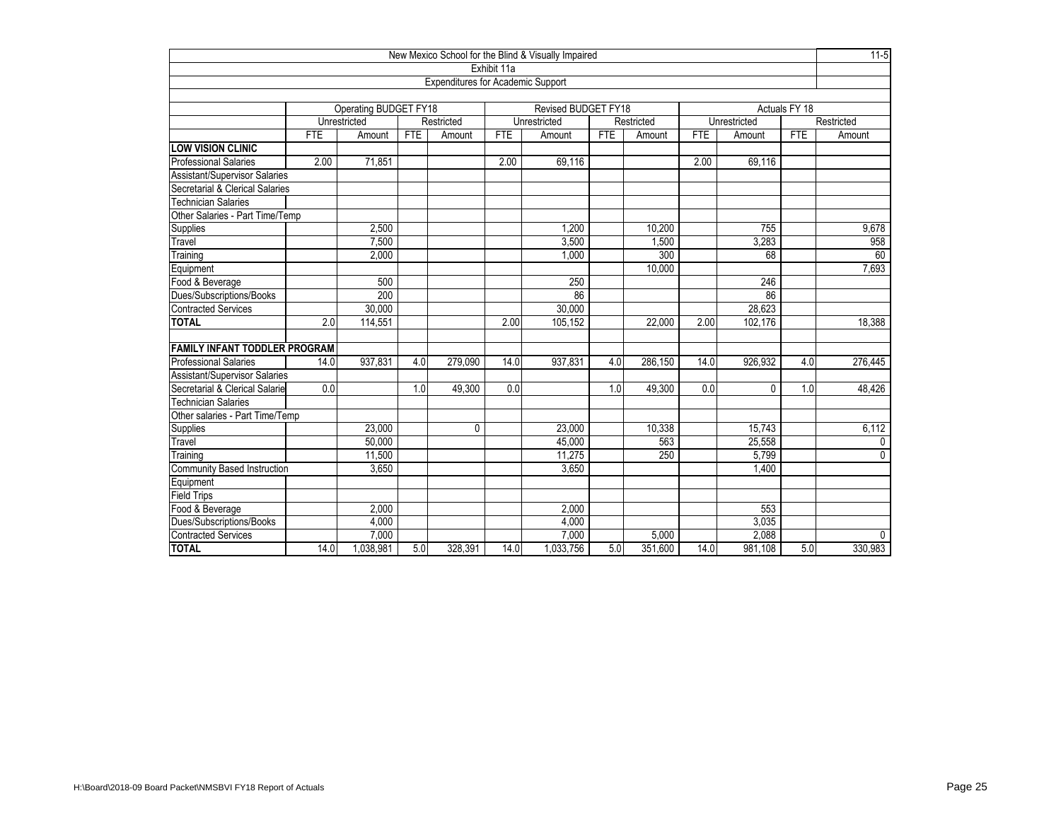# New Mexico School for the Blind & Visually Impaired

11-5

## Exhibit 11a

### Expenditures for Academic Support

| | Operating BUDGET FY18 | | | | Revised BUDGET FY18 | | | | Actuals FY 18 | | | |
|---|---|---|---|---|---|---|---|---|---|---|---|---|
| | Unrestricted | | Restricted | | Unrestricted | | Restricted | | Unrestricted | | Restricted | |
| | FTE | Amount | FTE | Amount | FTE | Amount | FTE | Amount | FTE | Amount | FTE | Amount |
| **LOW VISION CLINIC** | | | | | | | | | | | | |
| Professional Salaries | 2.00 | 71,851 | | | 2.00 | 69,116 | | | 2.00 | 69,116 | | |
| Assistant/Supervisor Salaries | | | | | | | | | | | | |
| Secretarial & Clerical Salaries | | | | | | | | | | | | |
| Technician Salaries | | | | | | | | | | | | |
| Other Salaries - Part Time/Temp | | | | | | | | | | | | |
| Supplies | | 2,500 | | | | 1,200 | | 10,200 | | 755 | | 9,678 |
| Travel | | 7,500 | | | | 3,500 | | 1,500 | | 3,283 | | 958 |
| Training | | 2,000 | | | | 1,000 | | 300 | | 68 | | 60 |
| Equipment | | | | | | | | 10,000 | | | | 7,693 |
| Food & Beverage | | 500 | | | | 250 | | | | 246 | | |
| Dues/Subscriptions/Books | | 200 | | | | 86 | | | | 86 | | |
| Contracted Services | | 30,000 | | | | 30,000 | | | | 28,623 | | |
| **TOTAL** | 2.0 | 114,551 | | | 2.00 | 105,152 | | 22,000 | 2.00 | 102,176 | | 18,388 |
| | | | | | | | | | | | | |
| **FAMILY INFANT TODDLER PROGRAM** | | | | | | | | | | | | |
| Professional Salaries | 14.0 | 937,831 | 4.0 | 279,090 | 14.0 | 937,831 | 4.0 | 286,150 | 14.0 | 926,932 | 4.0 | 276,445 |
| Assistant/Supervisor Salaries | | | | | | | | | | | | |
| Secretarial & Clerical Salarie | 0.0 | | 1.0 | 49,300 | 0.0 | | 1.0 | 49,300 | 0.0 | 0 | 1.0 | 48,426 |
| Technician Salaries | | | | | | | | | | | | |
| Other salaries - Part Time/Temp | | | | | | | | | | | | |
| Supplies | | 23,000 | | 0 | | 23,000 | | 10,338 | | 15,743 | | 6,112 |
| Travel | | 50,000 | | | | 45,000 | | 563 | | 25,558 | | 0 |
| Training | | 11,500 | | | | 11,275 | | 250 | | 5,799 | | 0 |
| Community Based Instruction | | 3,650 | | | | 3,650 | | | | 1,400 | | |
| Equipment | | | | | | | | | | | | |
| Field Trips | | | | | | | | | | | | |
| Food & Beverage | | 2,000 | | | | 2,000 | | | | 553 | | |
| Dues/Subscriptions/Books | | 4,000 | | | | 4,000 | | | | 3,035 | | |
| Contracted Services | | 7,000 | | | | 7,000 | | 5,000 | | 2,088 | | 0 |
| **TOTAL** | 14.0 | 1,038,981 | 5.0 | 328,391 | 14.0 | 1,033,756 | 5.0 | 351,600 | 14.0 | 981,108 | 5.0 | 330,983 |

H:\Board\2018-09 Board Packet\NMSBVI FY18 Report of Actuals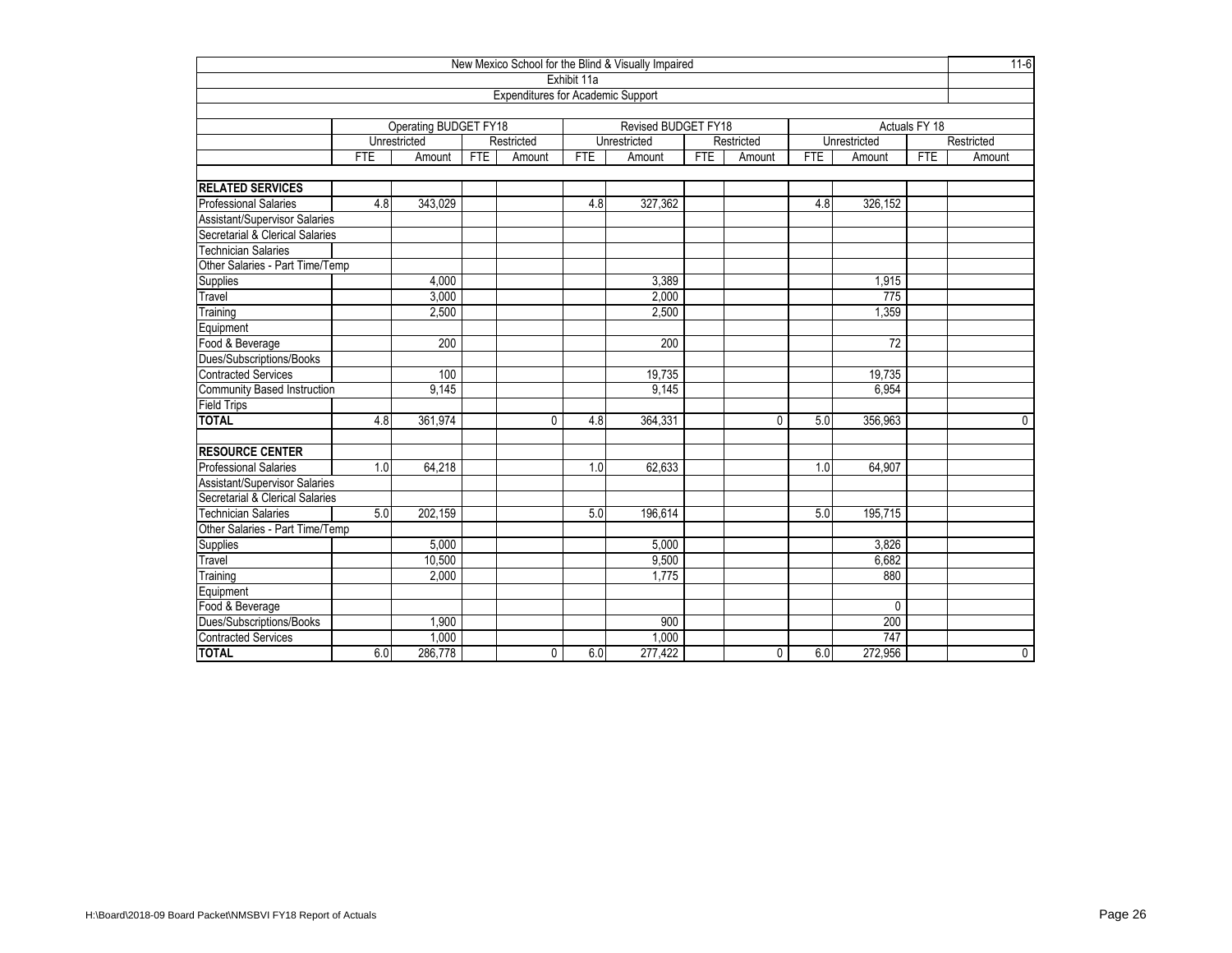| New Mexico School for the Blind & Visually Impaired | | | | | | | | | | | | | 11-6 |
|---|---|---|---|---|---|---|---|---|---|---|---|---|---|
| Exhibit 11a | | | | | | | | | | | | | |
| Expenditures for Academic Support | | | | | | | | | | | | | |
| | Operating BUDGET FY18 | | | | Revised BUDGET FY18 | | | | Actuals FY 18 | | | | |
| | Unrestricted | | Restricted | | Unrestricted | | Restricted | | Unrestricted | | Restricted | | |
| | FTE | Amount | FTE | Amount | FTE | Amount | FTE | Amount | FTE | Amount | FTE | Amount | |
| **RELATED SERVICES** | | | | | | | | | | | | | |
| Professional Salaries | 4.8 | 343,029 | | | 4.8 | 327,362 | | | 4.8 | 326,152 | | | |
| Assistant/Supervisor Salaries | | | | | | | | | | | | | |
| Secretarial & Clerical Salaries | | | | | | | | | | | | | |
| Technician Salaries | | | | | | | | | | | | | |
| Other Salaries - Part Time/Temp | | | | | | | | | | | | | |
| Supplies | | 4,000 | | | | 3,389 | | | | 1,915 | | | |
| Travel | | 3,000 | | | | 2,000 | | | | 775 | | | |
| Training | | 2,500 | | | | 2,500 | | | | 1,359 | | | |
| Equipment | | | | | | | | | | | | | |
| Food & Beverage | | 200 | | | | 200 | | | | 72 | | | |
| Dues/Subscriptions/Books | | | | | | | | | | | | | |
| Contracted Services | | 100 | | | | 19,735 | | | | 19,735 | | | |
| Community Based Instruction | | 9,145 | | | | 9,145 | | | | 6,954 | | | |
| Field Trips | | | | | | | | | | | | | |
| **TOTAL** | 4.8 | 361,974 | | 0 | 4.8 | 364,331 | | 0 | 5.0 | 356,963 | | 0 | |
| **RESOURCE CENTER** | | | | | | | | | | | | | |
| Professional Salaries | 1.0 | 64,218 | | | 1.0 | 62,633 | | | 1.0 | 64,907 | | | |
| Assistant/Supervisor Salaries | | | | | | | | | | | | | |
| Secretarial & Clerical Salaries | | | | | | | | | | | | | |
| Technician Salaries | 5.0 | 202,159 | | | 5.0 | 196,614 | | | 5.0 | 195,715 | | | |
| Other Salaries - Part Time/Temp | | | | | | | | | | | | | |
| Supplies | | 5,000 | | | | 5,000 | | | | 3,826 | | | |
| Travel | | 10,500 | | | | 9,500 | | | | 6,682 | | | |
| Training | | 2,000 | | | | 1,775 | | | | 880 | | | |
| Equipment | | | | | | | | | | | | | |
| Food & Beverage | | | | | | | | | | 0 | | | |
| Dues/Subscriptions/Books | | 1,900 | | | | 900 | | | | 200 | | | |
| Contracted Services | | 1,000 | | | | 1,000 | | | | 747 | | | |
| **TOTAL** | 6.0 | 286,778 | | 0 | 6.0 | 277,422 | | 0 | 6.0 | 272,956 | | 0 | |

H:\Board\2018-09 Board Packet\NMSBVI FY18 Report of Actuals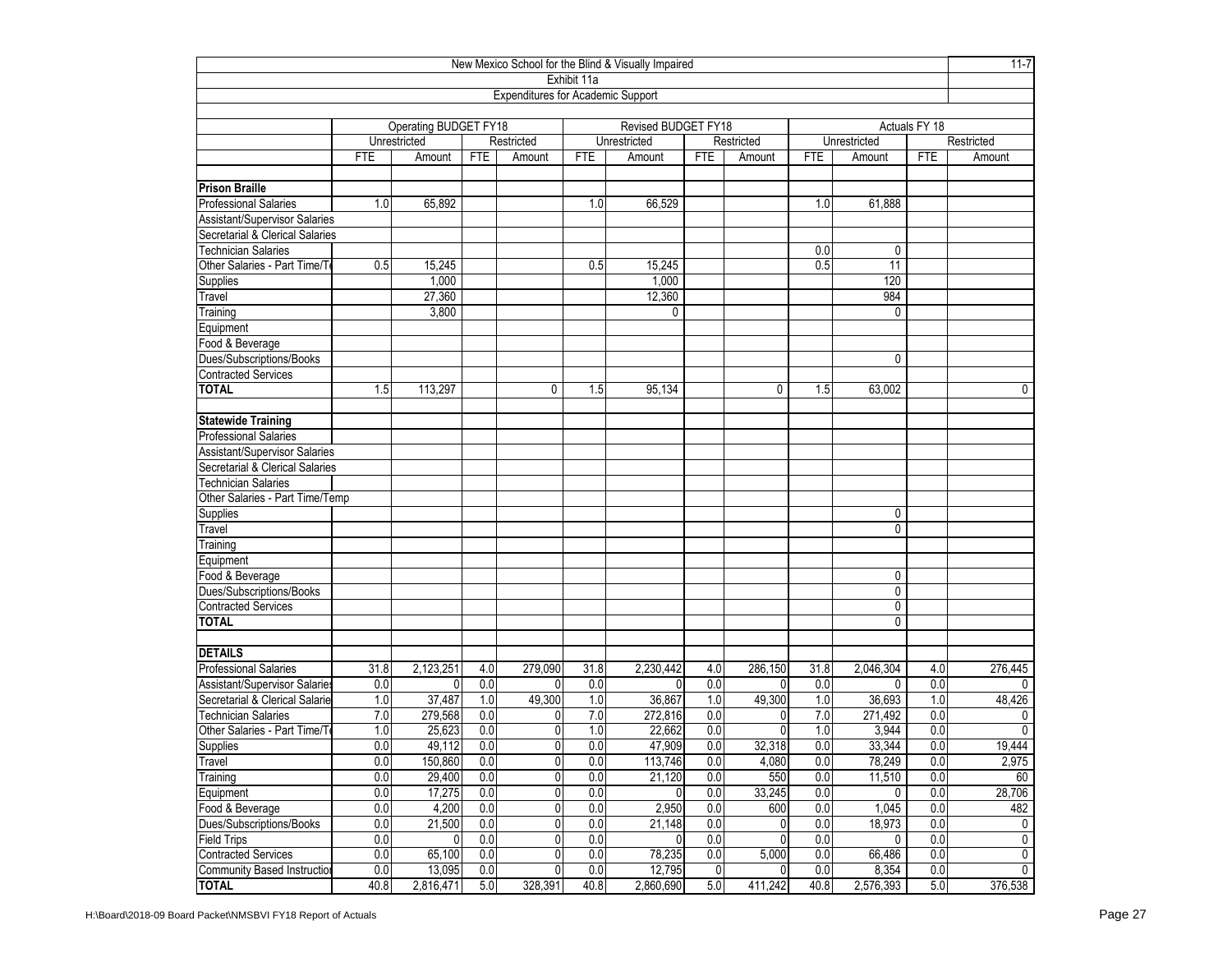| New Mexico School for the Blind & Visually Impaired | | | | | | | | | | | | | 11-7 |
|---|---|---|---|---|---|---|---|---|---|---|---|---|---|
| Exhibit 11a | | | | | | | | | | | | | |
| Expenditures for Academic Support | | | | | | | | | | | | | |
| | Operating BUDGET FY18 | | | | Revised BUDGET FY18 | | | | Actuals FY 18 | | | | |
| | Unrestricted | | Restricted | | Unrestricted | | Restricted | | Unrestricted | | Restricted | | |
| | FTE | Amount | FTE | Amount | FTE | Amount | FTE | Amount | FTE | Amount | FTE | Amount | |
| **Prison Braille** | | | | | | | | | | | | | |
| Professional Salaries | 1.0 | 65,892 | | | 1.0 | 66,529 | | | 1.0 | 61,888 | | | |
| Assistant/Supervisor Salaries | | | | | | | | | | | | | |
| Secretarial & Clerical Salaries | | | | | | | | | | | | | |
| Technician Salaries | | | | | | | | | 0.0 | 0 | | | |
| Other Salaries - Part Time/T | 0.5 | 15,245 | | | 0.5 | 15,245 | | | 0.5 | 11 | | | |
| Supplies | | 1,000 | | | | 1,000 | | | | 120 | | | |
| Travel | | 27,360 | | | | 12,360 | | | | 984 | | | |
| Training | | 3,800 | | | | 0 | | | | 0 | | | |
| Equipment | | | | | | | | | | | | | |
| Food & Beverage | | | | | | | | | | | | | |
| Dues/Subscriptions/Books | | | | | | | | | | 0 | | | |
| Contracted Services | | | | | | | | | | | | | |
| **TOTAL** | 1.5 | 113,297 | | 0 | 1.5 | 95,134 | | 0 | 1.5 | 63,002 | | 0 | |
| **Statewide Training** | | | | | | | | | | | | | |
| Professional Salaries | | | | | | | | | | | | | |
| Assistant/Supervisor Salaries | | | | | | | | | | | | | |
| Secretarial & Clerical Salaries | | | | | | | | | | | | | |
| Technician Salaries | | | | | | | | | | | | | |
| Other Salaries - Part Time/Temp | | | | | | | | | | | | | |
| Supplies | | | | | | | | | | 0 | | | |
| Travel | | | | | | | | | | 0 | | | |
| Training | | | | | | | | | | | | | |
| Equipment | | | | | | | | | | | | | |
| Food & Beverage | | | | | | | | | | 0 | | | |
| Dues/Subscriptions/Books | | | | | | | | | | 0 | | | |
| Contracted Services | | | | | | | | | | 0 | | | |
| **TOTAL** | | | | | | | | | | 0 | | | |
| **DETAILS** | | | | | | | | | | | | | |
| Professional Salaries | 31.8 | 2,123,251 | 4.0 | 279,090 | 31.8 | 2,230,442 | 4.0 | 286,150 | 31.8 | 2,046,304 | 4.0 | 276,445 | |
| Assistant/Supervisor Salaries | 0.0 | 0 | 0.0 | 0 | 0.0 | 0 | 0.0 | 0 | 0.0 | 0 | 0.0 | 0 | |
| Secretarial & Clerical Salarie | 1.0 | 37,487 | 1.0 | 49,300 | 1.0 | 36,867 | 1.0 | 49,300 | 1.0 | 36,693 | 1.0 | 48,426 | |
| Technician Salaries | 7.0 | 279,568 | 0.0 | 0 | 7.0 | 272,816 | 0.0 | 0 | 7.0 | 271,492 | 0.0 | 0 | |
| Other Salaries - Part Time/T | 1.0 | 25,623 | 0.0 | 0 | 1.0 | 22,662 | 0.0 | 0 | 1.0 | 3,944 | 0.0 | 0 | |
| Supplies | 0.0 | 49,112 | 0.0 | 0 | 0.0 | 47,909 | 0.0 | 32,318 | 0.0 | 33,344 | 0.0 | 19,444 | |
| Travel | 0.0 | 150,860 | 0.0 | 0 | 0.0 | 113,746 | 0.0 | 4,080 | 0.0 | 78,249 | 0.0 | 2,975 | |
| Training | 0.0 | 29,400 | 0.0 | 0 | 0.0 | 21,120 | 0.0 | 550 | 0.0 | 11,510 | 0.0 | 60 | |
| Equipment | 0.0 | 17,275 | 0.0 | 0 | 0.0 | 0 | 0.0 | 33,245 | 0.0 | 0 | 0.0 | 28,706 | |
| Food & Beverage | 0.0 | 4,200 | 0.0 | 0 | 0.0 | 2,950 | 0.0 | 600 | 0.0 | 1,045 | 0.0 | 482 | |
| Dues/Subscriptions/Books | 0.0 | 21,500 | 0.0 | 0 | 0.0 | 21,148 | 0.0 | 0 | 0.0 | 18,973 | 0.0 | 0 | |
| Field Trips | 0.0 | 0 | 0.0 | 0 | 0.0 | 0 | 0.0 | 0 | 0.0 | 0 | 0.0 | 0 | |
| Contracted Services | 0.0 | 65,100 | 0.0 | 0 | 0.0 | 78,235 | 0.0 | 5,000 | 0.0 | 66,486 | 0.0 | 0 | |
| Community Based Instructio | 0.0 | 13,095 | 0.0 | 0 | 0.0 | 12,795 | 0 | 0 | 0.0 | 8,354 | 0.0 | 0 | |
| **TOTAL** | 40.8 | 2,816,471 | 5.0 | 328,391 | 40.8 | 2,860,690 | 5.0 | 411,242 | 40.8 | 2,576,393 | 5.0 | 376,538 | |

H:\Board\2018-09 Board Packet\NMSBVI FY18 Report of Actuals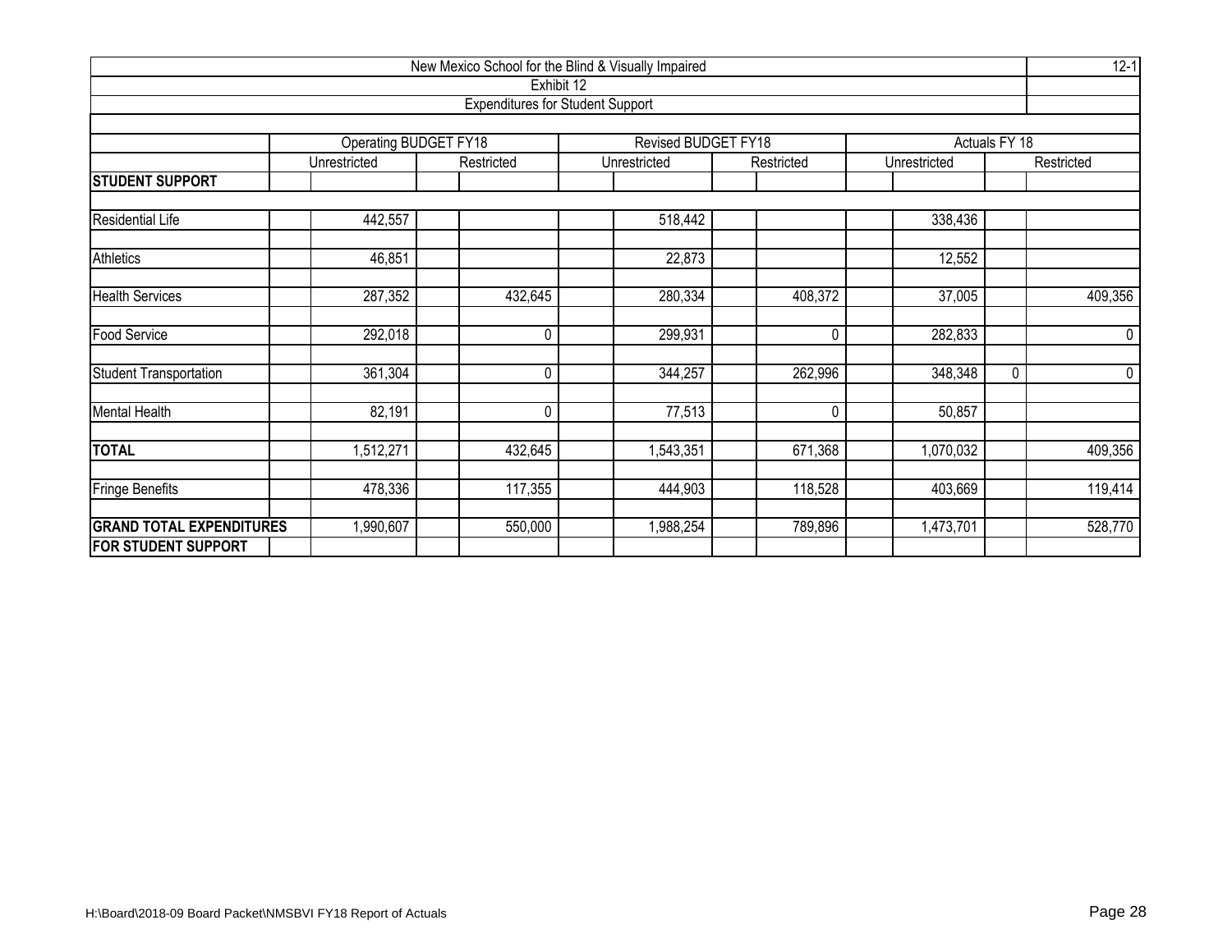New Mexico School for the Blind & Visually Impaired

12-1

Exhibit 12

Expenditures for Student Support

| | Operating BUDGET FY18 | | Revised BUDGET FY18 | | Actuals FY 18 | |
|---|---|---|---|---|---|---|
| | Unrestricted | Restricted | Unrestricted | Restricted | Unrestricted | Restricted |
| **STUDENT SUPPORT** | | | | | | |
| Residential Life | 442,557 | | 518,442 | | 338,436 | |
| Athletics | 46,851 | | 22,873 | | 12,552 | |
| Health Services | 287,352 | 432,645 | 280,334 | 408,372 | 37,005 | 409,356 |
| Food Service | 292,018 | 0 | 299,931 | 0 | 282,833 | 0 |
| Student Transportation | 361,304 | 0 | 344,257 | 262,996 | 348,348 0 | 0 |
| Mental Health | 82,191 | 0 | 77,513 | 0 | 50,857 | |
| **TOTAL** | 1,512,271 | 432,645 | 1,543,351 | 671,368 | 1,070,032 | 409,356 |
| Fringe Benefits | 478,336 | 117,355 | 444,903 | 118,528 | 403,669 | 119,414 |
| **GRAND TOTAL EXPENDITURES FOR STUDENT SUPPORT** | 1,990,607 | 550,000 | 1,988,254 | 789,896 | 1,473,701 | 528,770 |

H:\Board\2018-09 Board Packet\NMSBVI FY18 Report of Actuals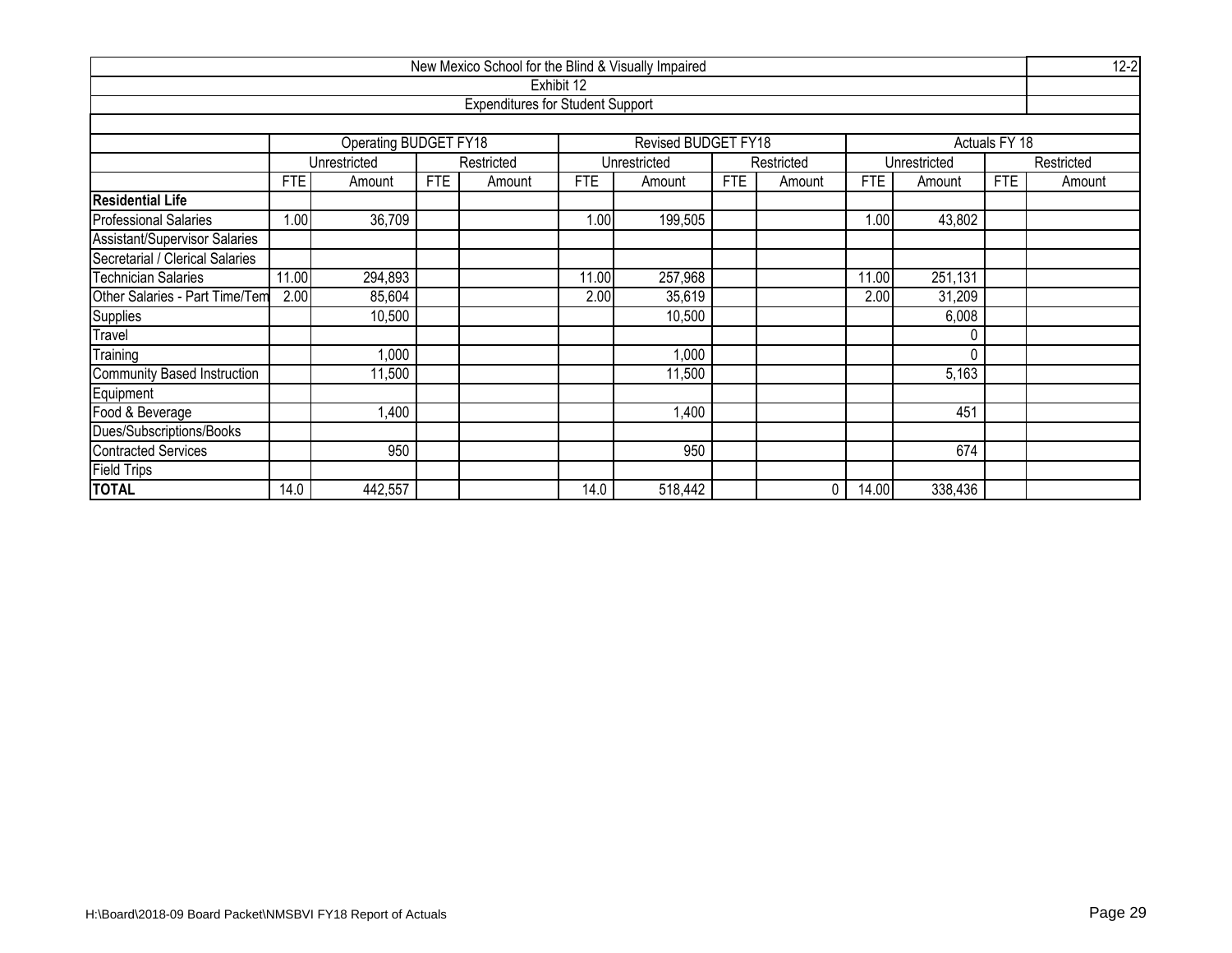| New Mexico School for the Blind & Visually Impaired | | | | | | | | | | | | | 12-2 |
|---|---|---|---|---|---|---|---|---|---|---|---|---|---|
| Exhibit 12 | | | | | | | | | | | | | |
| Expenditures for Student Support | | | | | | | | | | | | | |
| | Operating BUDGET FY18 | | | | Revised BUDGET FY18 | | | | Actuals FY 18 | | | | |
| | Unrestricted | | Restricted | | Unrestricted | | Restricted | | Unrestricted | | Restricted | | |
| | FTE | Amount | FTE | Amount | FTE | Amount | FTE | Amount | FTE | Amount | FTE | Amount | |
| **Residential Life** | | | | | | | | | | | | | |
| Professional Salaries | 1.00 | 36,709 | | | 1.00 | 199,505 | | | 1.00 | 43,802 | | | |
| Assistant/Supervisor Salaries | | | | | | | | | | | | | |
| Secretarial / Clerical Salaries | | | | | | | | | | | | | |
| Technician Salaries | 11.00 | 294,893 | | | 11.00 | 257,968 | | | 11.00 | 251,131 | | | |
| Other Salaries - Part Time/Tem | 2.00 | 85,604 | | | 2.00 | 35,619 | | | 2.00 | 31,209 | | | |
| Supplies | | 10,500 | | | | 10,500 | | | | 6,008 | | | |
| Travel | | | | | | | | | | 0 | | | |
| Training | | 1,000 | | | | 1,000 | | | | 0 | | | |
| Community Based Instruction | | 11,500 | | | | 11,500 | | | | 5,163 | | | |
| Equipment | | | | | | | | | | | | | |
| Food & Beverage | | 1,400 | | | | 1,400 | | | | 451 | | | |
| Dues/Subscriptions/Books | | | | | | | | | | | | | |
| Contracted Services | | 950 | | | | 950 | | | | 674 | | | |
| Field Trips | | | | | | | | | | | | | |
| **TOTAL** | 14.0 | 442,557 | | | 14.0 | 518,442 | | 0 | 14.00 | 338,436 | | | |

H:\Board\2018-09 Board Packet\NMSBVI FY18 Report of Actuals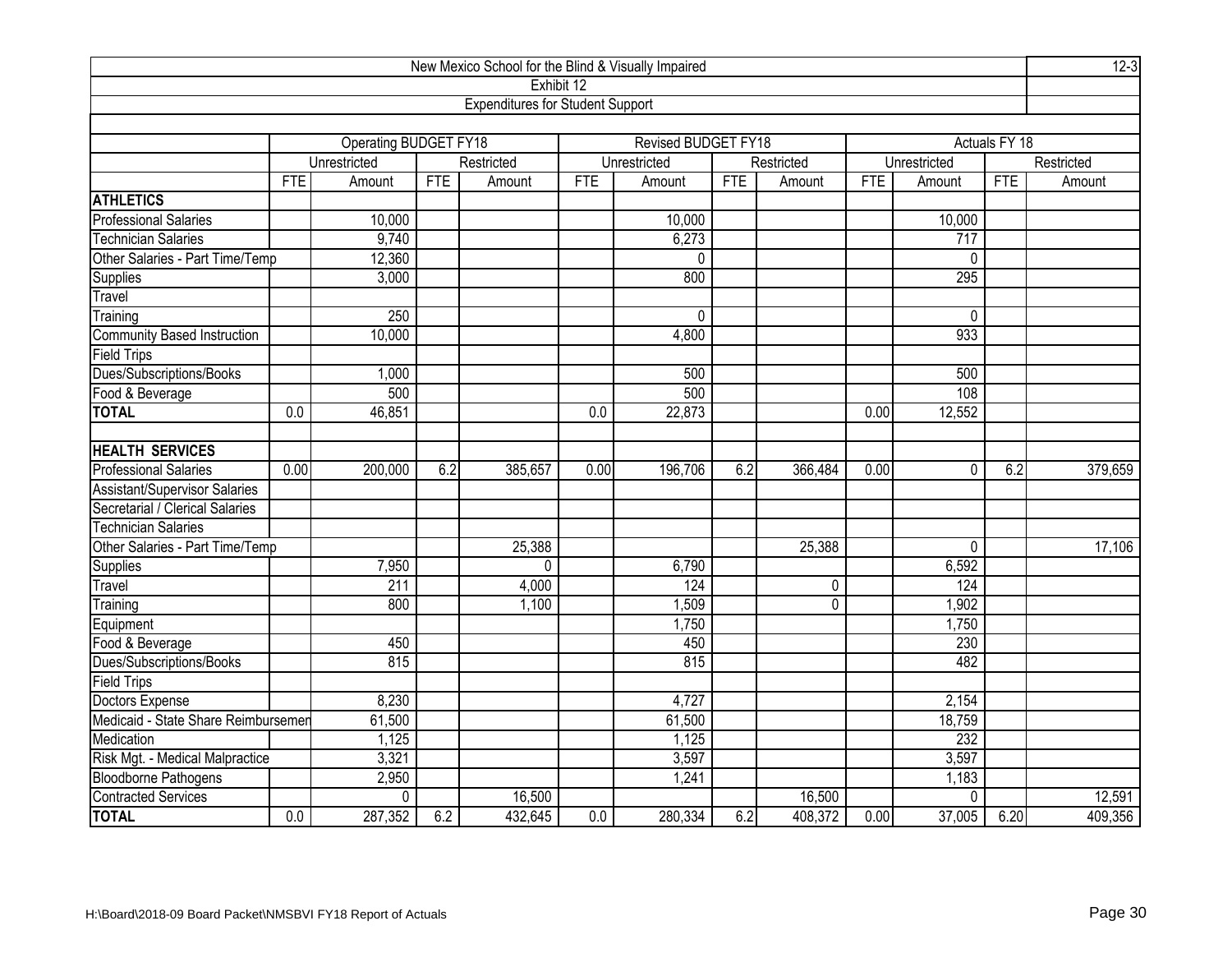| New Mexico School for the Blind & Visually Impaired | | | | | | | | | | | | |
|---|---|---|---|---|---|---|---|---|---|---|---|---|
| Exhibit 12 | | | | | | | | | | | | |
| Expenditures for Student Support | | | | | | | | | | | | |
| | Operating BUDGET FY18 | | | | Revised BUDGET FY18 | | | | Actuals FY 18 | | | |
| | Unrestricted | | Restricted | | Unrestricted | | Restricted | | Unrestricted | | Restricted | |
| | FTE | Amount | FTE | Amount | FTE | Amount | FTE | Amount | FTE | Amount | FTE | Amount |
| **ATHLETICS** | | | | | | | | | | | | |
| Professional Salaries | | 10,000 | | | | 10,000 | | | | 10,000 | | |
| Technician Salaries | | 9,740 | | | | 6,273 | | | | 717 | | |
| Other Salaries - Part Time/Temp | | 12,360 | | | | 0 | | | | 0 | | |
| Supplies | | 3,000 | | | | 800 | | | | 295 | | |
| Travel | | | | | | | | | | | | |
| Training | | 250 | | | | 0 | | | | 0 | | |
| Community Based Instruction | | 10,000 | | | | 4,800 | | | | 933 | | |
| Field Trips | | | | | | | | | | | | |
| Dues/Subscriptions/Books | | 1,000 | | | | 500 | | | | 500 | | |
| Food & Beverage | | 500 | | | | 500 | | | | 108 | | |
| **TOTAL** | 0.0 | 46,851 | | | 0.0 | 22,873 | | | 0.00 | 12,552 | | |
| | | | | | | | | | | | | |
| **HEALTH SERVICES** | | | | | | | | | | | | |
| Professional Salaries | 0.00 | 200,000 | 6.2 | 385,657 | 0.00 | 196,706 | 6.2 | 366,484 | 0.00 | 0 | 6.2 | 379,659 |
| Assistant/Supervisor Salaries | | | | | | | | | | | | |
| Secretarial / Clerical Salaries | | | | | | | | | | | | |
| Technician Salaries | | | | | | | | | | | | |
| Other Salaries - Part Time/Temp | | | | 25,388 | | | | 25,388 | | 0 | | 17,106 |
| Supplies | | 7,950 | | 0 | | 6,790 | | | | 6,592 | | |
| Travel | | 211 | | 4,000 | | 124 | | 0 | | 124 | | |
| Training | | 800 | | 1,100 | | 1,509 | | 0 | | 1,902 | | |
| Equipment | | | | | | 1,750 | | | | 1,750 | | |
| Food & Beverage | | 450 | | | | 450 | | | | 230 | | |
| Dues/Subscriptions/Books | | 815 | | | | 815 | | | | 482 | | |
| Field Trips | | | | | | | | | | | | |
| Doctors Expense | | 8,230 | | | | 4,727 | | | | 2,154 | | |
| Medicaid - State Share Reimbursemen | | 61,500 | | | | 61,500 | | | | 18,759 | | |
| Medication | | 1,125 | | | | 1,125 | | | | 232 | | |
| Risk Mgt. - Medical Malpractice | | 3,321 | | | | 3,597 | | | | 3,597 | | |
| Bloodborne Pathogens | | 2,950 | | | | 1,241 | | | | 1,183 | | |
| Contracted Services | | 0 | | 16,500 | | | | 16,500 | | 0 | | 12,591 |
| **TOTAL** | 0.0 | 287,352 | 6.2 | 432,645 | 0.0 | 280,334 | 6.2 | 408,372 | 0.00 | 37,005 | 6.20 | 409,356 |

H:\Board\2018-09 Board Packet\NMSBVI FY18 Report of Actuals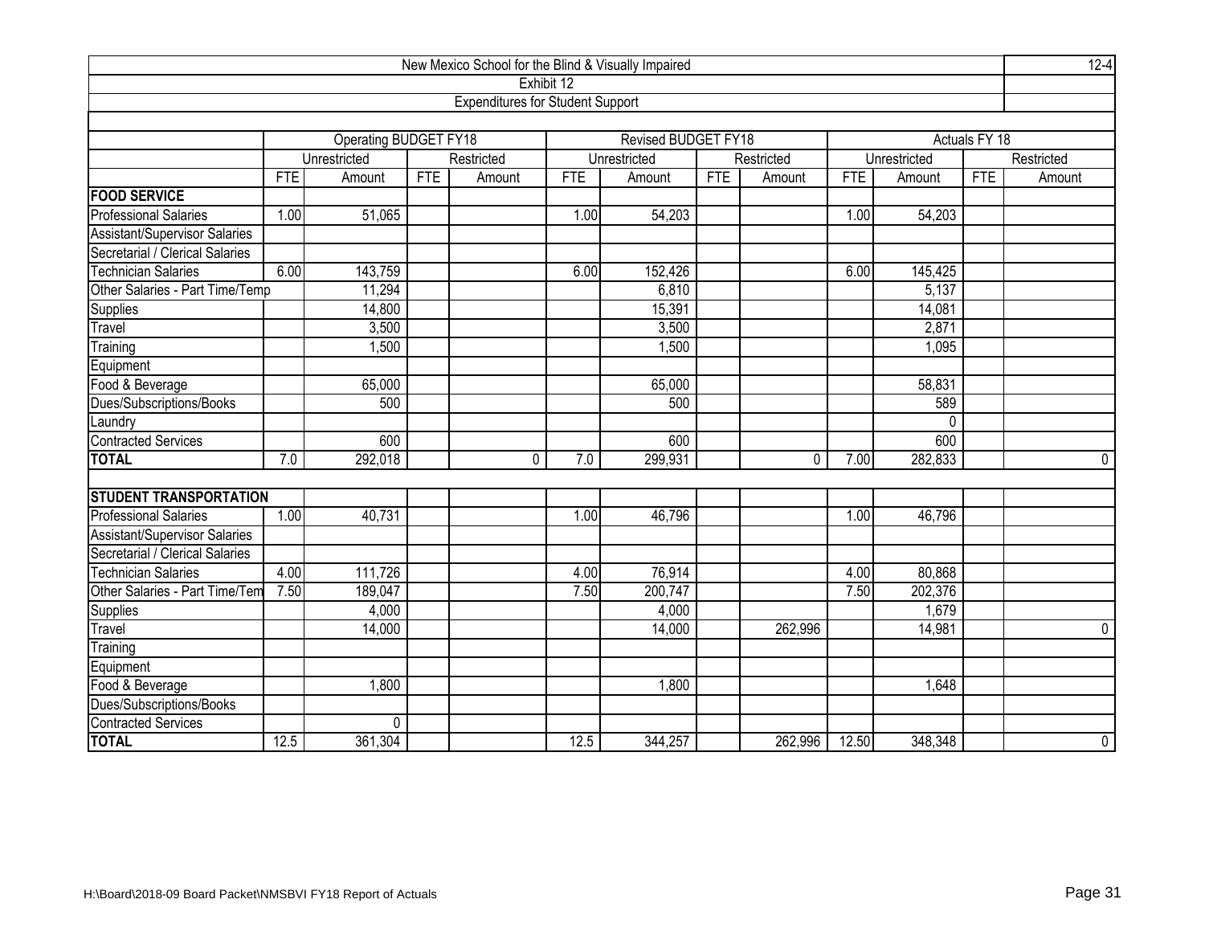New Mexico School for the Blind & Visually Impaired

12-4

Exhibit 12

Expenditures for Student Support

| | Operating BUDGET FY18 | | | | Revised BUDGET FY18 | | | | Actuals FY 18 | | | |
|---|---|---|---|---|---|---|---|---|---|---|---|---|
| | Unrestricted | | Restricted | | Unrestricted | | Restricted | | Unrestricted | | Restricted | |
| | FTE | Amount | FTE | Amount | FTE | Amount | FTE | Amount | FTE | Amount | FTE | Amount |
| **FOOD SERVICE** | | | | | | | | | | | | |
| Professional Salaries | 1.00 | 51,065 | | | 1.00 | 54,203 | | | 1.00 | 54,203 | | |
| Assistant/Supervisor Salaries | | | | | | | | | | | | |
| Secretarial / Clerical Salaries | | | | | | | | | | | | |
| Technician Salaries | 6.00 | 143,759 | | | 6.00 | 152,426 | | | 6.00 | 145,425 | | |
| Other Salaries - Part Time/Temp | | 11,294 | | | | 6,810 | | | | 5,137 | | |
| Supplies | | 14,800 | | | | 15,391 | | | | 14,081 | | |
| Travel | | 3,500 | | | | 3,500 | | | | 2,871 | | |
| Training | | 1,500 | | | | 1,500 | | | | 1,095 | | |
| Equipment | | | | | | | | | | | | |
| Food & Beverage | | 65,000 | | | | 65,000 | | | | 58,831 | | |
| Dues/Subscriptions/Books | | 500 | | | | 500 | | | | 589 | | |
| Laundry | | | | | | | | | | 0 | | |
| Contracted Services | | 600 | | | | 600 | | | | 600 | | |
| **TOTAL** | 7.0 | 292,018 | | 0 | 7.0 | 299,931 | | 0 | 7.00 | 282,833 | | 0 |
| | | | | | | | | | | | | |
| **STUDENT TRANSPORTATION** | | | | | | | | | | | | |
| Professional Salaries | 1.00 | 40,731 | | | 1.00 | 46,796 | | | 1.00 | 46,796 | | |
| Assistant/Supervisor Salaries | | | | | | | | | | | | |
| Secretarial / Clerical Salaries | | | | | | | | | | | | |
| Technician Salaries | 4.00 | 111,726 | | | 4.00 | 76,914 | | | 4.00 | 80,868 | | |
| Other Salaries - Part Time/Tem | 7.50 | 189,047 | | | 7.50 | 200,747 | | | 7.50 | 202,376 | | |
| Supplies | | 4,000 | | | | 4,000 | | | | 1,679 | | |
| Travel | | 14,000 | | | | 14,000 | | 262,996 | | 14,981 | | 0 |
| Training | | | | | | | | | | | | |
| Equipment | | | | | | | | | | | | |
| Food & Beverage | | 1,800 | | | | 1,800 | | | | 1,648 | | |
| Dues/Subscriptions/Books | | | | | | | | | | | | |
| Contracted Services | | 0 | | | | | | | | | | |
| **TOTAL** | 12.5 | 361,304 | | | 12.5 | 344,257 | | 262,996 | 12.50 | 348,348 | | 0 |

H:\Board\2018-09 Board Packet\NMSBVI FY18 Report of Actuals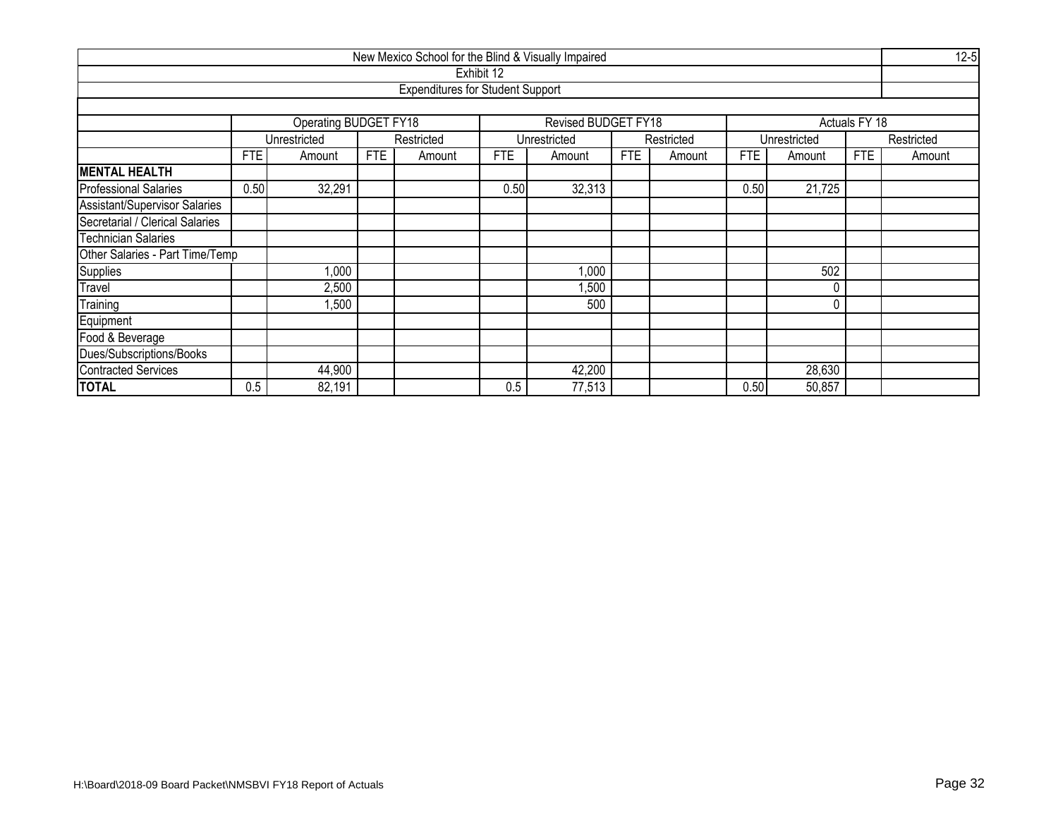# New Mexico School for the Blind & Visually Impaired

## Exhibit 12

### Expenditures for Student Support

12-5

| | Operating BUDGET FY18 | | | | Revised BUDGET FY18 | | | | Actuals FY 18 | | | |
|---|---|---|---|---|---|---|---|---|---|---|---|---|
| | Unrestricted | | Restricted | | Unrestricted | | Restricted | | Unrestricted | | Restricted | |
| | FTE | Amount | FTE | Amount | FTE | Amount | FTE | Amount | FTE | Amount | FTE | Amount |
| **MENTAL HEALTH** | | | | | | | | | | | | |
| Professional Salaries | 0.50 | 32,291 | | | 0.50 | 32,313 | | | 0.50 | 21,725 | | |
| Assistant/Supervisor Salaries | | | | | | | | | | | | |
| Secretarial / Clerical Salaries | | | | | | | | | | | | |
| Technician Salaries | | | | | | | | | | | | |
| Other Salaries - Part Time/Temp | | | | | | | | | | | | |
| Supplies | | 1,000 | | | | 1,000 | | | | 502 | | |
| Travel | | 2,500 | | | | 1,500 | | | | 0 | | |
| Training | | 1,500 | | | | 500 | | | | 0 | | |
| Equipment | | | | | | | | | | | | |
| Food & Beverage | | | | | | | | | | | | |
| Dues/Subscriptions/Books | | | | | | | | | | | | |
| Contracted Services | | 44,900 | | | | 42,200 | | | | 28,630 | | |
| **TOTAL** | 0.5 | 82,191 | | | 0.5 | 77,513 | | | 0.50 | 50,857 | | |

H:\Board\2018-09 Board Packet\NMSBVI FY18 Report of Actuals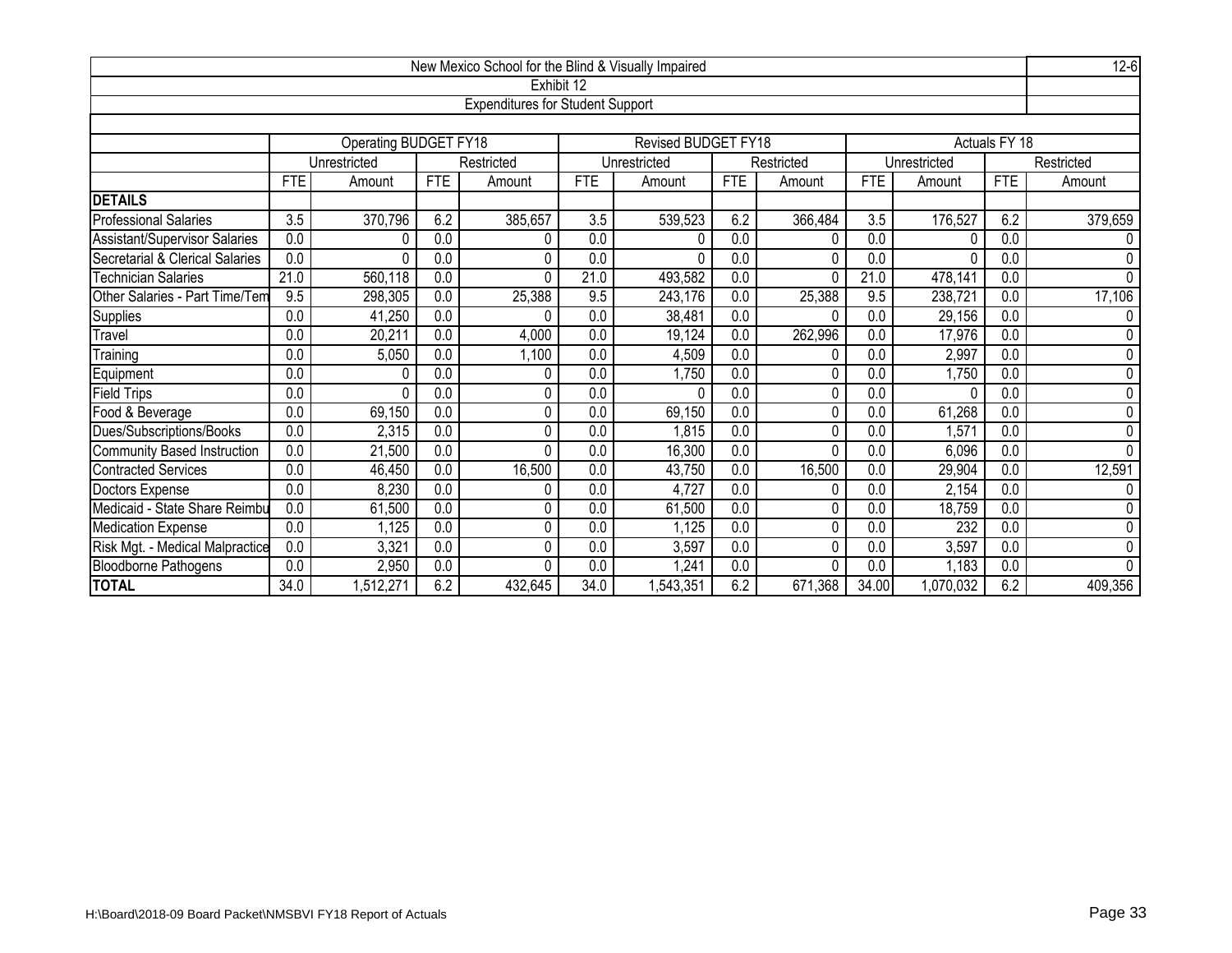| New Mexico School for the Blind & Visually Impaired | | | | | | | | | | | | | 12-6 |
|---|---|---|---|---|---|---|---|---|---|---|---|---|---|
| Exhibit 12 | | | | | | | | | | | | | |
| Expenditures for Student Support | | | | | | | | | | | | | |
| | Operating BUDGET FY18 | | | | Revised BUDGET FY18 | | | | Actuals FY 18 | | | | |
| | Unrestricted | | Restricted | | Unrestricted | | Restricted | | Unrestricted | | Restricted | | |
| | FTE | Amount | FTE | Amount | FTE | Amount | FTE | Amount | FTE | Amount | FTE | Amount | |
| **DETAILS** | | | | | | | | | | | | | |
| Professional Salaries | 3.5 | 370,796 | 6.2 | 385,657 | 3.5 | 539,523 | 6.2 | 366,484 | 3.5 | 176,527 | 6.2 | 379,659 | |
| Assistant/Supervisor Salaries | 0.0 | 0 | 0.0 | 0 | 0.0 | 0 | 0.0 | 0 | 0.0 | 0 | 0.0 | 0 | |
| Secretarial & Clerical Salaries | 0.0 | 0 | 0.0 | 0 | 0.0 | 0 | 0.0 | 0 | 0.0 | 0 | 0.0 | 0 | |
| Technician Salaries | 21.0 | 560,118 | 0.0 | 0 | 21.0 | 493,582 | 0.0 | 0 | 21.0 | 478,141 | 0.0 | 0 | |
| Other Salaries - Part Time/Tem | 9.5 | 298,305 | 0.0 | 25,388 | 9.5 | 243,176 | 0.0 | 25,388 | 9.5 | 238,721 | 0.0 | 17,106 | |
| Supplies | 0.0 | 41,250 | 0.0 | 0 | 0.0 | 38,481 | 0.0 | 0 | 0.0 | 29,156 | 0.0 | 0 | |
| Travel | 0.0 | 20,211 | 0.0 | 4,000 | 0.0 | 19,124 | 0.0 | 262,996 | 0.0 | 17,976 | 0.0 | 0 | |
| Training | 0.0 | 5,050 | 0.0 | 1,100 | 0.0 | 4,509 | 0.0 | 0 | 0.0 | 2,997 | 0.0 | 0 | |
| Equipment | 0.0 | 0 | 0.0 | 0 | 0.0 | 1,750 | 0.0 | 0 | 0.0 | 1,750 | 0.0 | 0 | |
| Field Trips | 0.0 | 0 | 0.0 | 0 | 0.0 | 0 | 0.0 | 0 | 0.0 | 0 | 0.0 | 0 | |
| Food & Beverage | 0.0 | 69,150 | 0.0 | 0 | 0.0 | 69,150 | 0.0 | 0 | 0.0 | 61,268 | 0.0 | 0 | |
| Dues/Subscriptions/Books | 0.0 | 2,315 | 0.0 | 0 | 0.0 | 1,815 | 0.0 | 0 | 0.0 | 1,571 | 0.0 | 0 | |
| Community Based Instruction | 0.0 | 21,500 | 0.0 | 0 | 0.0 | 16,300 | 0.0 | 0 | 0.0 | 6,096 | 0.0 | 0 | |
| Contracted Services | 0.0 | 46,450 | 0.0 | 16,500 | 0.0 | 43,750 | 0.0 | 16,500 | 0.0 | 29,904 | 0.0 | 12,591 | |
| Doctors Expense | 0.0 | 8,230 | 0.0 | 0 | 0.0 | 4,727 | 0.0 | 0 | 0.0 | 2,154 | 0.0 | 0 | |
| Medicaid - State Share Reimbu | 0.0 | 61,500 | 0.0 | 0 | 0.0 | 61,500 | 0.0 | 0 | 0.0 | 18,759 | 0.0 | 0 | |
| Medication Expense | 0.0 | 1,125 | 0.0 | 0 | 0.0 | 1,125 | 0.0 | 0 | 0.0 | 232 | 0.0 | 0 | |
| Risk Mgt. - Medical Malpractice | 0.0 | 3,321 | 0.0 | 0 | 0.0 | 3,597 | 0.0 | 0 | 0.0 | 3,597 | 0.0 | 0 | |
| Bloodborne Pathogens | 0.0 | 2,950 | 0.0 | 0 | 0.0 | 1,241 | 0.0 | 0 | 0.0 | 1,183 | 0.0 | 0 | |
| **TOTAL** | 34.0 | 1,512,271 | 6.2 | 432,645 | 34.0 | 1,543,351 | 6.2 | 671,368 | 34.00 | 1,070,032 | 6.2 | 409,356 | |

H:\Board\2018-09 Board Packet\NMSBVI FY18 Report of Actuals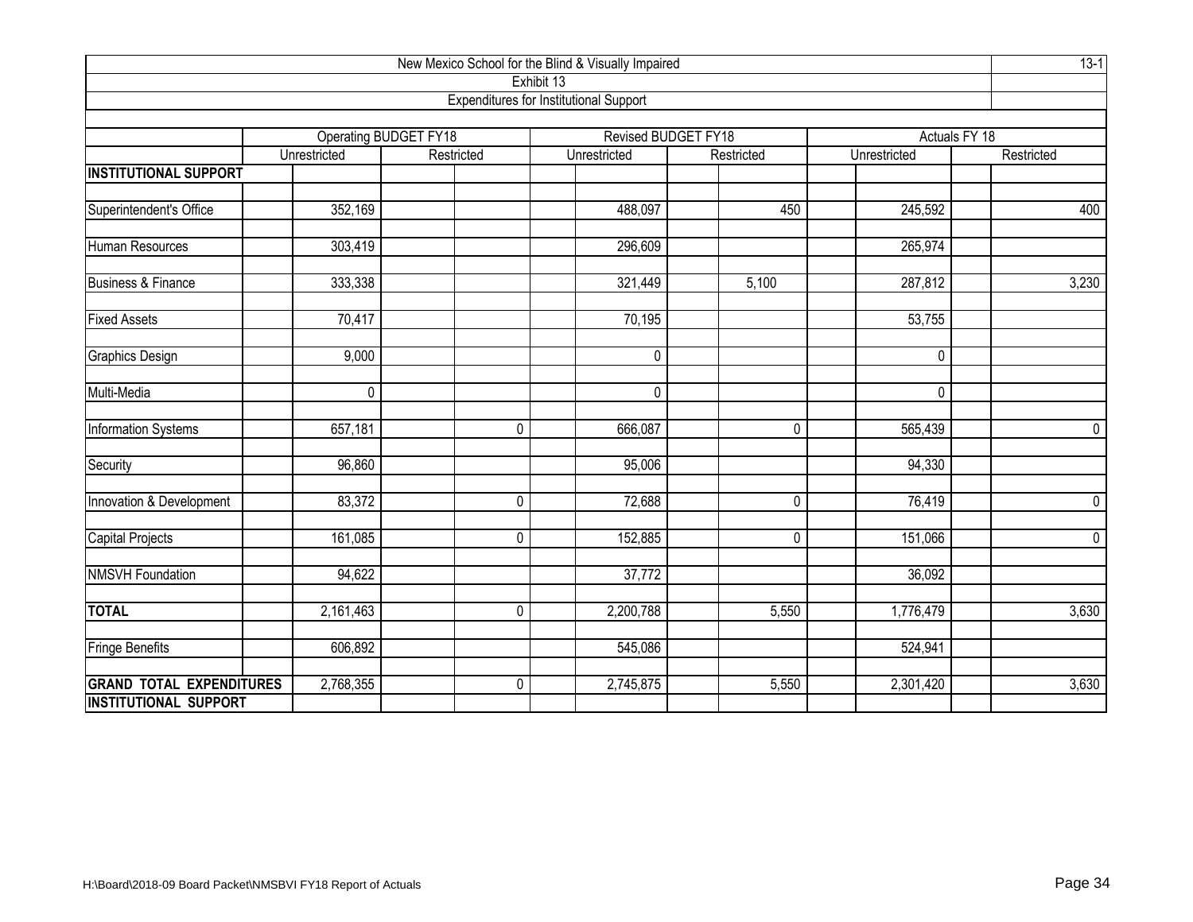New Mexico School for the Blind & Visually Impaired

Exhibit 13

Expenditures for Institutional Support

13-1

| | Operating BUDGET FY18 | | Revised BUDGET FY18 | | Actuals FY 18 | |
|---|---|---|---|---|---|---|
| | Unrestricted | Restricted | Unrestricted | Restricted | Unrestricted | Restricted |
| **INSTITUTIONAL SUPPORT** | | | | | | |
| Superintendent's Office | 352,169 | | 488,097 | 450 | 245,592 | 400 |
| Human Resources | 303,419 | | 296,609 | | 265,974 | |
| Business & Finance | 333,338 | | 321,449 | 5,100 | 287,812 | 3,230 |
| Fixed Assets | 70,417 | | 70,195 | | 53,755 | |
| Graphics Design | 9,000 | | 0 | | 0 | |
| Multi-Media | 0 | | 0 | | 0 | |
| Information Systems | 657,181 | 0 | 666,087 | 0 | 565,439 | 0 |
| Security | 96,860 | | 95,006 | | 94,330 | |
| Innovation & Development | 83,372 | 0 | 72,688 | 0 | 76,419 | 0 |
| Capital Projects | 161,085 | 0 | 152,885 | 0 | 151,066 | 0 |
| NMSVH Foundation | 94,622 | | 37,772 | | 36,092 | |
| **TOTAL** | 2,161,463 | 0 | 2,200,788 | 5,550 | 1,776,479 | 3,630 |
| Fringe Benefits | 606,892 | | 545,086 | | 524,941 | |
| **GRAND TOTAL EXPENDITURES INSTITUTIONAL SUPPORT** | 2,768,355 | 0 | 2,745,875 | 5,550 | 2,301,420 | 3,630 |

H:\Board\2018-09 Board Packet\NMSBVI FY18 Report of Actuals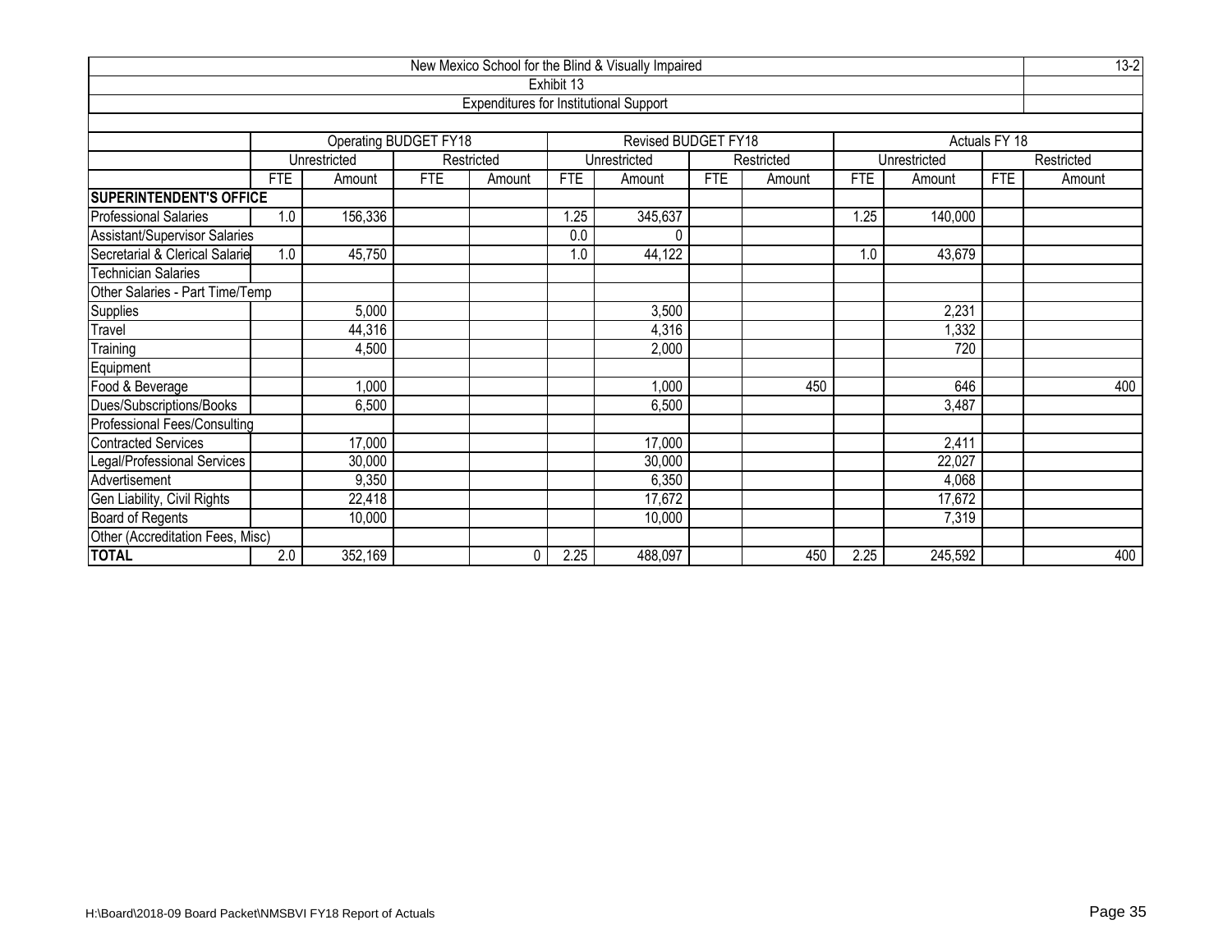| New Mexico School for the Blind & Visually Impaired | | | | | | | | | | | | | 13-2 |
|---|---|---|---|---|---|---|---|---|---|---|---|---|---|
| Exhibit 13 | | | | | | | | | | | | | |
| Expenditures for Institutional Support | | | | | | | | | | | | | |
| | Operating BUDGET FY18 | | | | Revised BUDGET FY18 | | | | Actuals FY 18 | | | | |
| | Unrestricted | | Restricted | | Unrestricted | | Restricted | | Unrestricted | | Restricted | | |
| | FTE | Amount | FTE | Amount | FTE | Amount | FTE | Amount | FTE | Amount | FTE | Amount | |
| **SUPERINTENDENT'S OFFICE** | | | | | | | | | | | | | |
| Professional Salaries | 1.0 | 156,336 | | | 1.25 | 345,637 | | | 1.25 | 140,000 | | | |
| Assistant/Supervisor Salaries | | | | | 0.0 | 0 | | | | | | | |
| Secretarial & Clerical Salarie | 1.0 | 45,750 | | | 1.0 | 44,122 | | | 1.0 | 43,679 | | | |
| Technician Salaries | | | | | | | | | | | | | |
| Other Salaries - Part Time/Temp | | | | | | | | | | | | | |
| Supplies | | 5,000 | | | | 3,500 | | | | 2,231 | | | |
| Travel | | 44,316 | | | | 4,316 | | | | 1,332 | | | |
| Training | | 4,500 | | | | 2,000 | | | | 720 | | | |
| Equipment | | | | | | | | | | | | | |
| Food & Beverage | | 1,000 | | | | 1,000 | | 450 | | 646 | | 400 | |
| Dues/Subscriptions/Books | | 6,500 | | | | 6,500 | | | | 3,487 | | | |
| Professional Fees/Consulting | | | | | | | | | | | | | |
| Contracted Services | | 17,000 | | | | 17,000 | | | | 2,411 | | | |
| Legal/Professional Services | | 30,000 | | | | 30,000 | | | | 22,027 | | | |
| Advertisement | | 9,350 | | | | 6,350 | | | | 4,068 | | | |
| Gen Liability, Civil Rights | | 22,418 | | | | 17,672 | | | | 17,672 | | | |
| Board of Regents | | 10,000 | | | | 10,000 | | | | 7,319 | | | |
| Other (Accreditation Fees, Misc) | | | | | | | | | | | | | |
| **TOTAL** | 2.0 | 352,169 | | 0 | 2.25 | 488,097 | | 450 | 2.25 | 245,592 | | 400 | |

H:\Board\2018-09 Board Packet\NMSBVI FY18 Report of Actuals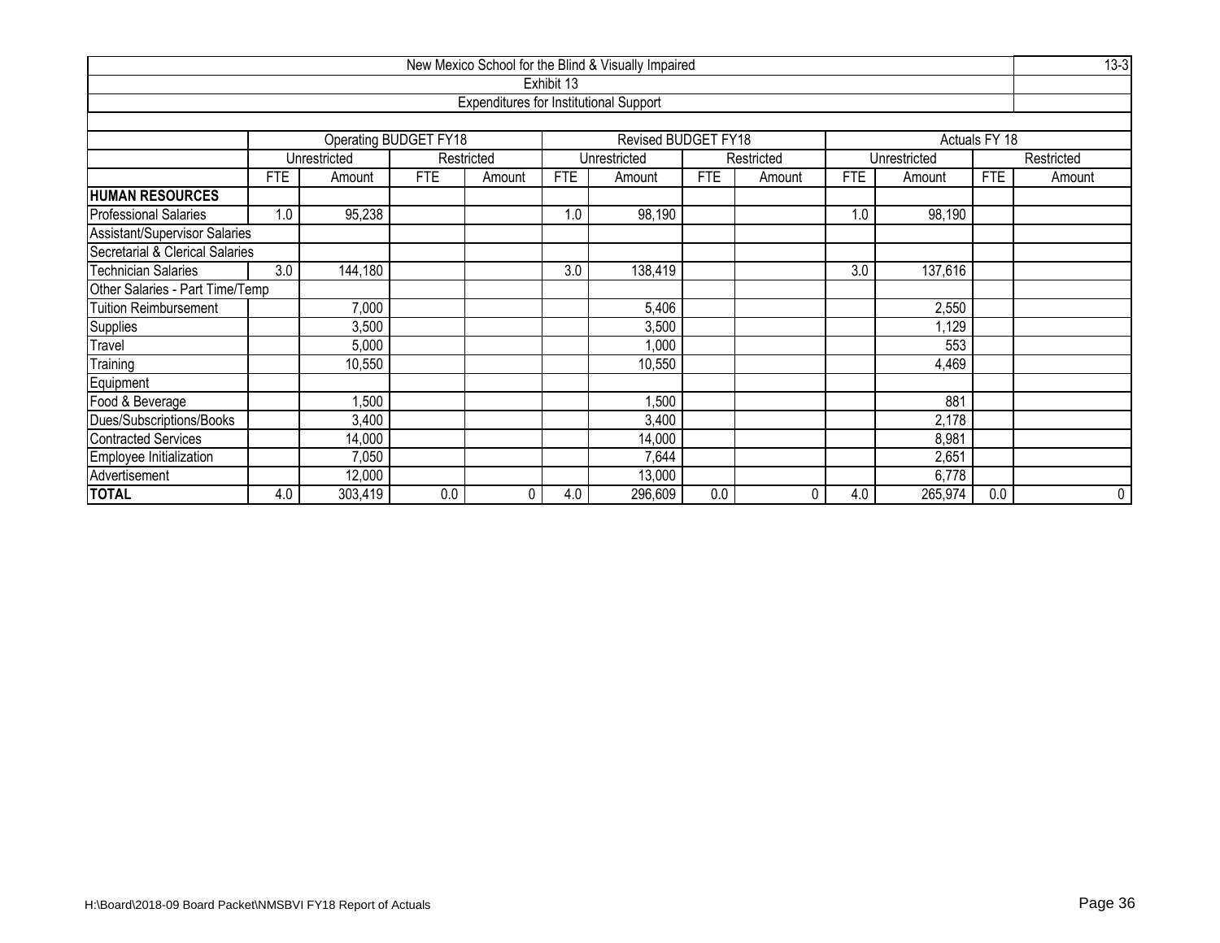New Mexico School for the Blind & Visually Impaired

Exhibit 13

Expenditures for Institutional Support

13-3

| | Operating BUDGET FY18 | | | | Revised BUDGET FY18 | | | | Actuals FY 18 | | | |
|---|---|---|---|---|---|---|---|---|---|---|---|---|
| | Unrestricted | | Restricted | | Unrestricted | | Restricted | | Unrestricted | | Restricted | |
| | FTE | Amount | FTE | Amount | FTE | Amount | FTE | Amount | FTE | Amount | FTE | Amount |
| **HUMAN RESOURCES** | | | | | | | | | | | | |
| Professional Salaries | 1.0 | 95,238 | | | 1.0 | 98,190 | | | 1.0 | 98,190 | | |
| Assistant/Supervisor Salaries | | | | | | | | | | | | |
| Secretarial & Clerical Salaries | | | | | | | | | | | | |
| Technician Salaries | 3.0 | 144,180 | | | 3.0 | 138,419 | | | 3.0 | 137,616 | | |
| Other Salaries - Part Time/Temp | | | | | | | | | | | | |
| Tuition Reimbursement | | 7,000 | | | | 5,406 | | | | 2,550 | | |
| Supplies | | 3,500 | | | | 3,500 | | | | 1,129 | | |
| Travel | | 5,000 | | | | 1,000 | | | | 553 | | |
| Training | | 10,550 | | | | 10,550 | | | | 4,469 | | |
| Equipment | | | | | | | | | | | | |
| Food & Beverage | | 1,500 | | | | 1,500 | | | | 881 | | |
| Dues/Subscriptions/Books | | 3,400 | | | | 3,400 | | | | 2,178 | | |
| Contracted Services | | 14,000 | | | | 14,000 | | | | 8,981 | | |
| Employee Initialization | | 7,050 | | | | 7,644 | | | | 2,651 | | |
| Advertisement | | 12,000 | | | | 13,000 | | | | 6,778 | | |
| **TOTAL** | 4.0 | 303,419 | 0.0 | 0 | 4.0 | 296,609 | 0.0 | 0 | 4.0 | 265,974 | 0.0 | 0 |

H:\Board\2018-09 Board Packet\NMSBVI FY18 Report of Actuals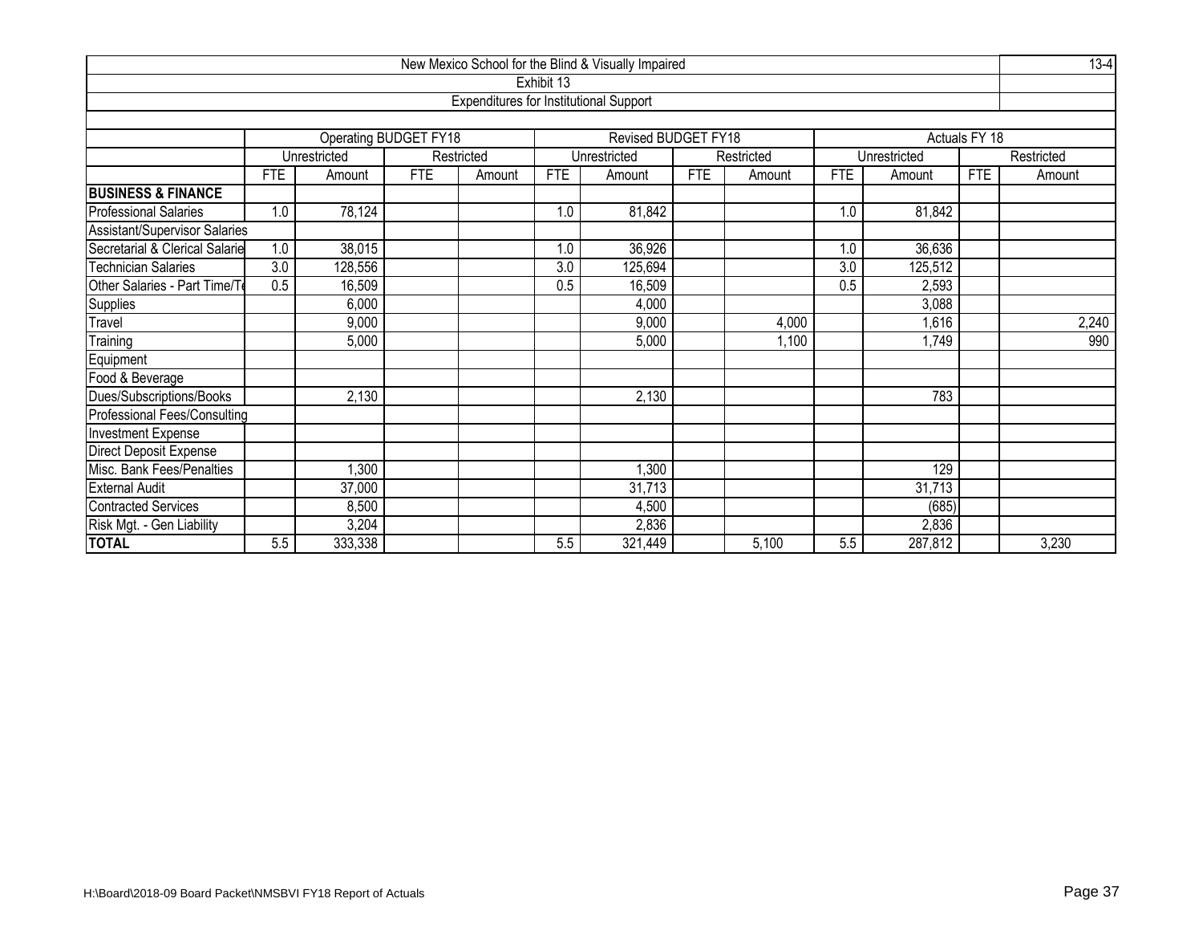New Mexico School for the Blind & Visually Impaired

Exhibit 13

Expenditures for Institutional Support

| | Operating BUDGET FY18 | | | | Revised BUDGET FY18 | | | | Actuals FY 18 | | | |
|---|---|---|---|---|---|---|---|---|---|---|---|---|
| | Unrestricted | | Restricted | | Unrestricted | | Restricted | | Unrestricted | | Restricted | |
| | FTE | Amount | FTE | Amount | FTE | Amount | FTE | Amount | FTE | Amount | FTE | Amount |
| **BUSINESS & FINANCE** | | | | | | | | | | | | |
| Professional Salaries | 1.0 | 78,124 | | | 1.0 | 81,842 | | | 1.0 | 81,842 | | |
| Assistant/Supervisor Salaries | | | | | | | | | | | | |
| Secretarial & Clerical Salarie | 1.0 | 38,015 | | | 1.0 | 36,926 | | | 1.0 | 36,636 | | |
| Technician Salaries | 3.0 | 128,556 | | | 3.0 | 125,694 | | | 3.0 | 125,512 | | |
| Other Salaries - Part Time/Te | 0.5 | 16,509 | | | 0.5 | 16,509 | | | 0.5 | 2,593 | | |
| Supplies | | 6,000 | | | | 4,000 | | | | 3,088 | | |
| Travel | | 9,000 | | | | 9,000 | | 4,000 | | 1,616 | | 2,240 |
| Training | | 5,000 | | | | 5,000 | | 1,100 | | 1,749 | | 990 |
| Equipment | | | | | | | | | | | | |
| Food & Beverage | | | | | | | | | | | | |
| Dues/Subscriptions/Books | | 2,130 | | | | 2,130 | | | | 783 | | |
| Professional Fees/Consulting | | | | | | | | | | | | |
| Investment Expense | | | | | | | | | | | | |
| Direct Deposit Expense | | | | | | | | | | | | |
| Misc. Bank Fees/Penalties | | 1,300 | | | | 1,300 | | | | 129 | | |
| External Audit | | 37,000 | | | | 31,713 | | | | 31,713 | | |
| Contracted Services | | 8,500 | | | | 4,500 | | | | (685) | | |
| Risk Mgt. - Gen Liability | | 3,204 | | | | 2,836 | | | | 2,836 | | |
| **TOTAL** | 5.5 | 333,338 | | | 5.5 | 321,449 | | 5,100 | 5.5 | 287,812 | | 3,230 |

H:\Board\2018-09 Board Packet\NMSBVI FY18 Report of Actuals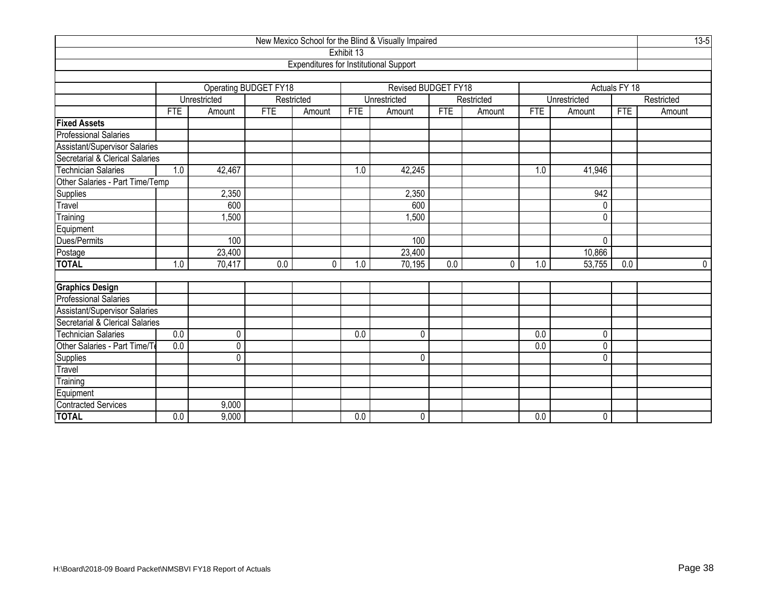New Mexico School for the Blind & Visually Impaired

Exhibit 13

Expenditures for Institutional Support

| | Operating BUDGET FY18 | | | | Revised BUDGET FY18 | | | | Actuals FY 18 | | | |
|---|---|---|---|---|---|---|---|---|---|---|---|---|
| | Unrestricted | | Restricted | | Unrestricted | | Restricted | | Unrestricted | | Restricted | |
| | FTE | Amount | FTE | Amount | FTE | Amount | FTE | Amount | FTE | Amount | FTE | Amount |
| **Fixed Assets** | | | | | | | | | | | | |
| Professional Salaries | | | | | | | | | | | | |
| Assistant/Supervisor Salaries | | | | | | | | | | | | |
| Secretarial & Clerical Salaries | | | | | | | | | | | | |
| Technician Salaries | 1.0 | 42,467 | | | 1.0 | 42,245 | | | 1.0 | 41,946 | | |
| Other Salaries - Part Time/Temp | | | | | | | | | | | | |
| Supplies | | 2,350 | | | | 2,350 | | | | 942 | | |
| Travel | | 600 | | | | 600 | | | | 0 | | |
| Training | | 1,500 | | | | 1,500 | | | | 0 | | |
| Equipment | | | | | | | | | | | | |
| Dues/Permits | | 100 | | | | 100 | | | | 0 | | |
| Postage | | 23,400 | | | | 23,400 | | | | 10,866 | | |
| **TOTAL** | 1.0 | 70,417 | 0.0 | 0 | 1.0 | 70,195 | 0.0 | 0 | 1.0 | 53,755 | 0.0 | 0 |
| | | | | | | | | | | | | |
| **Graphics Design** | | | | | | | | | | | | |
| Professional Salaries | | | | | | | | | | | | |
| Assistant/Supervisor Salaries | | | | | | | | | | | | |
| Secretarial & Clerical Salaries | | | | | | | | | | | | |
| Technician Salaries | 0.0 | 0 | | | 0.0 | 0 | | | 0.0 | 0 | | |
| Other Salaries - Part Time/Te | 0.0 | 0 | | | | | | | 0.0 | 0 | | |
| Supplies | | 0 | | | | 0 | | | | 0 | | |
| Travel | | | | | | | | | | | | |
| Training | | | | | | | | | | | | |
| Equipment | | | | | | | | | | | | |
| Contracted Services | | 9,000 | | | | | | | | | | |
| **TOTAL** | 0.0 | 9,000 | | | 0.0 | 0 | | | 0.0 | 0 | | |

H:\Board\2018-09 Board Packet\NMSBVI FY18 Report of Actuals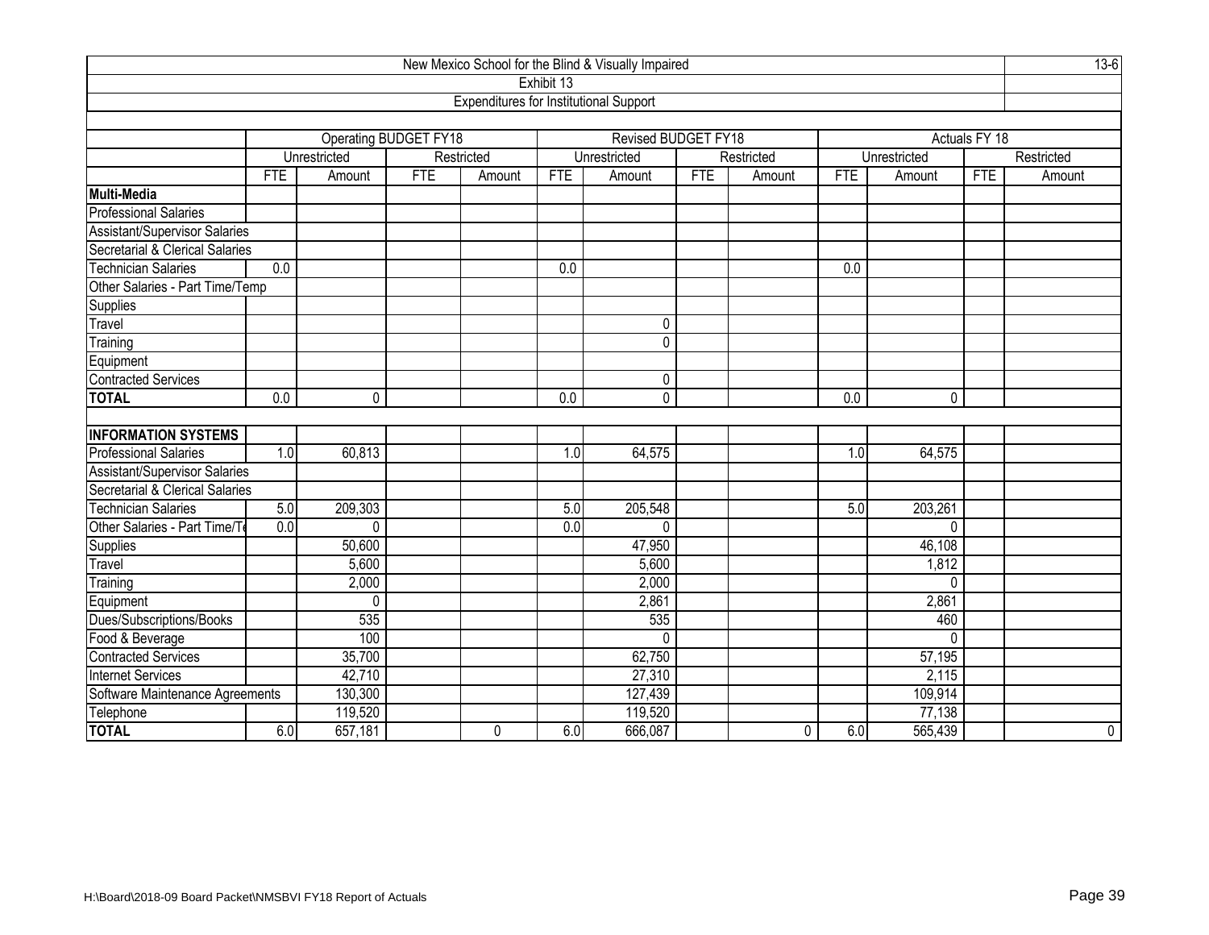# New Mexico School for the Blind & Visually Impaired

## Exhibit 13

### Expenditures for Institutional Support

| | Operating BUDGET FY18 | | | | Revised BUDGET FY18 | | | | Actuals FY 18 | | | |
|---|---|---|---|---|---|---|---|---|---|---|---|---|
| | Unrestricted | | Restricted | | Unrestricted | | Restricted | | Unrestricted | | Restricted | |
| | FTE | Amount | FTE | Amount | FTE | Amount | FTE | Amount | FTE | Amount | FTE | Amount |
| **Multi-Media** | | | | | | | | | | | | |
| Professional Salaries | | | | | | | | | | | | |
| Assistant/Supervisor Salaries | | | | | | | | | | | | |
| Secretarial & Clerical Salaries | | | | | | | | | | | | |
| Technician Salaries | 0.0 | | | | 0.0 | | | | 0.0 | | | |
| Other Salaries - Part Time/Temp | | | | | | | | | | | | |
| Supplies | | | | | | | | | | | | |
| Travel | | | | | | 0 | | | | | | |
| Training | | | | | | 0 | | | | | | |
| Equipment | | | | | | | | | | | | |
| Contracted Services | | | | | | 0 | | | | | | |
| **TOTAL** | 0.0 | 0 | | | 0.0 | 0 | | | 0.0 | 0 | | |
| | | | | | | | | | | | | |
| **INFORMATION SYSTEMS** | | | | | | | | | | | | |
| Professional Salaries | 1.0 | 60,813 | | | 1.0 | 64,575 | | | 1.0 | 64,575 | | |
| Assistant/Supervisor Salaries | | | | | | | | | | | | |
| Secretarial & Clerical Salaries | | | | | | | | | | | | |
| Technician Salaries | 5.0 | 209,303 | | | 5.0 | 205,548 | | | 5.0 | 203,261 | | |
| Other Salaries - Part Time/Te | 0.0 | 0 | | | 0.0 | 0 | | | | 0 | | |
| Supplies | | 50,600 | | | | 47,950 | | | | 46,108 | | |
| Travel | | 5,600 | | | | 5,600 | | | | 1,812 | | |
| Training | | 2,000 | | | | 2,000 | | | | 0 | | |
| Equipment | | 0 | | | | 2,861 | | | | 2,861 | | |
| Dues/Subscriptions/Books | | 535 | | | | 535 | | | | 460 | | |
| Food & Beverage | | 100 | | | | 0 | | | | 0 | | |
| Contracted Services | | 35,700 | | | | 62,750 | | | | 57,195 | | |
| Internet Services | | 42,710 | | | | 27,310 | | | | 2,115 | | |
| Software Maintenance Agreements | | 130,300 | | | | 127,439 | | | | 109,914 | | |
| Telephone | | 119,520 | | | | 119,520 | | | | 77,138 | | |
| **TOTAL** | 6.0 | 657,181 | | 0 | 6.0 | 666,087 | | 0 | 6.0 | 565,439 | | 0 |

H:\Board\2018-09 Board Packet\NMSBVI FY18 Report of Actuals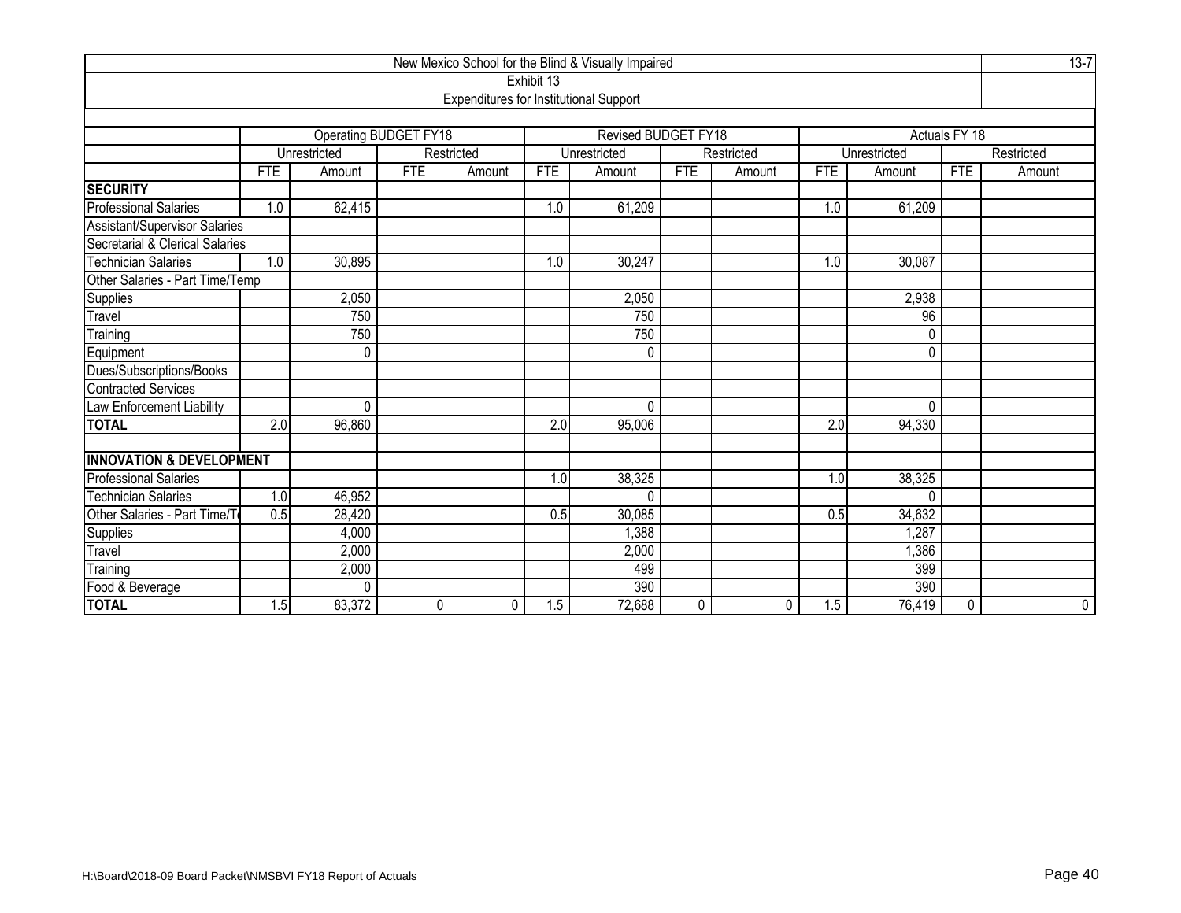| New Mexico School for the Blind & Visually Impaired | | | | | | | | | | | | | 13-7 |
|---|---|---|---|---|---|---|---|---|---|---|---|---|---|
| Exhibit 13 | | | | | | | | | | | | | |
| Expenditures for Institutional Support | | | | | | | | | | | | | |
| | Operating BUDGET FY18 | | | | Revised BUDGET FY18 | | | | Actuals FY 18 | | | | |
| | Unrestricted | | Restricted | | Unrestricted | | Restricted | | Unrestricted | | Restricted | | |
| | FTE | Amount | FTE | Amount | FTE | Amount | FTE | Amount | FTE | Amount | FTE | Amount | |
| **SECURITY** | | | | | | | | | | | | | |
| Professional Salaries | 1.0 | 62,415 | | | 1.0 | 61,209 | | | 1.0 | 61,209 | | | |
| Assistant/Supervisor Salaries | | | | | | | | | | | | | |
| Secretarial & Clerical Salaries | | | | | | | | | | | | | |
| Technician Salaries | 1.0 | 30,895 | | | 1.0 | 30,247 | | | 1.0 | 30,087 | | | |
| Other Salaries - Part Time/Temp | | | | | | | | | | | | | |
| Supplies | | 2,050 | | | | 2,050 | | | | 2,938 | | | |
| Travel | | 750 | | | | 750 | | | | 96 | | | |
| Training | | 750 | | | | 750 | | | | 0 | | | |
| Equipment | | 0 | | | | 0 | | | | 0 | | | |
| Dues/Subscriptions/Books | | | | | | | | | | | | | |
| Contracted Services | | | | | | | | | | | | | |
| Law Enforcement Liability | | 0 | | | | 0 | | | | 0 | | | |
| **TOTAL** | 2.0 | 96,860 | | | 2.0 | 95,006 | | | 2.0 | 94,330 | | | |
| | | | | | | | | | | | | | |
| **INNOVATION & DEVELOPMENT** | | | | | | | | | | | | | |
| Professional Salaries | | | | | 1.0 | 38,325 | | | 1.0 | 38,325 | | | |
| Technician Salaries | 1.0 | 46,952 | | | | 0 | | | | 0 | | | |
| Other Salaries - Part Time/Te | 0.5 | 28,420 | | | 0.5 | 30,085 | | | 0.5 | 34,632 | | | |
| Supplies | | 4,000 | | | | 1,388 | | | | 1,287 | | | |
| Travel | | 2,000 | | | | 2,000 | | | | 1,386 | | | |
| Training | | 2,000 | | | | 499 | | | | 399 | | | |
| Food & Beverage | | 0 | | | | 390 | | | | 390 | | | |
| **TOTAL** | 1.5 | 83,372 | 0 | 0 | 1.5 | 72,688 | 0 | 0 | 1.5 | 76,419 | 0 | 0 | |

H:\Board\2018-09 Board Packet\NMSBVI FY18 Report of Actuals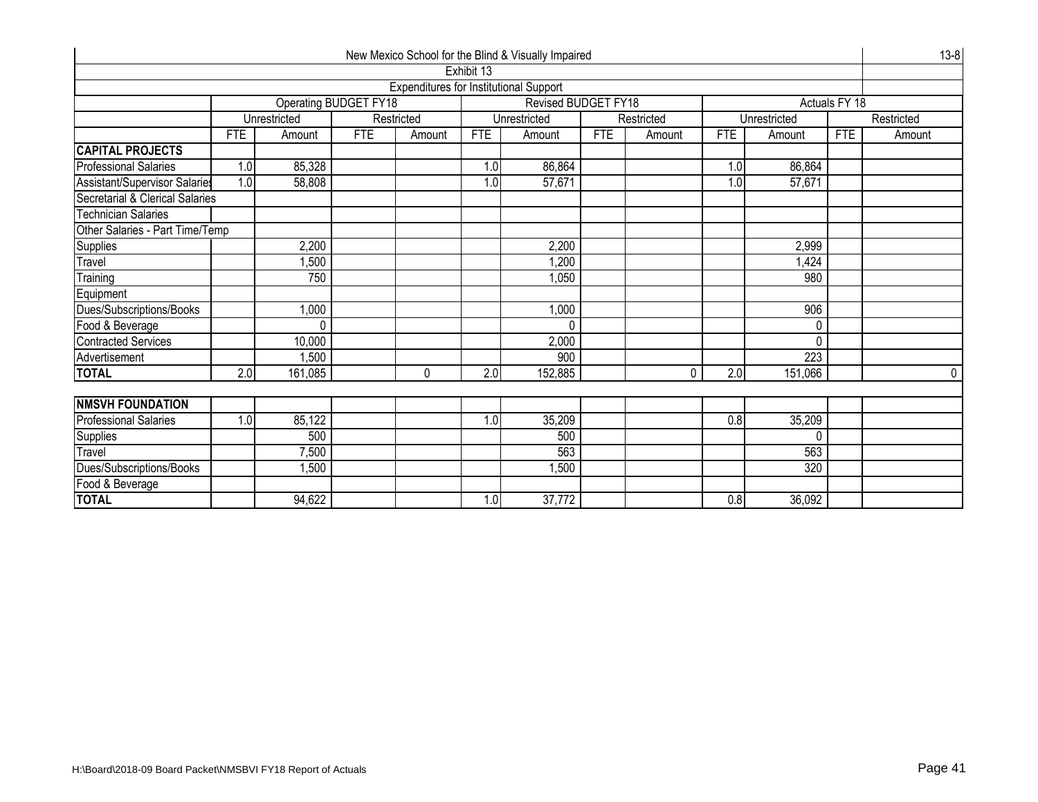New Mexico School for the Blind & Visually Impaired

Exhibit 13

Expenditures for Institutional Support

| | Operating BUDGET FY18 | | | | Revised BUDGET FY18 | | | | Actuals FY 18 | | | |
|---|---|---|---|---|---|---|---|---|---|---|---|---|
| | Unrestricted | | Restricted | | Unrestricted | | Restricted | | Unrestricted | | Restricted | |
| | FTE | Amount | FTE | Amount | FTE | Amount | FTE | Amount | FTE | Amount | FTE | Amount |
| **CAPITAL PROJECTS** | | | | | | | | | | | | |
| Professional Salaries | 1.0 | 85,328 | | | 1.0 | 86,864 | | | 1.0 | 86,864 | | |
| Assistant/Supervisor Salaries | 1.0 | 58,808 | | | 1.0 | 57,671 | | | 1.0 | 57,671 | | |
| Secretarial & Clerical Salaries | | | | | | | | | | | | |
| Technician Salaries | | | | | | | | | | | | |
| Other Salaries - Part Time/Temp | | | | | | | | | | | | |
| Supplies | | 2,200 | | | | 2,200 | | | | 2,999 | | |
| Travel | | 1,500 | | | | 1,200 | | | | 1,424 | | |
| Training | | 750 | | | | 1,050 | | | | 980 | | |
| Equipment | | | | | | | | | | | | |
| Dues/Subscriptions/Books | | 1,000 | | | | 1,000 | | | | 906 | | |
| Food & Beverage | | 0 | | | | 0 | | | | 0 | | |
| Contracted Services | | 10,000 | | | | 2,000 | | | | 0 | | |
| Advertisement | | 1,500 | | | | 900 | | | | 223 | | |
| **TOTAL** | 2.0 | 161,085 | | 0 | 2.0 | 152,885 | | 0 | 2.0 | 151,066 | | 0 |
| | | | | | | | | | | | | |
| **NMSVH FOUNDATION** | | | | | | | | | | | | |
| Professional Salaries | 1.0 | 85,122 | | | 1.0 | 35,209 | | | 0.8 | 35,209 | | |
| Supplies | | 500 | | | | 500 | | | | 0 | | |
| Travel | | 7,500 | | | | 563 | | | | 563 | | |
| Dues/Subscriptions/Books | | 1,500 | | | | 1,500 | | | | 320 | | |
| Food & Beverage | | | | | | | | | | | | |
| **TOTAL** | | 94,622 | | | 1.0 | 37,772 | | | 0.8 | 36,092 | | |

H:\Board\2018-09 Board Packet\NMSBVI FY18 Report of Actuals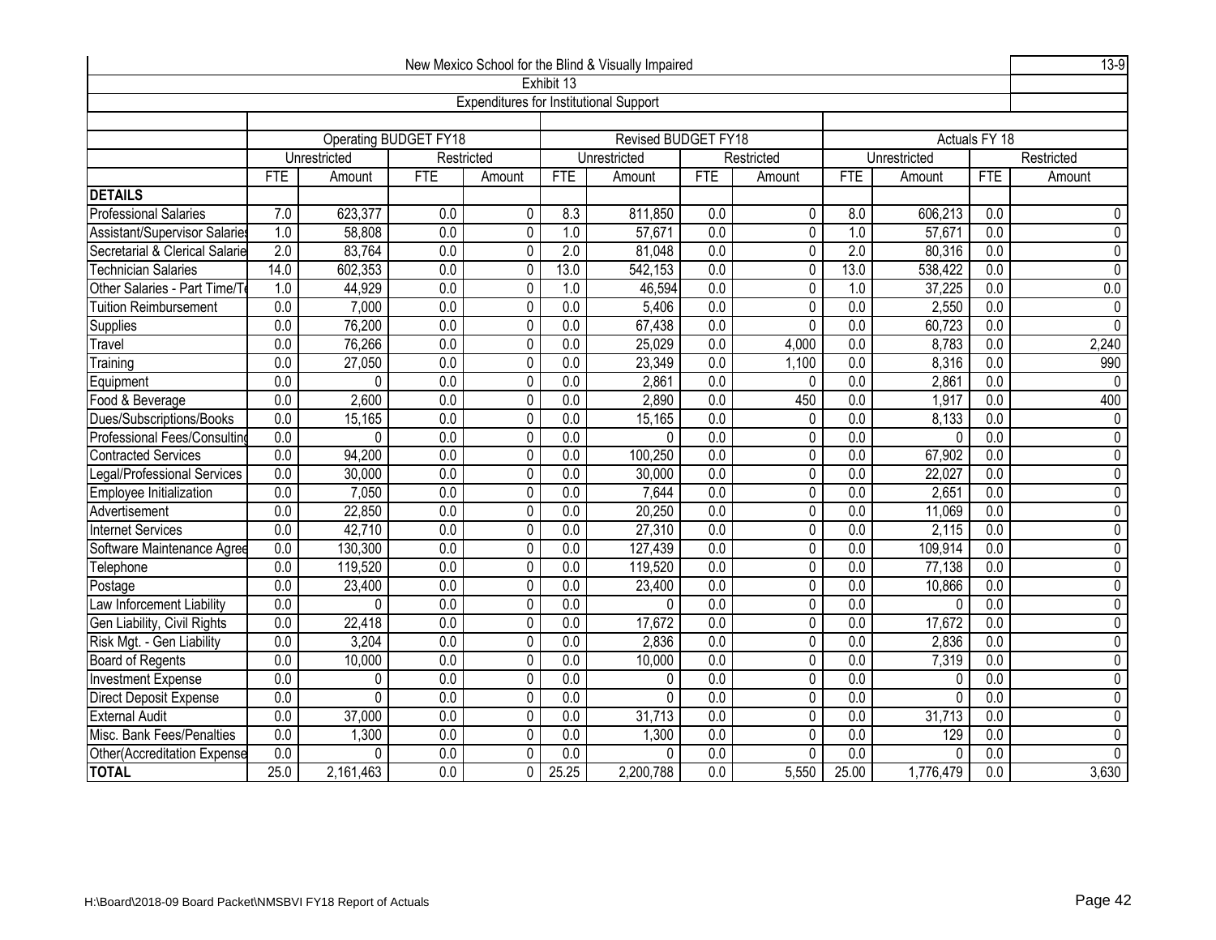# New Mexico School for the Blind & Visually Impaired

13-9

## Exhibit 13

### Expenditures for Institutional Support

| | Operating BUDGET FY18 | | | | Revised BUDGET FY18 | | | | Actuals FY 18 | | | |
|---|---|---|---|---|---|---|---|---|---|---|---|---|
| | Unrestricted | | Restricted | | Unrestricted | | Restricted | | Unrestricted | | Restricted | |
| | FTE | Amount | FTE | Amount | FTE | Amount | FTE | Amount | FTE | Amount | FTE | Amount |
| **DETAILS** | | | | | | | | | | | | |
| Professional Salaries | 7.0 | 623,377 | 0.0 | 0 | 8.3 | 811,850 | 0.0 | 0 | 8.0 | 606,213 | 0.0 | 0 |
| Assistant/Supervisor Salaries | 1.0 | 58,808 | 0.0 | 0 | 1.0 | 57,671 | 0.0 | 0 | 1.0 | 57,671 | 0.0 | 0 |
| Secretarial & Clerical Salarie | 2.0 | 83,764 | 0.0 | 0 | 2.0 | 81,048 | 0.0 | 0 | 2.0 | 80,316 | 0.0 | 0 |
| Technician Salaries | 14.0 | 602,353 | 0.0 | 0 | 13.0 | 542,153 | 0.0 | 0 | 13.0 | 538,422 | 0.0 | 0 |
| Other Salaries - Part Time/T | 1.0 | 44,929 | 0.0 | 0 | 1.0 | 46,594 | 0.0 | 0 | 1.0 | 37,225 | 0.0 | 0.0 |
| Tuition Reimbursement | 0.0 | 7,000 | 0.0 | 0 | 0.0 | 5,406 | 0.0 | 0 | 0.0 | 2,550 | 0.0 | 0 |
| Supplies | 0.0 | 76,200 | 0.0 | 0 | 0.0 | 67,438 | 0.0 | 0 | 0.0 | 60,723 | 0.0 | 0 |
| Travel | 0.0 | 76,266 | 0.0 | 0 | 0.0 | 25,029 | 0.0 | 4,000 | 0.0 | 8,783 | 0.0 | 2,240 |
| Training | 0.0 | 27,050 | 0.0 | 0 | 0.0 | 23,349 | 0.0 | 1,100 | 0.0 | 8,316 | 0.0 | 990 |
| Equipment | 0.0 | 0 | 0.0 | 0 | 0.0 | 2,861 | 0.0 | 0 | 0.0 | 2,861 | 0.0 | 0 |
| Food & Beverage | 0.0 | 2,600 | 0.0 | 0 | 0.0 | 2,890 | 0.0 | 450 | 0.0 | 1,917 | 0.0 | 400 |
| Dues/Subscriptions/Books | 0.0 | 15,165 | 0.0 | 0 | 0.0 | 15,165 | 0.0 | 0 | 0.0 | 8,133 | 0.0 | 0 |
| Professional Fees/Consulting | 0.0 | 0 | 0.0 | 0 | 0.0 | 0 | 0.0 | 0 | 0.0 | 0 | 0.0 | 0 |
| Contracted Services | 0.0 | 94,200 | 0.0 | 0 | 0.0 | 100,250 | 0.0 | 0 | 0.0 | 67,902 | 0.0 | 0 |
| Legal/Professional Services | 0.0 | 30,000 | 0.0 | 0 | 0.0 | 30,000 | 0.0 | 0 | 0.0 | 22,027 | 0.0 | 0 |
| Employee Initialization | 0.0 | 7,050 | 0.0 | 0 | 0.0 | 7,644 | 0.0 | 0 | 0.0 | 2,651 | 0.0 | 0 |
| Advertisement | 0.0 | 22,850 | 0.0 | 0 | 0.0 | 20,250 | 0.0 | 0 | 0.0 | 11,069 | 0.0 | 0 |
| Internet Services | 0.0 | 42,710 | 0.0 | 0 | 0.0 | 27,310 | 0.0 | 0 | 0.0 | 2,115 | 0.0 | 0 |
| Software Maintenance Agree | 0.0 | 130,300 | 0.0 | 0 | 0.0 | 127,439 | 0.0 | 0 | 0.0 | 109,914 | 0.0 | 0 |
| Telephone | 0.0 | 119,520 | 0.0 | 0 | 0.0 | 119,520 | 0.0 | 0 | 0.0 | 77,138 | 0.0 | 0 |
| Postage | 0.0 | 23,400 | 0.0 | 0 | 0.0 | 23,400 | 0.0 | 0 | 0.0 | 10,866 | 0.0 | 0 |
| Law Inforcement Liability | 0.0 | 0 | 0.0 | 0 | 0.0 | 0 | 0.0 | 0 | 0.0 | 0 | 0.0 | 0 |
| Gen Liability, Civil Rights | 0.0 | 22,418 | 0.0 | 0 | 0.0 | 17,672 | 0.0 | 0 | 0.0 | 17,672 | 0.0 | 0 |
| Risk Mgt. - Gen Liability | 0.0 | 3,204 | 0.0 | 0 | 0.0 | 2,836 | 0.0 | 0 | 0.0 | 2,836 | 0.0 | 0 |
| Board of Regents | 0.0 | 10,000 | 0.0 | 0 | 0.0 | 10,000 | 0.0 | 0 | 0.0 | 7,319 | 0.0 | 0 |
| Investment Expense | 0.0 | 0 | 0.0 | 0 | 0.0 | 0 | 0.0 | 0 | 0.0 | 0 | 0.0 | 0 |
| Direct Deposit Expense | 0.0 | 0 | 0.0 | 0 | 0.0 | 0 | 0.0 | 0 | 0.0 | 0 | 0.0 | 0 |
| External Audit | 0.0 | 37,000 | 0.0 | 0 | 0.0 | 31,713 | 0.0 | 0 | 0.0 | 31,713 | 0.0 | 0 |
| Misc. Bank Fees/Penalties | 0.0 | 1,300 | 0.0 | 0 | 0.0 | 1,300 | 0.0 | 0 | 0.0 | 129 | 0.0 | 0 |
| Other(Accreditation Expense | 0.0 | 0 | 0.0 | 0 | 0.0 | 0 | 0.0 | 0 | 0.0 | 0 | 0.0 | 0 |
| **TOTAL** | 25.0 | 2,161,463 | 0.0 | 0 | 25.25 | 2,200,788 | 0.0 | 5,550 | 25.00 | 1,776,479 | 0.0 | 3,630 |

H:\Board\2018-09 Board Packet\NMSBVI FY18 Report of Actuals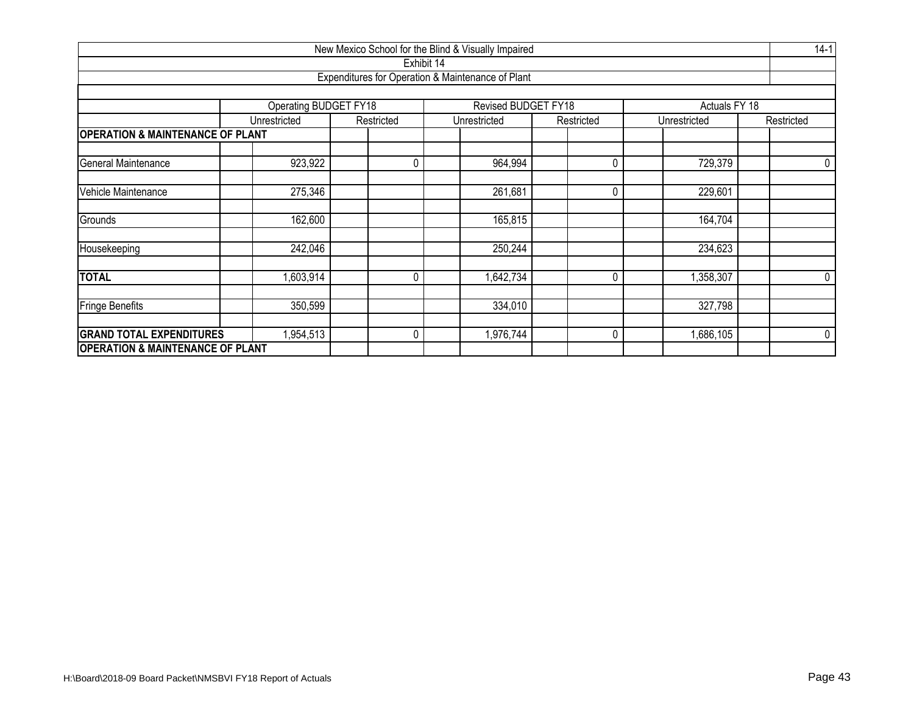New Mexico School for the Blind & Visually Impaired

Exhibit 14

Expenditures for Operation & Maintenance of Plant

| | Operating BUDGET FY18 | | Revised BUDGET FY18 | | Actuals FY 18 | |
|---|---|---|---|---|---|---|
| | Unrestricted | Restricted | Unrestricted | Restricted | Unrestricted | Restricted |
| **OPERATION & MAINTENANCE OF PLANT** | | | | | | |
| General Maintenance | 923,922 | 0 | 964,994 | 0 | 729,379 | 0 |
| Vehicle Maintenance | 275,346 | | 261,681 | 0 | 229,601 | |
| Grounds | 162,600 | | 165,815 | | 164,704 | |
| Housekeeping | 242,046 | | 250,244 | | 234,623 | |
| **TOTAL** | 1,603,914 | 0 | 1,642,734 | 0 | 1,358,307 | 0 |
| Fringe Benefits | 350,599 | | 334,010 | | 327,798 | |
| **GRAND TOTAL EXPENDITURES** | 1,954,513 | 0 | 1,976,744 | 0 | 1,686,105 | 0 |
| **OPERATION & MAINTENANCE OF PLANT** | | | | | | |

H:\Board\2018-09 Board Packet\NMSBVI FY18 Report of Actuals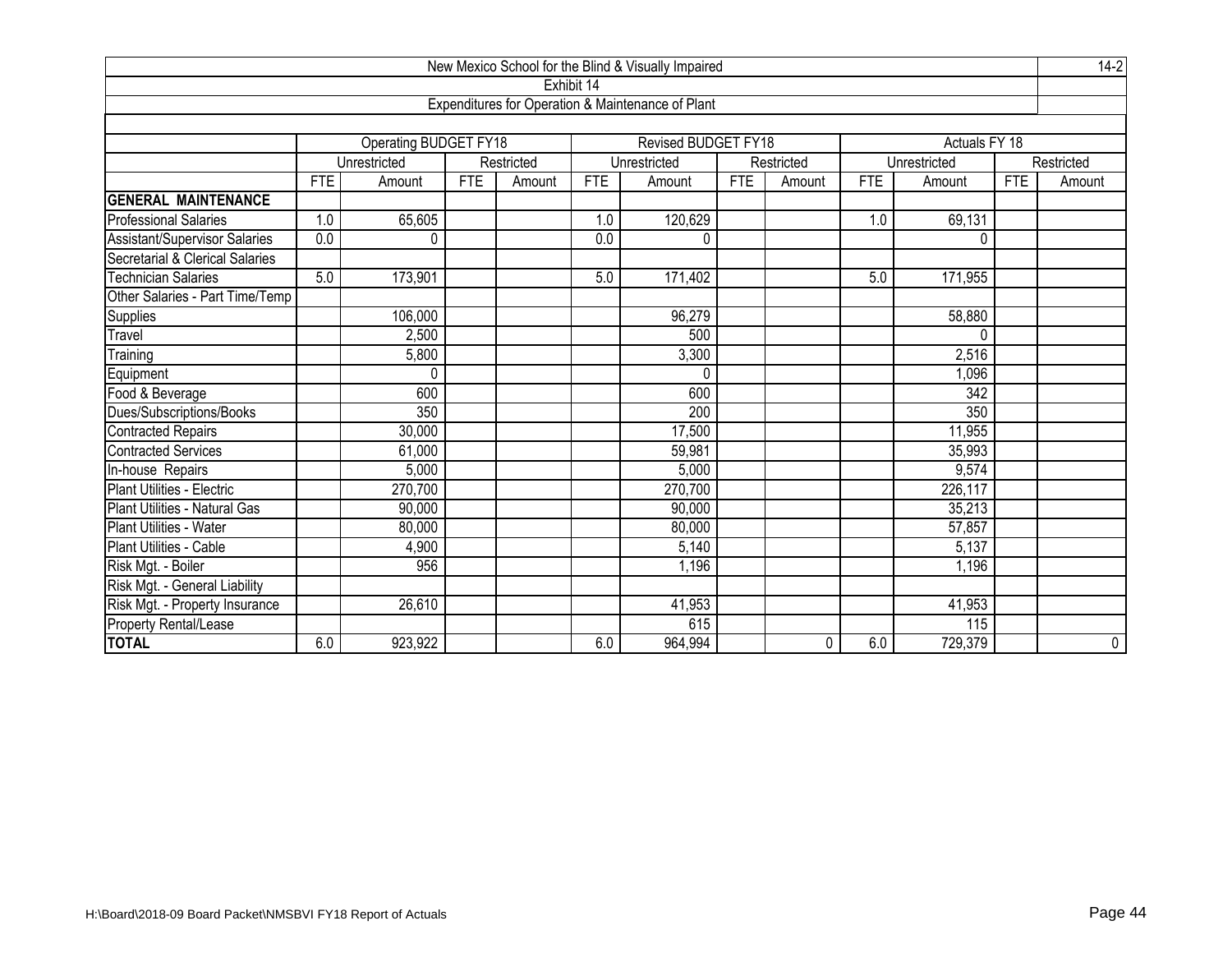New Mexico School for the Blind & Visually Impaired

14-2

Exhibit 14

Expenditures for Operation & Maintenance of Plant

| | Operating BUDGET FY18 | | | | Revised BUDGET FY18 | | | | Actuals FY 18 | | | |
|---|---|---|---|---|---|---|---|---|---|---|---|---|
| | Unrestricted | | Restricted | | Unrestricted | | Restricted | | Unrestricted | | Restricted | |
| | FTE | Amount | FTE | Amount | FTE | Amount | FTE | Amount | FTE | Amount | FTE | Amount |
| **GENERAL MAINTENANCE** | | | | | | | | | | | | |
| Professional Salaries | 1.0 | 65,605 | | | 1.0 | 120,629 | | | 1.0 | 69,131 | | |
| Assistant/Supervisor Salaries | 0.0 | 0 | | | 0.0 | 0 | | | | 0 | | |
| Secretarial & Clerical Salaries | | | | | | | | | | | | |
| Technician Salaries | 5.0 | 173,901 | | | 5.0 | 171,402 | | | 5.0 | 171,955 | | |
| Other Salaries - Part Time/Temp | | | | | | | | | | | | |
| Supplies | | 106,000 | | | | 96,279 | | | | 58,880 | | |
| Travel | | 2,500 | | | | 500 | | | | 0 | | |
| Training | | 5,800 | | | | 3,300 | | | | 2,516 | | |
| Equipment | | 0 | | | | 0 | | | | 1,096 | | |
| Food & Beverage | | 600 | | | | 600 | | | | 342 | | |
| Dues/Subscriptions/Books | | 350 | | | | 200 | | | | 350 | | |
| Contracted Repairs | | 30,000 | | | | 17,500 | | | | 11,955 | | |
| Contracted Services | | 61,000 | | | | 59,981 | | | | 35,993 | | |
| In-house Repairs | | 5,000 | | | | 5,000 | | | | 9,574 | | |
| Plant Utilities - Electric | | 270,700 | | | | 270,700 | | | | 226,117 | | |
| Plant Utilities - Natural Gas | | 90,000 | | | | 90,000 | | | | 35,213 | | |
| Plant Utilities - Water | | 80,000 | | | | 80,000 | | | | 57,857 | | |
| Plant Utilities - Cable | | 4,900 | | | | 5,140 | | | | 5,137 | | |
| Risk Mgt. - Boiler | | 956 | | | | 1,196 | | | | 1,196 | | |
| Risk Mgt. - General Liability | | | | | | | | | | | | |
| Risk Mgt. - Property Insurance | | 26,610 | | | | 41,953 | | | | 41,953 | | |
| Property Rental/Lease | | | | | | 615 | | | | 115 | | |
| **TOTAL** | 6.0 | 923,922 | | | 6.0 | 964,994 | | 0 | 6.0 | 729,379 | | 0 |

H:\Board\2018-09 Board Packet\NMSBVI FY18 Report of Actuals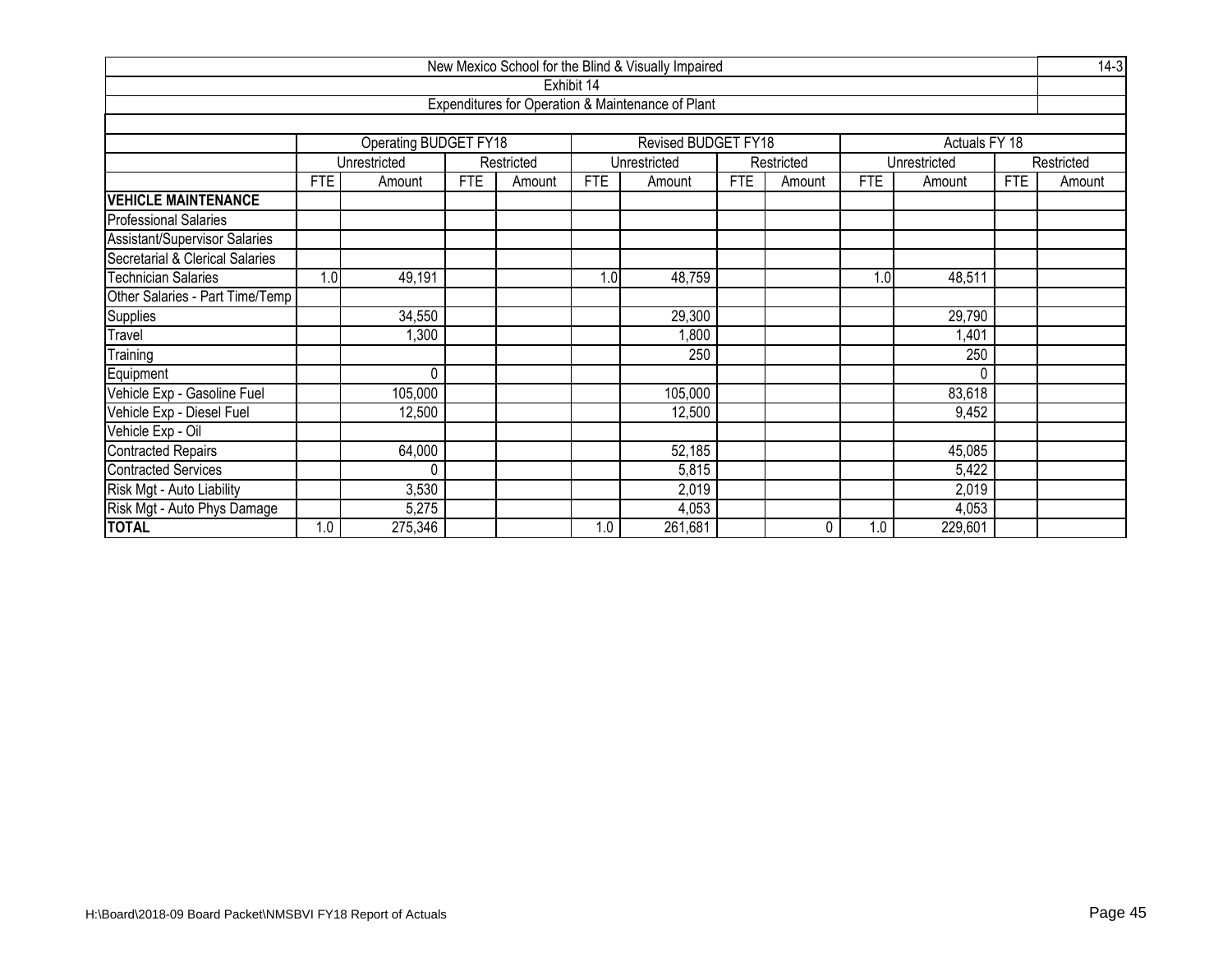New Mexico School for the Blind & Visually Impaired

14-3

Exhibit 14

Expenditures for Operation & Maintenance of Plant

| | Operating BUDGET FY18 | | | | Revised BUDGET FY18 | | | | Actuals FY 18 | | | |
|---|---|---|---|---|---|---|---|---|---|---|---|---|
| | Unrestricted | | Restricted | | Unrestricted | | Restricted | | Unrestricted | | Restricted | |
| | FTE | Amount | FTE | Amount | FTE | Amount | FTE | Amount | FTE | Amount | FTE | Amount |
| **VEHICLE MAINTENANCE** | | | | | | | | | | | | |
| Professional Salaries | | | | | | | | | | | | |
| Assistant/Supervisor Salaries | | | | | | | | | | | | |
| Secretarial & Clerical Salaries | | | | | | | | | | | | |
| Technician Salaries | 1.0 | 49,191 | | | 1.0 | 48,759 | | | 1.0 | 48,511 | | |
| Other Salaries - Part Time/Temp | | | | | | | | | | | | |
| Supplies | | 34,550 | | | | 29,300 | | | | 29,790 | | |
| Travel | | 1,300 | | | | 1,800 | | | | 1,401 | | |
| Training | | | | | | 250 | | | | 250 | | |
| Equipment | | 0 | | | | | | | | 0 | | |
| Vehicle Exp - Gasoline Fuel | | 105,000 | | | | 105,000 | | | | 83,618 | | |
| Vehicle Exp - Diesel Fuel | | 12,500 | | | | 12,500 | | | | 9,452 | | |
| Vehicle Exp - Oil | | | | | | | | | | | | |
| Contracted Repairs | | 64,000 | | | | 52,185 | | | | 45,085 | | |
| Contracted Services | | 0 | | | | 5,815 | | | | 5,422 | | |
| Risk Mgt - Auto Liability | | 3,530 | | | | 2,019 | | | | 2,019 | | |
| Risk Mgt - Auto Phys Damage | | 5,275 | | | | 4,053 | | | | 4,053 | | |
| **TOTAL** | 1.0 | 275,346 | | | 1.0 | 261,681 | | 0 | 1.0 | 229,601 | | |

H:\Board\2018-09 Board Packet\NMSBVI FY18 Report of Actuals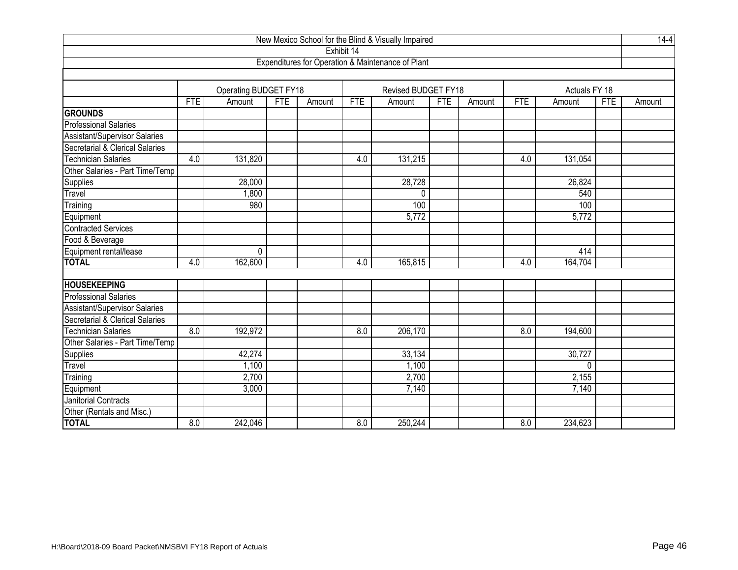New Mexico School for the Blind & Visually Impaired

14-4

Exhibit 14

Expenditures for Operation & Maintenance of Plant

| | Operating BUDGET FY18 | | | | Revised BUDGET FY18 | | | | Actuals FY 18 | | | |
|---|---|---|---|---|---|---|---|---|---|---|---|---|
| | FTE | Amount | FTE | Amount | FTE | Amount | FTE | Amount | FTE | Amount | FTE | Amount |
| **GROUNDS** | | | | | | | | | | | | |
| Professional Salaries | | | | | | | | | | | | |
| Assistant/Supervisor Salaries | | | | | | | | | | | | |
| Secretarial & Clerical Salaries | | | | | | | | | | | | |
| Technician Salaries | 4.0 | 131,820 | | | 4.0 | 131,215 | | | 4.0 | 131,054 | | |
| Other Salaries - Part Time/Temp | | | | | | | | | | | | |
| Supplies | | 28,000 | | | | 28,728 | | | | 26,824 | | |
| Travel | | 1,800 | | | | 0 | | | | 540 | | |
| Training | | 980 | | | | 100 | | | | 100 | | |
| Equipment | | | | | | 5,772 | | | | 5,772 | | |
| Contracted Services | | | | | | | | | | | | |
| Food & Beverage | | | | | | | | | | | | |
| Equipment rental/lease | | 0 | | | | | | | | 414 | | |
| **TOTAL** | 4.0 | 162,600 | | | 4.0 | 165,815 | | | 4.0 | 164,704 | | |
| | | | | | | | | | | | | |
| **HOUSEKEEPING** | | | | | | | | | | | | |
| Professional Salaries | | | | | | | | | | | | |
| Assistant/Supervisor Salaries | | | | | | | | | | | | |
| Secretarial & Clerical Salaries | | | | | | | | | | | | |
| Technician Salaries | 8.0 | 192,972 | | | 8.0 | 206,170 | | | 8.0 | 194,600 | | |
| Other Salaries - Part Time/Temp | | | | | | | | | | | | |
| Supplies | | 42,274 | | | | 33,134 | | | | 30,727 | | |
| Travel | | 1,100 | | | | 1,100 | | | | 0 | | |
| Training | | 2,700 | | | | 2,700 | | | | 2,155 | | |
| Equipment | | 3,000 | | | | 7,140 | | | | 7,140 | | |
| Janitorial Contracts | | | | | | | | | | | | |
| Other (Rentals and Misc.) | | | | | | | | | | | | |
| **TOTAL** | 8.0 | 242,046 | | | 8.0 | 250,244 | | | 8.0 | 234,623 | | |

H:\Board\2018-09 Board Packet\NMSBVI FY18 Report of Actuals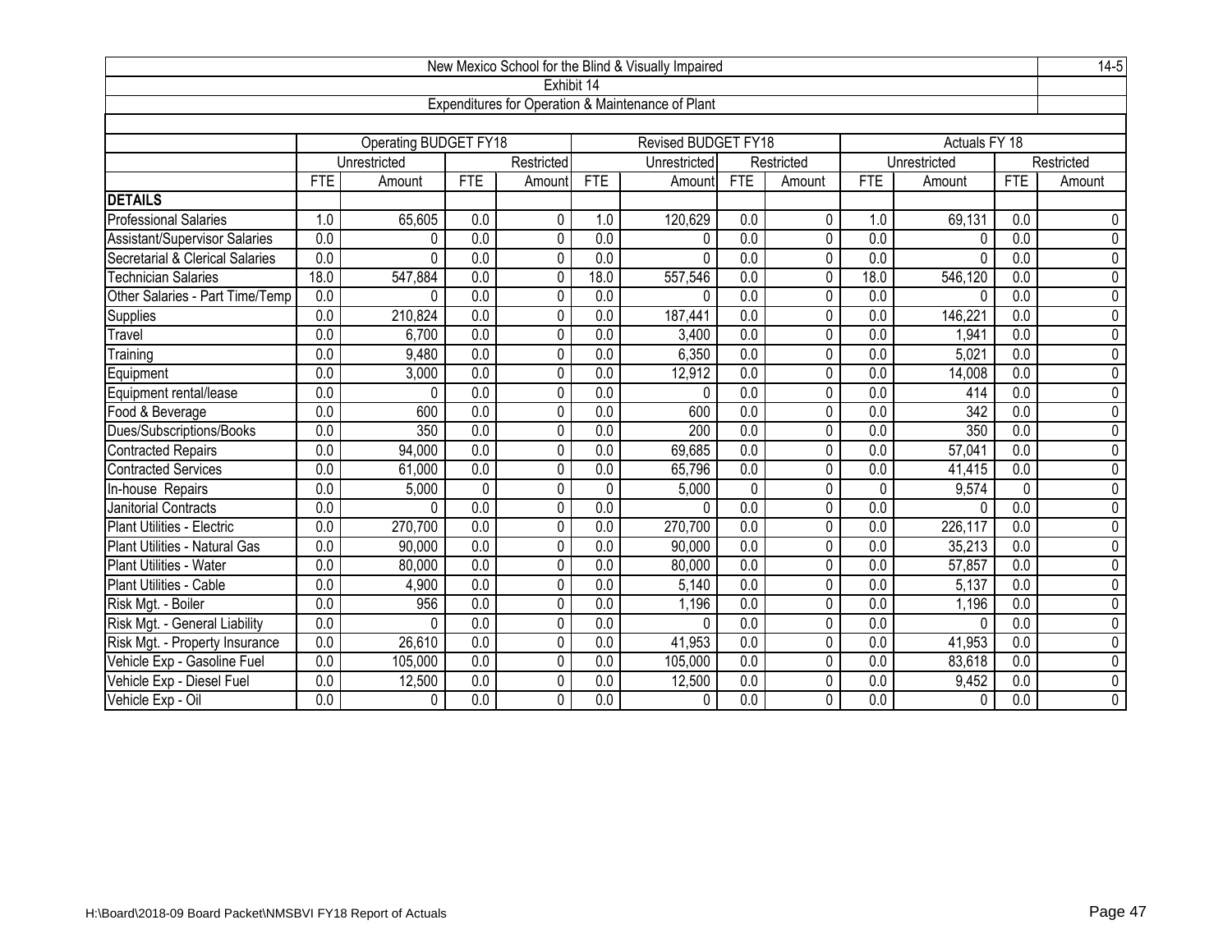New Mexico School for the Blind & Visually Impaired

14-5

Exhibit 14

Expenditures for Operation & Maintenance of Plant

| | Operating BUDGET FY18 | | | | Revised BUDGET FY18 | | | | Actuals FY 18 | | | |
|---|---|---|---|---|---|---|---|---|---|---|---|---|
| | Unrestricted | | Restricted | | Unrestricted | | Restricted | | Unrestricted | | Restricted | |
| | FTE | Amount | FTE | Amount | FTE | Amount | FTE | Amount | FTE | Amount | FTE | Amount |
| **DETAILS** | | | | | | | | | | | | |
| Professional Salaries | 1.0 | 65,605 | 0.0 | 0 | 1.0 | 120,629 | 0.0 | 0 | 1.0 | 69,131 | 0.0 | 0 |
| Assistant/Supervisor Salaries | 0.0 | 0 | 0.0 | 0 | 0.0 | 0 | 0.0 | 0 | 0.0 | 0 | 0.0 | 0 |
| Secretarial & Clerical Salaries | 0.0 | 0 | 0.0 | 0 | 0.0 | 0 | 0.0 | 0 | 0.0 | 0 | 0.0 | 0 |
| Technician Salaries | 18.0 | 547,884 | 0.0 | 0 | 18.0 | 557,546 | 0.0 | 0 | 18.0 | 546,120 | 0.0 | 0 |
| Other Salaries - Part Time/Temp | 0.0 | 0 | 0.0 | 0 | 0.0 | 0 | 0.0 | 0 | 0.0 | 0 | 0.0 | 0 |
| Supplies | 0.0 | 210,824 | 0.0 | 0 | 0.0 | 187,441 | 0.0 | 0 | 0.0 | 146,221 | 0.0 | 0 |
| Travel | 0.0 | 6,700 | 0.0 | 0 | 0.0 | 3,400 | 0.0 | 0 | 0.0 | 1,941 | 0.0 | 0 |
| Training | 0.0 | 9,480 | 0.0 | 0 | 0.0 | 6,350 | 0.0 | 0 | 0.0 | 5,021 | 0.0 | 0 |
| Equipment | 0.0 | 3,000 | 0.0 | 0 | 0.0 | 12,912 | 0.0 | 0 | 0.0 | 14,008 | 0.0 | 0 |
| Equipment rental/lease | 0.0 | 0 | 0.0 | 0 | 0.0 | 0 | 0.0 | 0 | 0.0 | 414 | 0.0 | 0 |
| Food & Beverage | 0.0 | 600 | 0.0 | 0 | 0.0 | 600 | 0.0 | 0 | 0.0 | 342 | 0.0 | 0 |
| Dues/Subscriptions/Books | 0.0 | 350 | 0.0 | 0 | 0.0 | 200 | 0.0 | 0 | 0.0 | 350 | 0.0 | 0 |
| Contracted Repairs | 0.0 | 94,000 | 0.0 | 0 | 0.0 | 69,685 | 0.0 | 0 | 0.0 | 57,041 | 0.0 | 0 |
| Contracted Services | 0.0 | 61,000 | 0.0 | 0 | 0.0 | 65,796 | 0.0 | 0 | 0.0 | 41,415 | 0.0 | 0 |
| In-house Repairs | 0.0 | 5,000 | 0 | 0 | 0 | 5,000 | 0 | 0 | 0 | 9,574 | 0 | 0 |
| Janitorial Contracts | 0.0 | 0 | 0.0 | 0 | 0.0 | 0 | 0.0 | 0 | 0.0 | 0 | 0.0 | 0 |
| Plant Utilities - Electric | 0.0 | 270,700 | 0.0 | 0 | 0.0 | 270,700 | 0.0 | 0 | 0.0 | 226,117 | 0.0 | 0 |
| Plant Utilities - Natural Gas | 0.0 | 90,000 | 0.0 | 0 | 0.0 | 90,000 | 0.0 | 0 | 0.0 | 35,213 | 0.0 | 0 |
| Plant Utilities - Water | 0.0 | 80,000 | 0.0 | 0 | 0.0 | 80,000 | 0.0 | 0 | 0.0 | 57,857 | 0.0 | 0 |
| Plant Utilities - Cable | 0.0 | 4,900 | 0.0 | 0 | 0.0 | 5,140 | 0.0 | 0 | 0.0 | 5,137 | 0.0 | 0 |
| Risk Mgt. - Boiler | 0.0 | 956 | 0.0 | 0 | 0.0 | 1,196 | 0.0 | 0 | 0.0 | 1,196 | 0.0 | 0 |
| Risk Mgt. - General Liability | 0.0 | 0 | 0.0 | 0 | 0.0 | 0 | 0.0 | 0 | 0.0 | 0 | 0.0 | 0 |
| Risk Mgt. - Property Insurance | 0.0 | 26,610 | 0.0 | 0 | 0.0 | 41,953 | 0.0 | 0 | 0.0 | 41,953 | 0.0 | 0 |
| Vehicle Exp - Gasoline Fuel | 0.0 | 105,000 | 0.0 | 0 | 0.0 | 105,000 | 0.0 | 0 | 0.0 | 83,618 | 0.0 | 0 |
| Vehicle Exp - Diesel Fuel | 0.0 | 12,500 | 0.0 | 0 | 0.0 | 12,500 | 0.0 | 0 | 0.0 | 9,452 | 0.0 | 0 |
| Vehicle Exp - Oil | 0.0 | 0 | 0.0 | 0 | 0.0 | 0 | 0.0 | 0 | 0.0 | 0 | 0.0 | 0 |

H:\Board\2018-09 Board Packet\NMSBVI FY18 Report of Actuals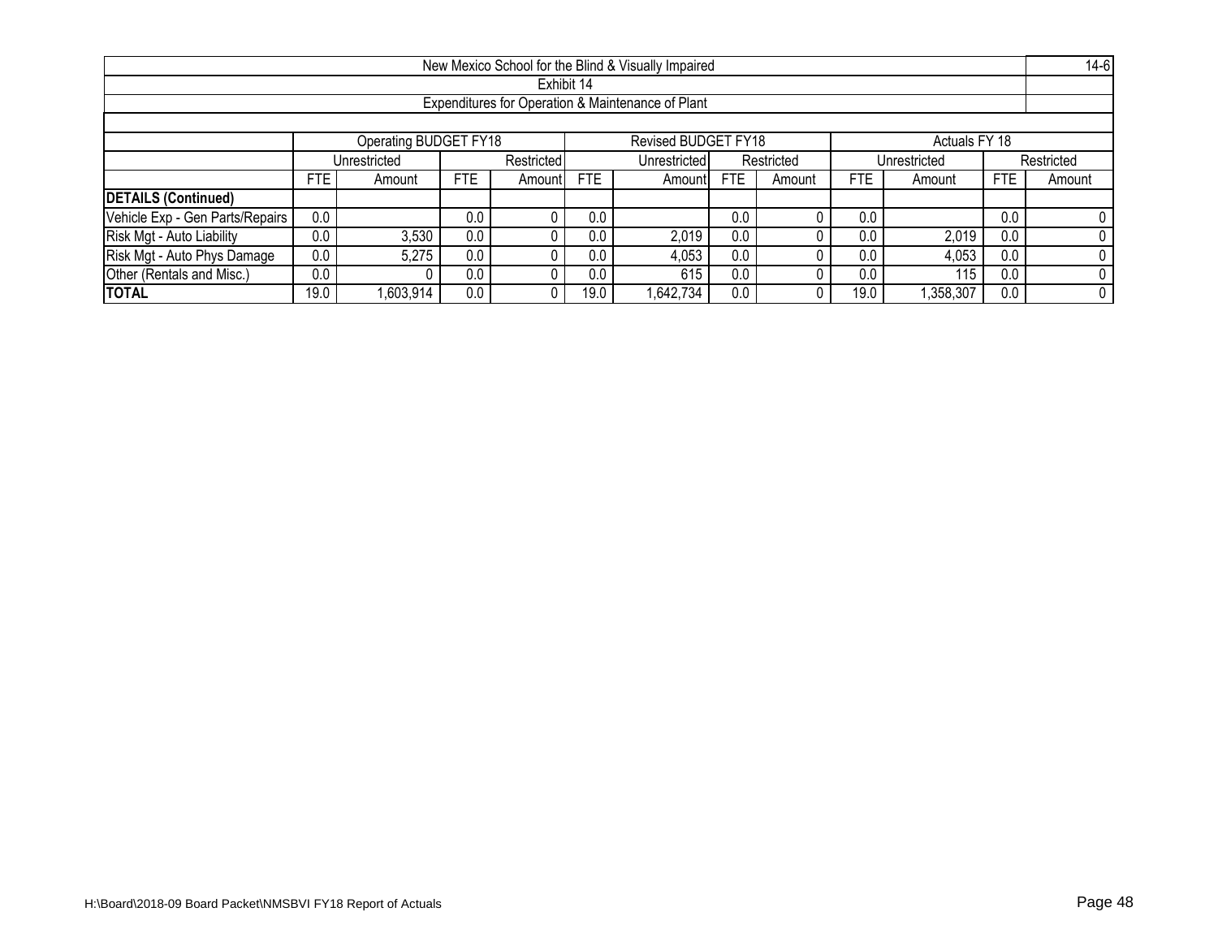| New Mexico School for the Blind & Visually Impaired | | | | | | | | | | | | | 14-6 |
|---|---|---|---|---|---|---|---|---|---|---|---|---|---|
| Exhibit 14 | | | | | | | | | | | | | |
| Expenditures for Operation & Maintenance of Plant | | | | | | | | | | | | | |
| | Operating BUDGET FY18 | | | | Revised BUDGET FY18 | | | | Actuals FY 18 | | | | |
| | Unrestricted | | Restricted | | Unrestricted | | Restricted | | Unrestricted | | Restricted | | |
| | FTE | Amount | FTE | Amount | FTE | Amount | FTE | Amount | FTE | Amount | FTE | Amount | |
| **DETAILS (Continued)** | | | | | | | | | | | | | |
| Vehicle Exp - Gen Parts/Repairs | 0.0 | | 0.0 | 0 | 0.0 | | 0.0 | 0 | 0.0 | | 0.0 | 0 | |
| Risk Mgt - Auto Liability | 0.0 | 3,530 | 0.0 | 0 | 0.0 | 2,019 | 0.0 | 0 | 0.0 | 2,019 | 0.0 | 0 | |
| Risk Mgt - Auto Phys Damage | 0.0 | 5,275 | 0.0 | 0 | 0.0 | 4,053 | 0.0 | 0 | 0.0 | 4,053 | 0.0 | 0 | |
| Other (Rentals and Misc.) | 0.0 | 0 | 0.0 | 0 | 0.0 | 615 | 0.0 | 0 | 0.0 | 115 | 0.0 | 0 | |
| **TOTAL** | 19.0 | 1,603,914 | 0.0 | 0 | 19.0 | 1,642,734 | 0.0 | 0 | 19.0 | 1,358,307 | 0.0 | 0 | |

H:\Board\2018-09 Board Packet\NMSBVI FY18 Report of Actuals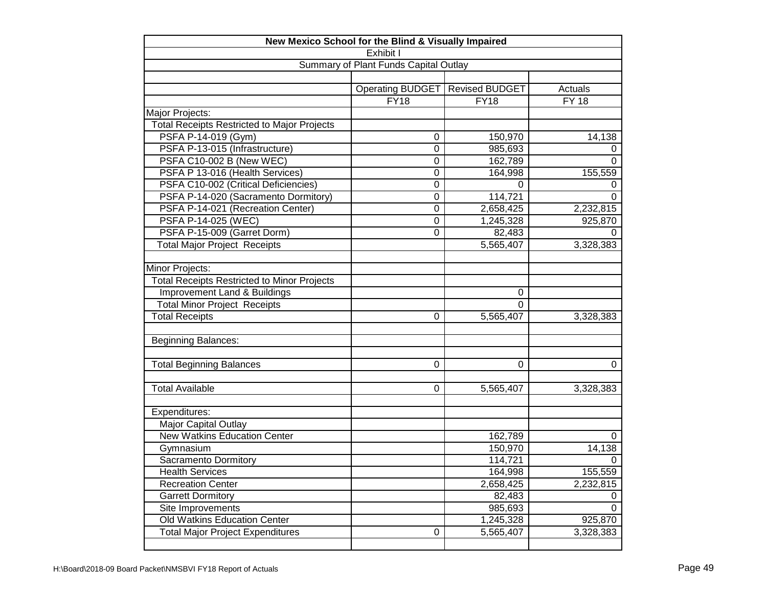| New Mexico School for the Blind & Visually Impaired | | | |
|---|---|---|---|
| Exhibit I | | | |
| Summary of Plant Funds Capital Outlay | | | |
| | | | |
| | Operating BUDGET | Revised BUDGET | Actuals |
| | FY18 | FY18 | FY 18 |
| Major Projects: | | | |
| Total Receipts Restricted to Major Projects | | | |
| PSFA P-14-019 (Gym) | 0 | 150,970 | 14,138 |
| PSFA P-13-015 (Infrastructure) | 0 | 985,693 | 0 |
| PSFA C10-002 B (New WEC) | 0 | 162,789 | 0 |
| PSFA P 13-016 (Health Services) | 0 | 164,998 | 155,559 |
| PSFA C10-002 (Critical Deficiencies) | 0 | 0 | 0 |
| PSFA P-14-020 (Sacramento Dormitory) | 0 | 114,721 | 0 |
| PSFA P-14-021 (Recreation Center) | 0 | 2,658,425 | 2,232,815 |
| PSFA P-14-025 (WEC) | 0 | 1,245,328 | 925,870 |
| PSFA P-15-009 (Garret Dorm) | 0 | 82,483 | 0 |
| Total Major Project Receipts | | 5,565,407 | 3,328,383 |
| | | | |
| Minor Projects: | | | |
| Total Receipts Restricted to Minor Projects | | | |
| Improvement Land & Buildings | | 0 | |
| Total Minor Project Receipts | | 0 | |
| Total Receipts | 0 | 5,565,407 | 3,328,383 |
| | | | |
| Beginning Balances: | | | |
| | | | |
| Total Beginning Balances | 0 | 0 | 0 |
| | | | |
| Total Available | 0 | 5,565,407 | 3,328,383 |
| | | | |
| Expenditures: | | | |
| Major Capital Outlay | | | |
| New Watkins Education Center | | 162,789 | 0 |
| Gymnasium | | 150,970 | 14,138 |
| Sacramento Dormitory | | 114,721 | 0 |
| Health Services | | 164,998 | 155,559 |
| Recreation Center | | 2,658,425 | 2,232,815 |
| Garrett Dormitory | | 82,483 | 0 |
| Site Improvements | | 985,693 | 0 |
| Old Watkins Education Center | | 1,245,328 | 925,870 |
| Total Major Project Expenditures | 0 | 5,565,407 | 3,328,383 |
| | | | |

H:\Board\2018-09 Board Packet\NMSBVI FY18 Report of Actuals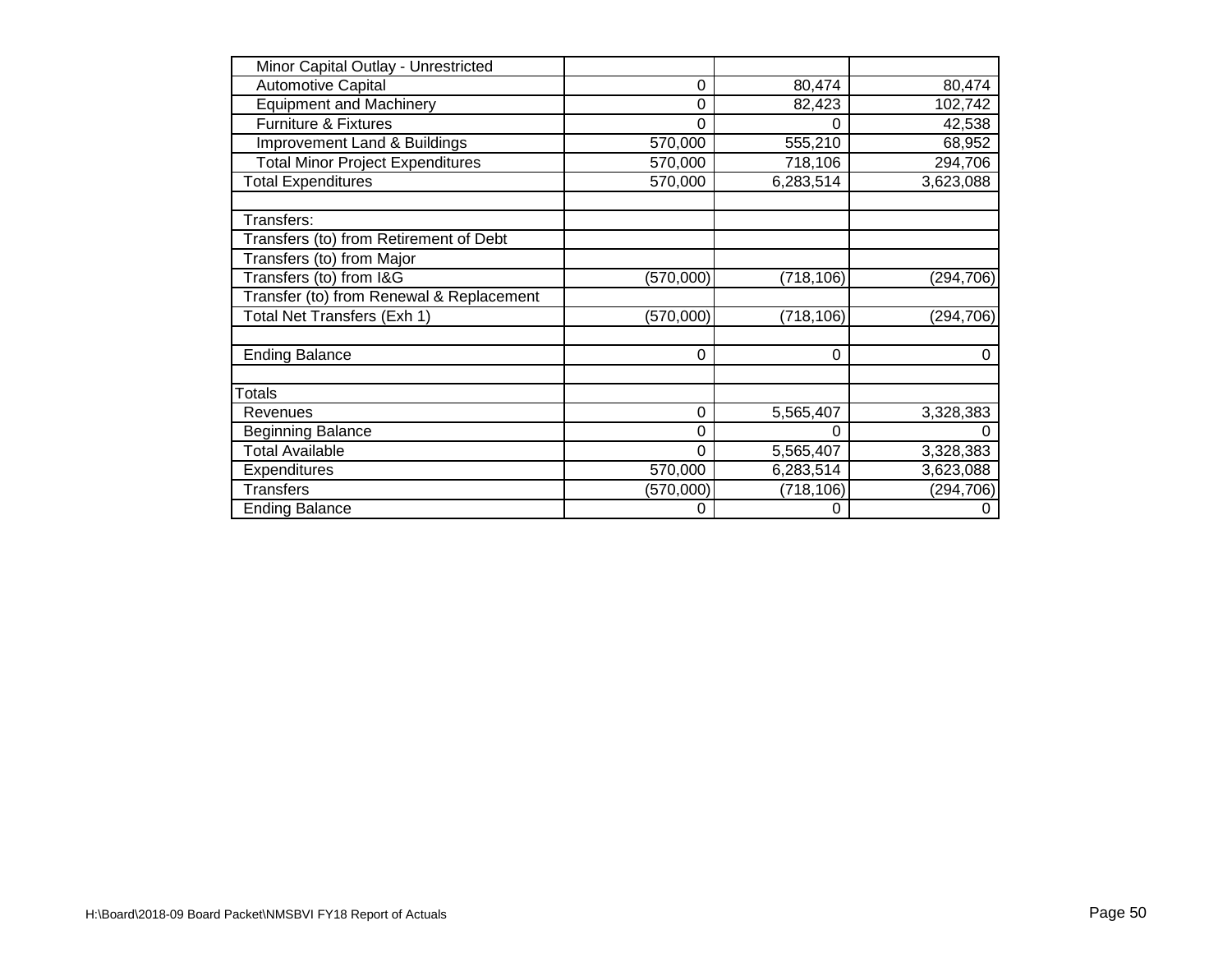| | | | |
|---|---|---|---|
| Minor Capital Outlay - Unrestricted | | | |
| Automotive Capital | 0 | 80,474 | 80,474 |
| Equipment and Machinery | 0 | 82,423 | 102,742 |
| Furniture & Fixtures | 0 | 0 | 42,538 |
| Improvement Land & Buildings | 570,000 | 555,210 | 68,952 |
| Total Minor Project Expenditures | 570,000 | 718,106 | 294,706 |
| Total Expenditures | 570,000 | 6,283,514 | 3,623,088 |
| | | | |
| Transfers: | | | |
| Transfers (to) from Retirement of Debt | | | |
| Transfers (to) from Major | | | |
| Transfers (to) from I&G | (570,000) | (718,106) | (294,706) |
| Transfer (to) from Renewal & Replacement | | | |
| Total Net Transfers (Exh 1) | (570,000) | (718,106) | (294,706) |
| | | | |
| Ending Balance | 0 | 0 | 0 |
| | | | |
| Totals | | | |
| Revenues | 0 | 5,565,407 | 3,328,383 |
| Beginning Balance | 0 | 0 | 0 |
| Total Available | 0 | 5,565,407 | 3,328,383 |
| Expenditures | 570,000 | 6,283,514 | 3,623,088 |
| Transfers | (570,000) | (718,106) | (294,706) |
| Ending Balance | 0 | 0 | 0 |

H:\Board\2018-09 Board Packet\NMSBVI FY18 Report of Actuals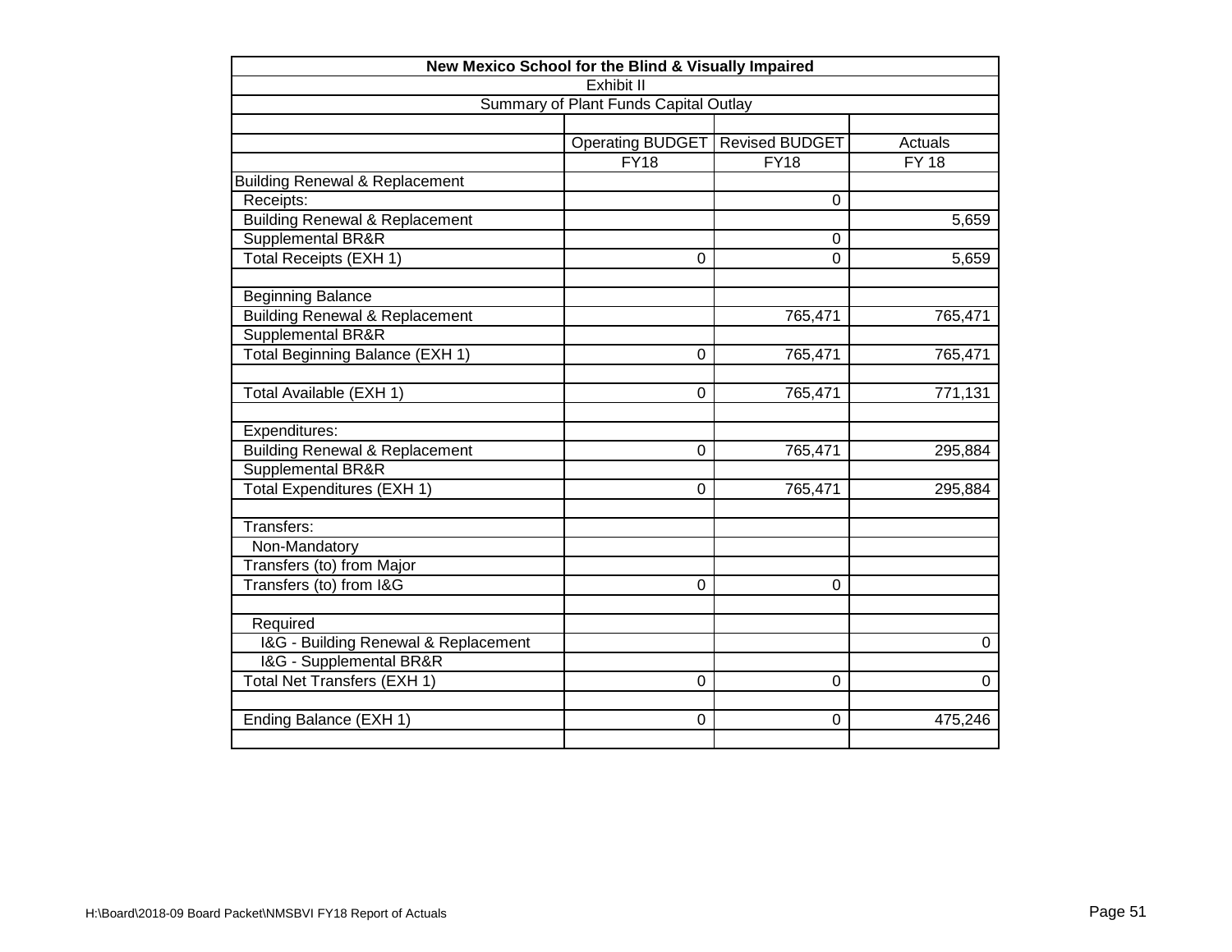| New Mexico School for the Blind & Visually Impaired | | | |
|---|---|---|---|
| Exhibit II | | | |
| Summary of Plant Funds Capital Outlay | | | |
| | | | |
| | Operating BUDGET | Revised BUDGET | Actuals |
| | FY18 | FY18 | FY 18 |
| Building Renewal & Replacement | | | |
| Receipts: | | 0 | |
| Building Renewal & Replacement | | | 5,659 |
| Supplemental BR&R | | 0 | |
| Total Receipts (EXH 1) | 0 | 0 | 5,659 |
| | | | |
| Beginning Balance | | | |
| Building Renewal & Replacement | | 765,471 | 765,471 |
| Supplemental BR&R | | | |
| Total Beginning Balance (EXH 1) | 0 | 765,471 | 765,471 |
| | | | |
| Total Available (EXH 1) | 0 | 765,471 | 771,131 |
| | | | |
| Expenditures: | | | |
| Building Renewal & Replacement | 0 | 765,471 | 295,884 |
| Supplemental BR&R | | | |
| Total Expenditures (EXH 1) | 0 | 765,471 | 295,884 |
| | | | |
| Transfers: | | | |
| Non-Mandatory | | | |
| Transfers (to) from Major | | | |
| Transfers (to) from I&G | 0 | 0 | |
| | | | |
| Required | | | |
| I&G - Building Renewal & Replacement | | | 0 |
| I&G - Supplemental BR&R | | | |
| Total Net Transfers (EXH 1) | 0 | 0 | 0 |
| | | | |
| Ending Balance (EXH 1) | 0 | 0 | 475,246 |
| | | | |

H:\Board\2018-09 Board Packet\NMSBVI FY18 Report of Actuals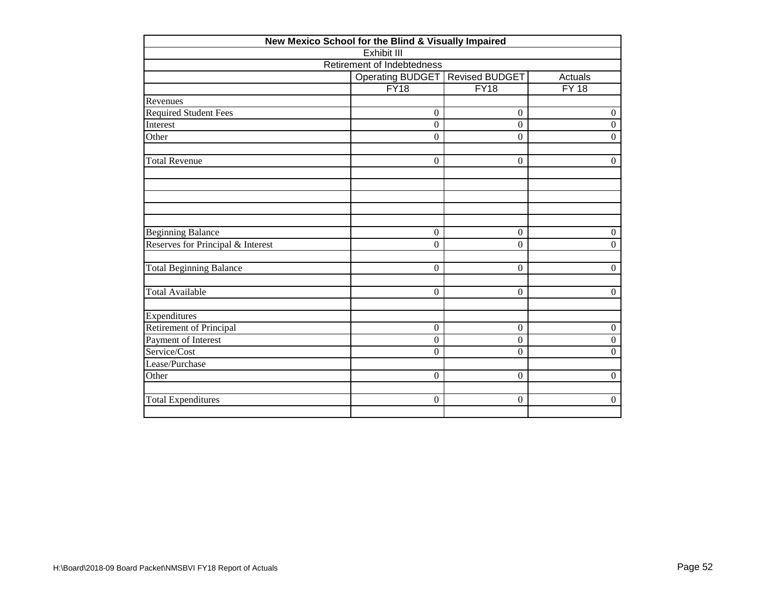| New Mexico School for the Blind & Visually Impaired | | | |
|---|---|---|---|
| Exhibit III | | | |
| Retirement of Indebtedness | | | |
| | Operating BUDGET | Revised BUDGET | Actuals |
| | FY18 | FY18 | FY 18 |
| Revenues | | | |
| Required Student Fees | 0 | 0 | 0 |
| Interest | 0 | 0 | 0 |
| Other | 0 | 0 | 0 |
| | | | |
| Total Revenue | 0 | 0 | 0 |
| | | | |
| | | | |
| | | | |
| | | | |
| | | | |
| Beginning Balance | 0 | 0 | 0 |
| Reserves for Principal & Interest | 0 | 0 | 0 |
| | | | |
| Total Beginning Balance | 0 | 0 | 0 |
| | | | |
| Total Available | 0 | 0 | 0 |
| | | | |
| Expenditures | | | |
| Retirement of Principal | 0 | 0 | 0 |
| Payment of Interest | 0 | 0 | 0 |
| Service/Cost | 0 | 0 | 0 |
| Lease/Purchase | | | |
| Other | 0 | 0 | 0 |
| | | | |
| Total Expenditures | 0 | 0 | 0 |
| | | | |

H:\Board\2018-09 Board Packet\NMSBVI FY18 Report of Actuals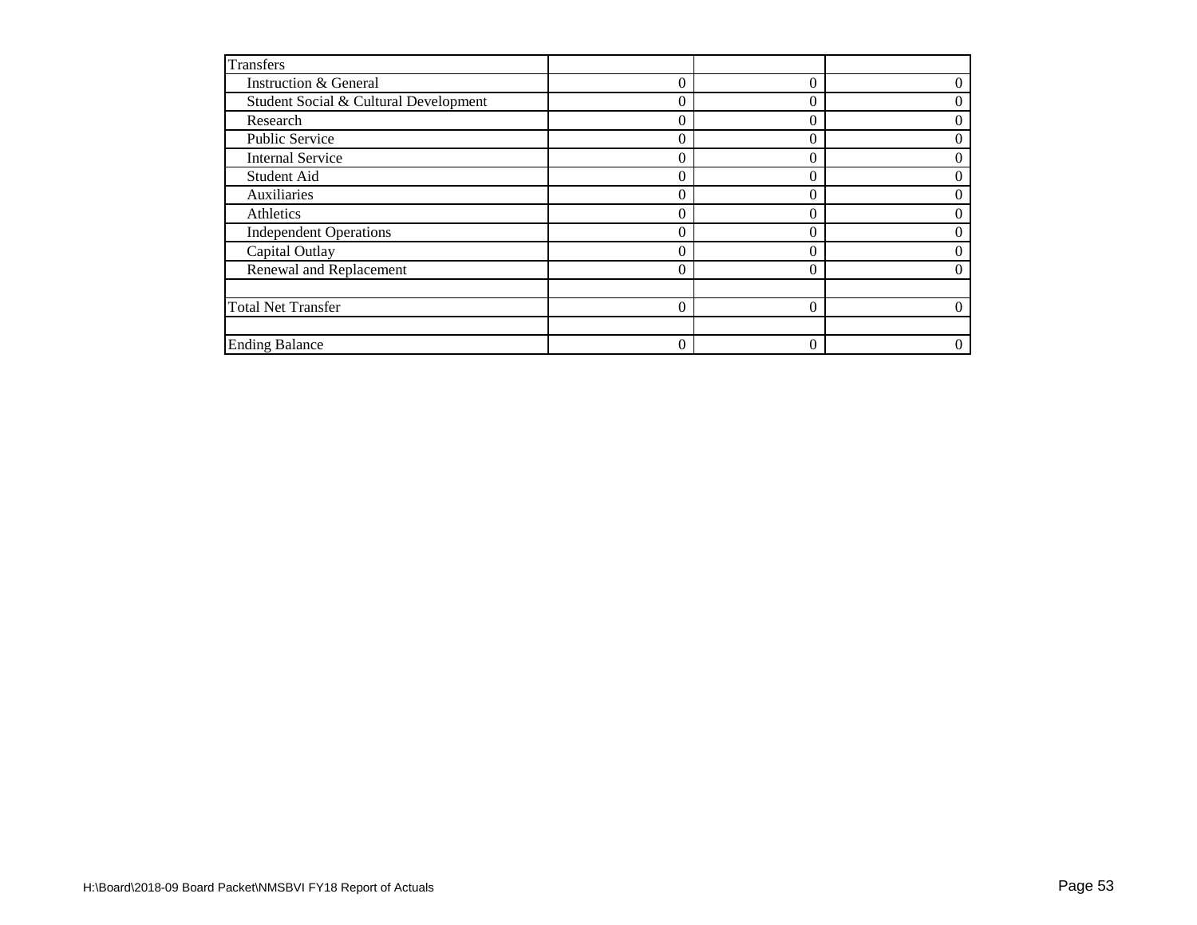| | | | |
|---|---|---|---|
| Transfers | | | |
| Instruction & General | 0 | 0 | 0 |
| Student Social & Cultural Development | 0 | 0 | 0 |
| Research | 0 | 0 | 0 |
| Public Service | 0 | 0 | 0 |
| Internal Service | 0 | 0 | 0 |
| Student Aid | 0 | 0 | 0 |
| Auxiliaries | 0 | 0 | 0 |
| Athletics | 0 | 0 | 0 |
| Independent Operations | 0 | 0 | 0 |
| Capital Outlay | 0 | 0 | 0 |
| Renewal and Replacement | 0 | 0 | 0 |
| | | | |
| Total Net Transfer | 0 | 0 | 0 |
| | | | |
| Ending Balance | 0 | 0 | 0 |

H:\Board\2018-09 Board Packet\NMSBVI FY18 Report of Actuals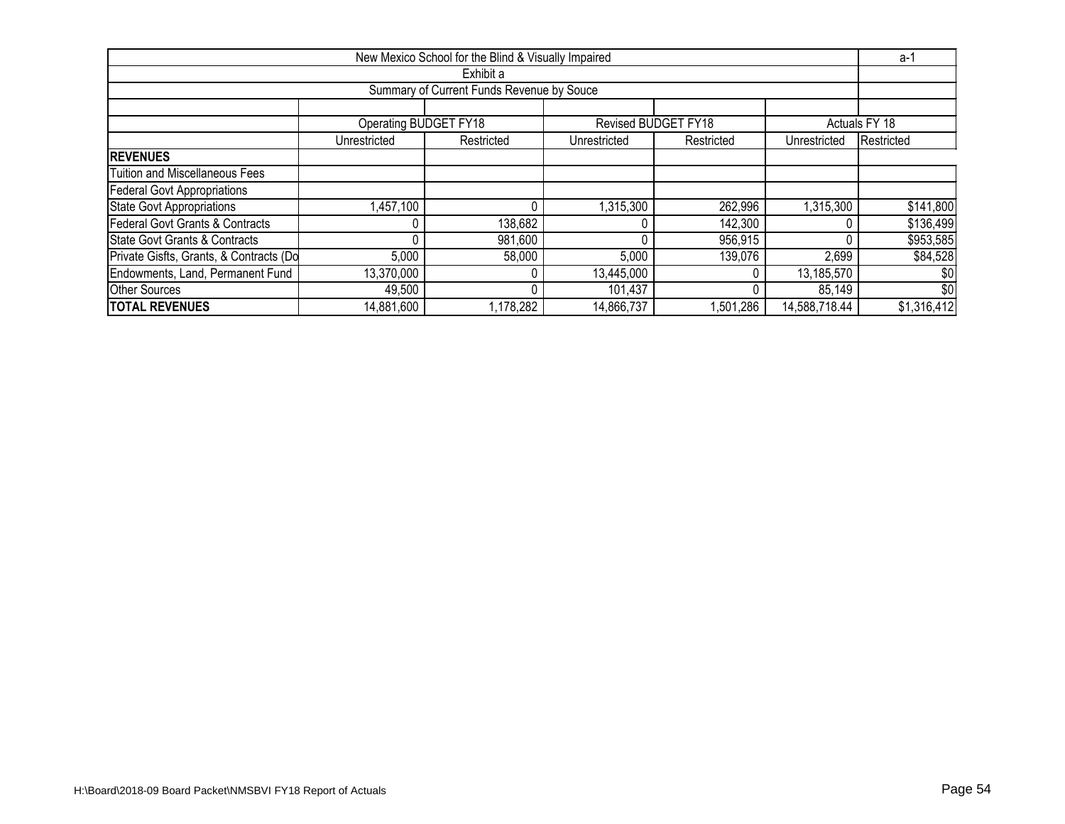| New Mexico School for the Blind & Visually Impaired | | | | | | a-1 |
|---|---|---|---|---|---|---|
| Exhibit a | | | | | | |
| Summary of Current Funds Revenue by Souce | | | | | | |
| | Operating BUDGET FY18 | | Revised BUDGET FY18 | | Actuals FY 18 | |
| | Unrestricted | Restricted | Unrestricted | Restricted | Unrestricted | Restricted |
| **REVENUES** | | | | | | |
| Tuition and Miscellaneous Fees | | | | | | |
| Federal Govt Appropriations | | | | | | |
| State Govt Appropriations | 1,457,100 | 0 | 1,315,300 | 262,996 | 1,315,300 | $141,800 |
| Federal Govt Grants & Contracts | 0 | 138,682 | 0 | 142,300 | 0 | $136,499 |
| State Govt Grants & Contracts | 0 | 981,600 | 0 | 956,915 | 0 | $953,585 |
| Private Gisfts, Grants, & Contracts (Do | 5,000 | 58,000 | 5,000 | 139,076 | 2,699 | $84,528 |
| Endowments, Land, Permanent Fund | 13,370,000 | 0 | 13,445,000 | 0 | 13,185,570 | $0 |
| Other Sources | 49,500 | 0 | 101,437 | 0 | 85,149 | $0 |
| **TOTAL REVENUES** | 14,881,600 | 1,178,282 | 14,866,737 | 1,501,286 | 14,588,718.44 | $1,316,412 |

H:\Board\2018-09 Board Packet\NMSBVI FY18 Report of Actuals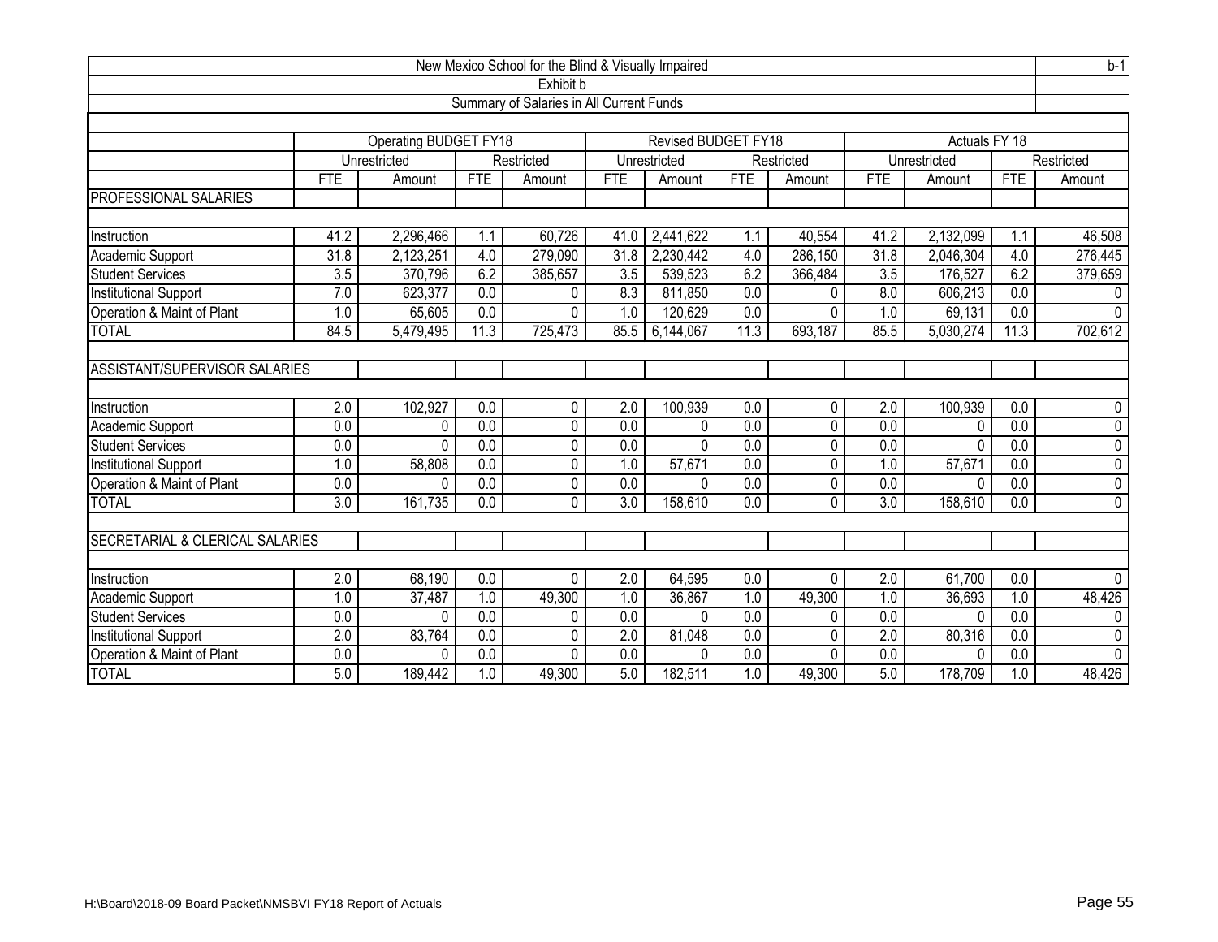New Mexico School for the Blind & Visually Impaired

b-1

Exhibit b

Summary of Salaries in All Current Funds

| | Operating BUDGET FY18 | | | | Revised BUDGET FY18 | | | | Actuals FY 18 | | | |
|---|---|---|---|---|---|---|---|---|---|---|---|---|
| | Unrestricted | | Restricted | | Unrestricted | | Restricted | | Unrestricted | | Restricted | |
| | FTE | Amount | FTE | Amount | FTE | Amount | FTE | Amount | FTE | Amount | FTE | Amount |
| PROFESSIONAL SALARIES | | | | | | | | | | | | |
| Instruction | 41.2 | 2,296,466 | 1.1 | 60,726 | 41.0 | 2,441,622 | 1.1 | 40,554 | 41.2 | 2,132,099 | 1.1 | 46,508 |
| Academic Support | 31.8 | 2,123,251 | 4.0 | 279,090 | 31.8 | 2,230,442 | 4.0 | 286,150 | 31.8 | 2,046,304 | 4.0 | 276,445 |
| Student Services | 3.5 | 370,796 | 6.2 | 385,657 | 3.5 | 539,523 | 6.2 | 366,484 | 3.5 | 176,527 | 6.2 | 379,659 |
| Institutional Support | 7.0 | 623,377 | 0.0 | 0 | 8.3 | 811,850 | 0.0 | 0 | 8.0 | 606,213 | 0.0 | 0 |
| Operation & Maint of Plant | 1.0 | 65,605 | 0.0 | 0 | 1.0 | 120,629 | 0.0 | 0 | 1.0 | 69,131 | 0.0 | 0 |
| TOTAL | 84.5 | 5,479,495 | 11.3 | 725,473 | 85.5 | 6,144,067 | 11.3 | 693,187 | 85.5 | 5,030,274 | 11.3 | 702,612 |
| ASSISTANT/SUPERVISOR SALARIES | | | | | | | | | | | | |
| Instruction | 2.0 | 102,927 | 0.0 | 0 | 2.0 | 100,939 | 0.0 | 0 | 2.0 | 100,939 | 0.0 | 0 |
| Academic Support | 0.0 | 0 | 0.0 | 0 | 0.0 | 0 | 0.0 | 0 | 0.0 | 0 | 0.0 | 0 |
| Student Services | 0.0 | 0 | 0.0 | 0 | 0.0 | 0 | 0.0 | 0 | 0.0 | 0 | 0.0 | 0 |
| Institutional Support | 1.0 | 58,808 | 0.0 | 0 | 1.0 | 57,671 | 0.0 | 0 | 1.0 | 57,671 | 0.0 | 0 |
| Operation & Maint of Plant | 0.0 | 0 | 0.0 | 0 | 0.0 | 0 | 0.0 | 0 | 0.0 | 0 | 0.0 | 0 |
| TOTAL | 3.0 | 161,735 | 0.0 | 0 | 3.0 | 158,610 | 0.0 | 0 | 3.0 | 158,610 | 0.0 | 0 |
| SECRETARIAL & CLERICAL SALARIES | | | | | | | | | | | | |
| Instruction | 2.0 | 68,190 | 0.0 | 0 | 2.0 | 64,595 | 0.0 | 0 | 2.0 | 61,700 | 0.0 | 0 |
| Academic Support | 1.0 | 37,487 | 1.0 | 49,300 | 1.0 | 36,867 | 1.0 | 49,300 | 1.0 | 36,693 | 1.0 | 48,426 |
| Student Services | 0.0 | 0 | 0.0 | 0 | 0.0 | 0 | 0.0 | 0 | 0.0 | 0 | 0.0 | 0 |
| Institutional Support | 2.0 | 83,764 | 0.0 | 0 | 2.0 | 81,048 | 0.0 | 0 | 2.0 | 80,316 | 0.0 | 0 |
| Operation & Maint of Plant | 0.0 | 0 | 0.0 | 0 | 0.0 | 0 | 0.0 | 0 | 0.0 | 0 | 0.0 | 0 |
| TOTAL | 5.0 | 189,442 | 1.0 | 49,300 | 5.0 | 182,511 | 1.0 | 49,300 | 5.0 | 178,709 | 1.0 | 48,426 |

H:\Board\2018-09 Board Packet\NMSBVI FY18 Report of Actuals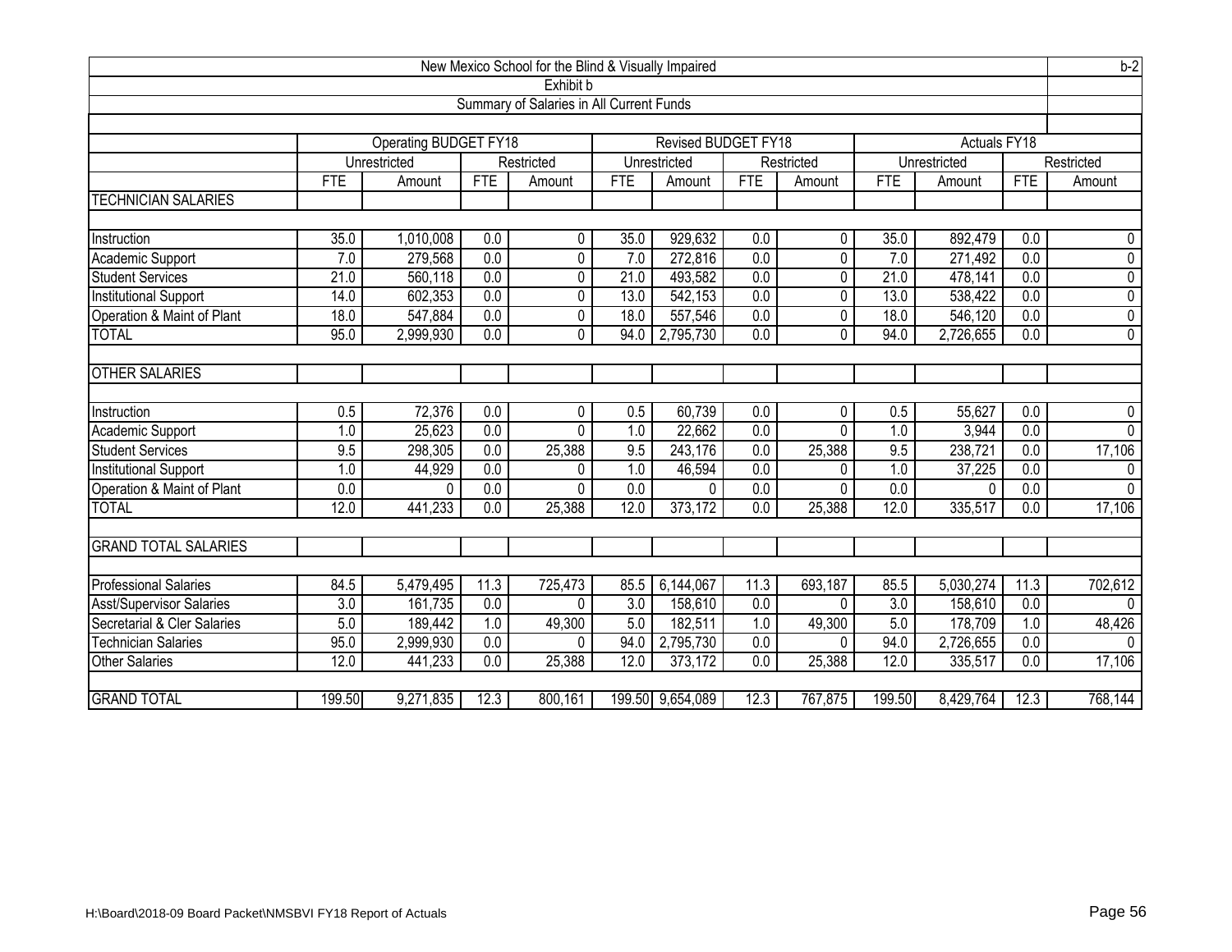New Mexico School for the Blind & Visually Impaired

b-2

Exhibit b

Summary of Salaries in All Current Funds

| | Operating BUDGET FY18 | | | | Revised BUDGET FY18 | | | | Actuals FY18 | | | |
|---|---|---|---|---|---|---|---|---|---|---|---|---|
| | Unrestricted | | Restricted | | Unrestricted | | Restricted | | Unrestricted | | Restricted | |
| | FTE | Amount | FTE | Amount | FTE | Amount | FTE | Amount | FTE | Amount | FTE | Amount |
| TECHNICIAN SALARIES | | | | | | | | | | | | |
| Instruction | 35.0 | 1,010,008 | 0.0 | 0 | 35.0 | 929,632 | 0.0 | 0 | 35.0 | 892,479 | 0.0 | 0 |
| Academic Support | 7.0 | 279,568 | 0.0 | 0 | 7.0 | 272,816 | 0.0 | 0 | 7.0 | 271,492 | 0.0 | 0 |
| Student Services | 21.0 | 560,118 | 0.0 | 0 | 21.0 | 493,582 | 0.0 | 0 | 21.0 | 478,141 | 0.0 | 0 |
| Institutional Support | 14.0 | 602,353 | 0.0 | 0 | 13.0 | 542,153 | 0.0 | 0 | 13.0 | 538,422 | 0.0 | 0 |
| Operation & Maint of Plant | 18.0 | 547,884 | 0.0 | 0 | 18.0 | 557,546 | 0.0 | 0 | 18.0 | 546,120 | 0.0 | 0 |
| TOTAL | 95.0 | 2,999,930 | 0.0 | 0 | 94.0 | 2,795,730 | 0.0 | 0 | 94.0 | 2,726,655 | 0.0 | 0 |
| OTHER SALARIES | | | | | | | | | | | | |
| Instruction | 0.5 | 72,376 | 0.0 | 0 | 0.5 | 60,739 | 0.0 | 0 | 0.5 | 55,627 | 0.0 | 0 |
| Academic Support | 1.0 | 25,623 | 0.0 | 0 | 1.0 | 22,662 | 0.0 | 0 | 1.0 | 3,944 | 0.0 | 0 |
| Student Services | 9.5 | 298,305 | 0.0 | 25,388 | 9.5 | 243,176 | 0.0 | 25,388 | 9.5 | 238,721 | 0.0 | 17,106 |
| Institutional Support | 1.0 | 44,929 | 0.0 | 0 | 1.0 | 46,594 | 0.0 | 0 | 1.0 | 37,225 | 0.0 | 0 |
| Operation & Maint of Plant | 0.0 | 0 | 0.0 | 0 | 0.0 | 0 | 0.0 | 0 | 0.0 | 0 | 0.0 | 0 |
| TOTAL | 12.0 | 441,233 | 0.0 | 25,388 | 12.0 | 373,172 | 0.0 | 25,388 | 12.0 | 335,517 | 0.0 | 17,106 |
| GRAND TOTAL SALARIES | | | | | | | | | | | | |
| Professional Salaries | 84.5 | 5,479,495 | 11.3 | 725,473 | 85.5 | 6,144,067 | 11.3 | 693,187 | 85.5 | 5,030,274 | 11.3 | 702,612 |
| Asst/Supervisor Salaries | 3.0 | 161,735 | 0.0 | 0 | 3.0 | 158,610 | 0.0 | 0 | 3.0 | 158,610 | 0.0 | 0 |
| Secretarial & Cler Salaries | 5.0 | 189,442 | 1.0 | 49,300 | 5.0 | 182,511 | 1.0 | 49,300 | 5.0 | 178,709 | 1.0 | 48,426 |
| Technician Salaries | 95.0 | 2,999,930 | 0.0 | 0 | 94.0 | 2,795,730 | 0.0 | 0 | 94.0 | 2,726,655 | 0.0 | 0 |
| Other Salaries | 12.0 | 441,233 | 0.0 | 25,388 | 12.0 | 373,172 | 0.0 | 25,388 | 12.0 | 335,517 | 0.0 | 17,106 |
| GRAND TOTAL | 199.50 | 9,271,835 | 12.3 | 800,161 | 199.50 | 9,654,089 | 12.3 | 767,875 | 199.50 | 8,429,764 | 12.3 | 768,144 |

H:\Board\2018-09 Board Packet\NMSBVI FY18 Report of Actuals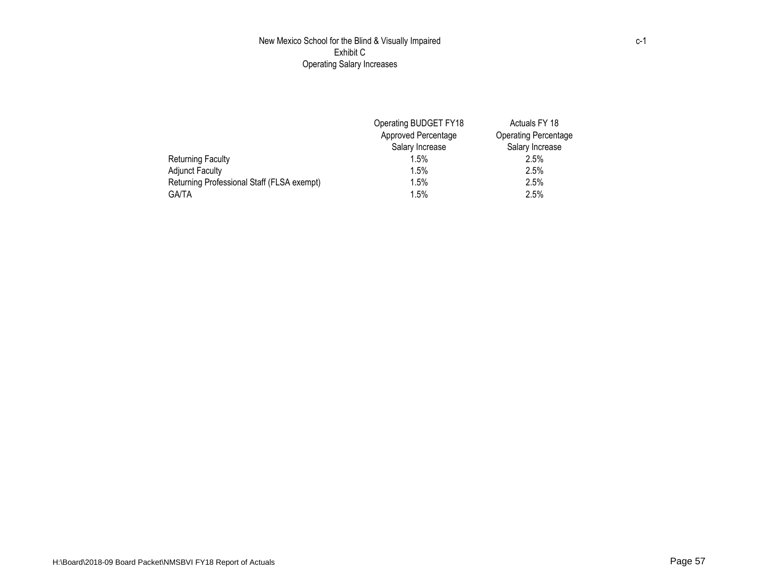New Mexico School for the Blind & Visually Impaired

Exhibit C

Operating Salary Increases

c-1

| | Operating BUDGET FY18 Approved Percentage Salary Increase | Actuals FY 18 Operating Percentage Salary Increase |
|---|---|---|
| Returning Faculty | 1.5% | 2.5% |
| Adjunct Faculty | 1.5% | 2.5% |
| Returning Professional Staff (FLSA exempt) | 1.5% | 2.5% |
| GA/TA | 1.5% | 2.5% |

H:\Board\2018-09 Board Packet\NMSBVI FY18 Report of Actuals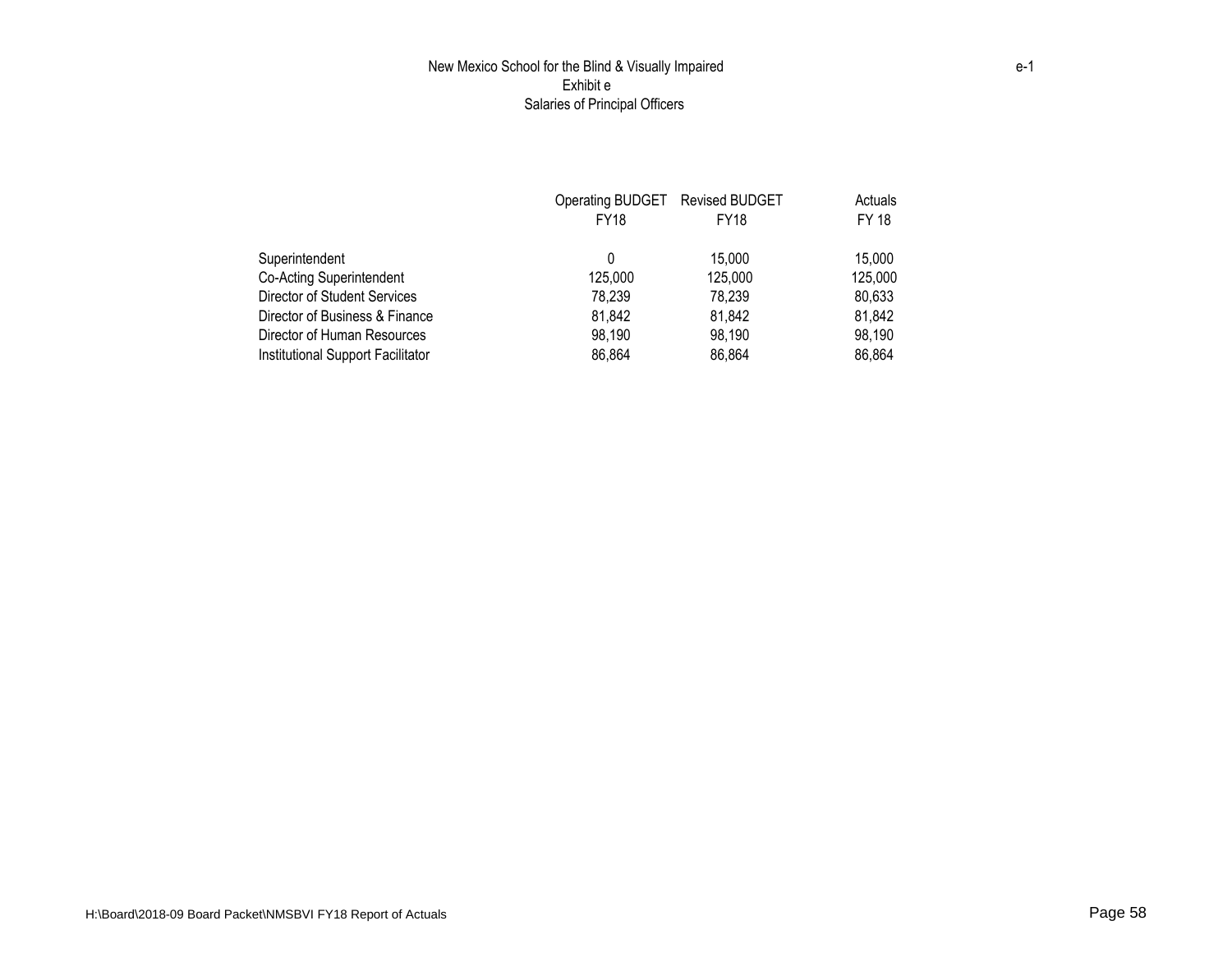New Mexico School for the Blind & Visually Impaired

e-1

Exhibit e

Salaries of Principal Officers

| | Operating BUDGET FY18 | Revised BUDGET FY18 | Actuals FY 18 |
|---|---|---|---|
| Superintendent | 0 | 15,000 | 15,000 |
| Co-Acting Superintendent | 125,000 | 125,000 | 125,000 |
| Director of Student Services | 78,239 | 78,239 | 80,633 |
| Director of Business & Finance | 81,842 | 81,842 | 81,842 |
| Director of Human Resources | 98,190 | 98,190 | 98,190 |
| Institutional Support Facilitator | 86,864 | 86,864 | 86,864 |

H:\Board\2018-09 Board Packet\NMSBVI FY18 Report of Actuals